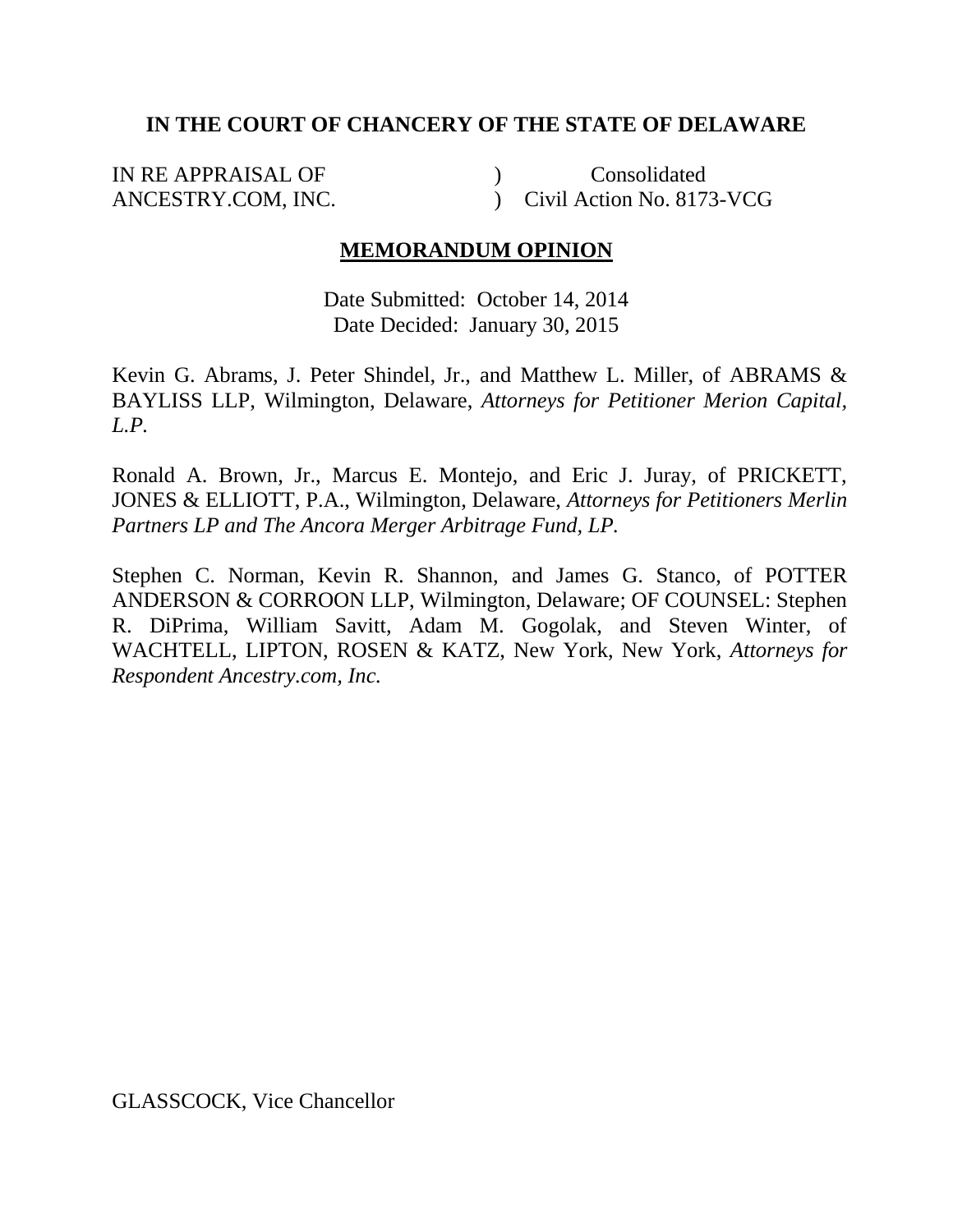**IN THE COURT OF CHANCERY OF THE STATE OF DELAWARE**

| | | |
|---|---|---|
| IN RE APPRAISAL OF | ) | Consolidated |
| ANCESTRY.COM, INC. | ) | Civil Action No. 8173-VCG |

**MEMORANDUM OPINION**

Date Submitted: October 14, 2014
Date Decided: January 30, 2015

Kevin G. Abrams, J. Peter Shindel, Jr., and Matthew L. Miller, of ABRAMS & BAYLISS LLP, Wilmington, Delaware, *Attorneys for Petitioner Merion Capital, L.P.*

Ronald A. Brown, Jr., Marcus E. Montejo, and Eric J. Juray, of PRICKETT, JONES & ELLIOTT, P.A., Wilmington, Delaware, *Attorneys for Petitioners Merlin Partners LP and The Ancora Merger Arbitrage Fund, LP.*

Stephen C. Norman, Kevin R. Shannon, and James G. Stanco, of POTTER ANDERSON & CORROON LLP, Wilmington, Delaware; OF COUNSEL: Stephen R. DiPrima, William Savitt, Adam M. Gogolak, and Steven Winter, of WACHTELL, LIPTON, ROSEN & KATZ, New York, New York, *Attorneys for Respondent Ancestry.com, Inc.*

GLASSCOCK, Vice Chancellor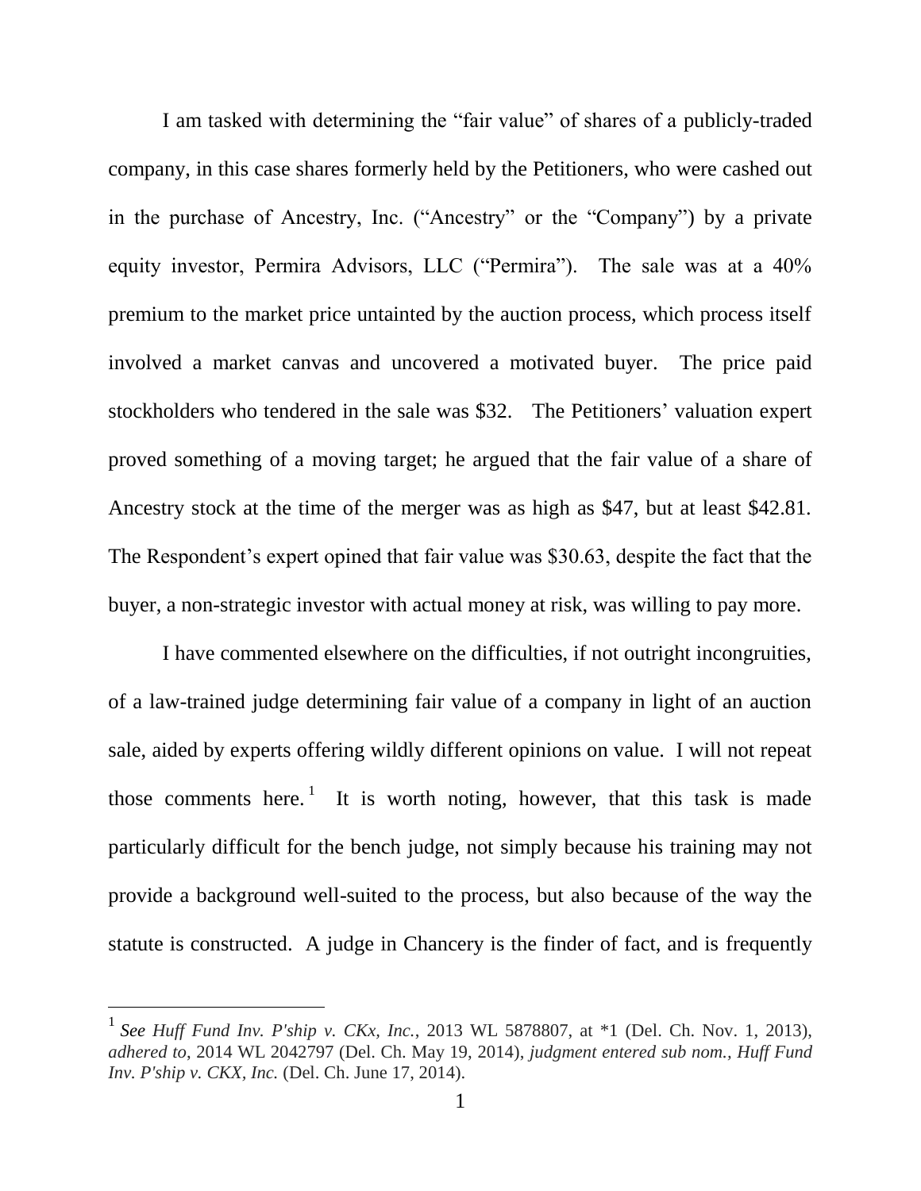I am tasked with determining the "fair value" of shares of a publicly-traded company, in this case shares formerly held by the Petitioners, who were cashed out in the purchase of Ancestry, Inc. ("Ancestry" or the "Company") by a private equity investor, Permira Advisors, LLC ("Permira"). The sale was at a 40% premium to the market price untainted by the auction process, which process itself involved a market canvas and uncovered a motivated buyer. The price paid stockholders who tendered in the sale was $32. The Petitioners' valuation expert proved something of a moving target; he argued that the fair value of a share of Ancestry stock at the time of the merger was as high as $47, but at least $42.81. The Respondent's expert opined that fair value was $30.63, despite the fact that the buyer, a non-strategic investor with actual money at risk, was willing to pay more.

I have commented elsewhere on the difficulties, if not outright incongruities, of a law-trained judge determining fair value of a company in light of an auction sale, aided by experts offering wildly different opinions on value. I will not repeat those comments here.[1] It is worth noting, however, that this task is made particularly difficult for the bench judge, not simply because his training may not provide a background well-suited to the process, but also because of the way the statute is constructed. A judge in Chancery is the finder of fact, and is frequently

---

[1] *See Huff Fund Inv. P'ship v. CKx, Inc.*, 2013 WL 5878807, at *1 (Del. Ch. Nov. 1, 2013), *adhered to*, 2014 WL 2042797 (Del. Ch. May 19, 2014), *judgment entered sub nom., Huff Fund Inv. P'ship v. CKX, Inc.* (Del. Ch. June 17, 2014).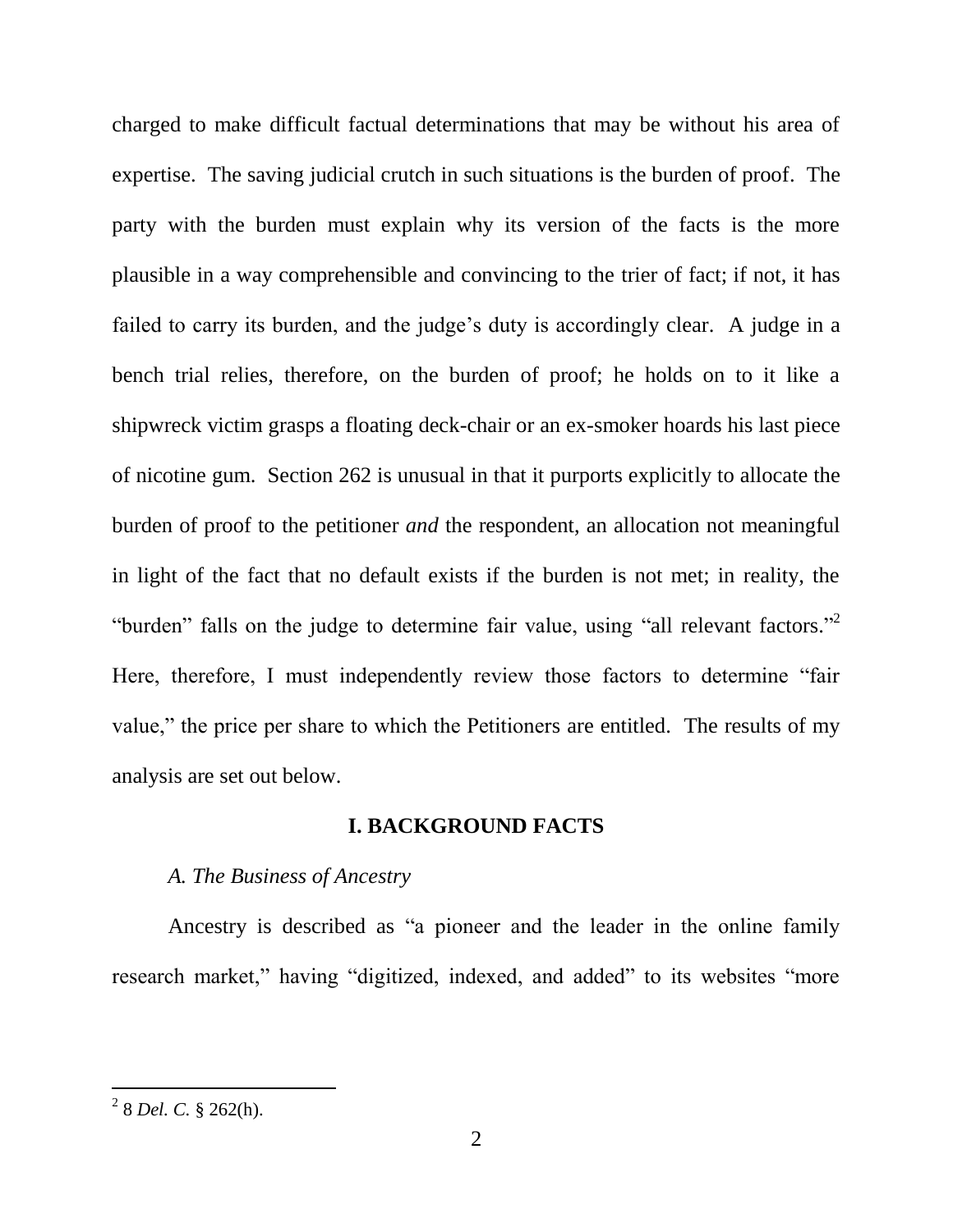charged to make difficult factual determinations that may be without his area of expertise. The saving judicial crutch in such situations is the burden of proof. The party with the burden must explain why its version of the facts is the more plausible in a way comprehensible and convincing to the trier of fact; if not, it has failed to carry its burden, and the judge's duty is accordingly clear. A judge in a bench trial relies, therefore, on the burden of proof; he holds on to it like a shipwreck victim grasps a floating deck-chair or an ex-smoker hoards his last piece of nicotine gum. Section 262 is unusual in that it purports explicitly to allocate the burden of proof to the petitioner *and* the respondent, an allocation not meaningful in light of the fact that no default exists if the burden is not met; in reality, the "burden" falls on the judge to determine fair value, using "all relevant factors."[2] Here, therefore, I must independently review those factors to determine "fair value," the price per share to which the Petitioners are entitled. The results of my analysis are set out below.

## I. BACKGROUND FACTS

### *A. The Business of Ancestry*

Ancestry is described as "a pioneer and the leader in the online family research market," having "digitized, indexed, and added" to its websites "more

---

[2] 8 *Del. C.* § 262(h).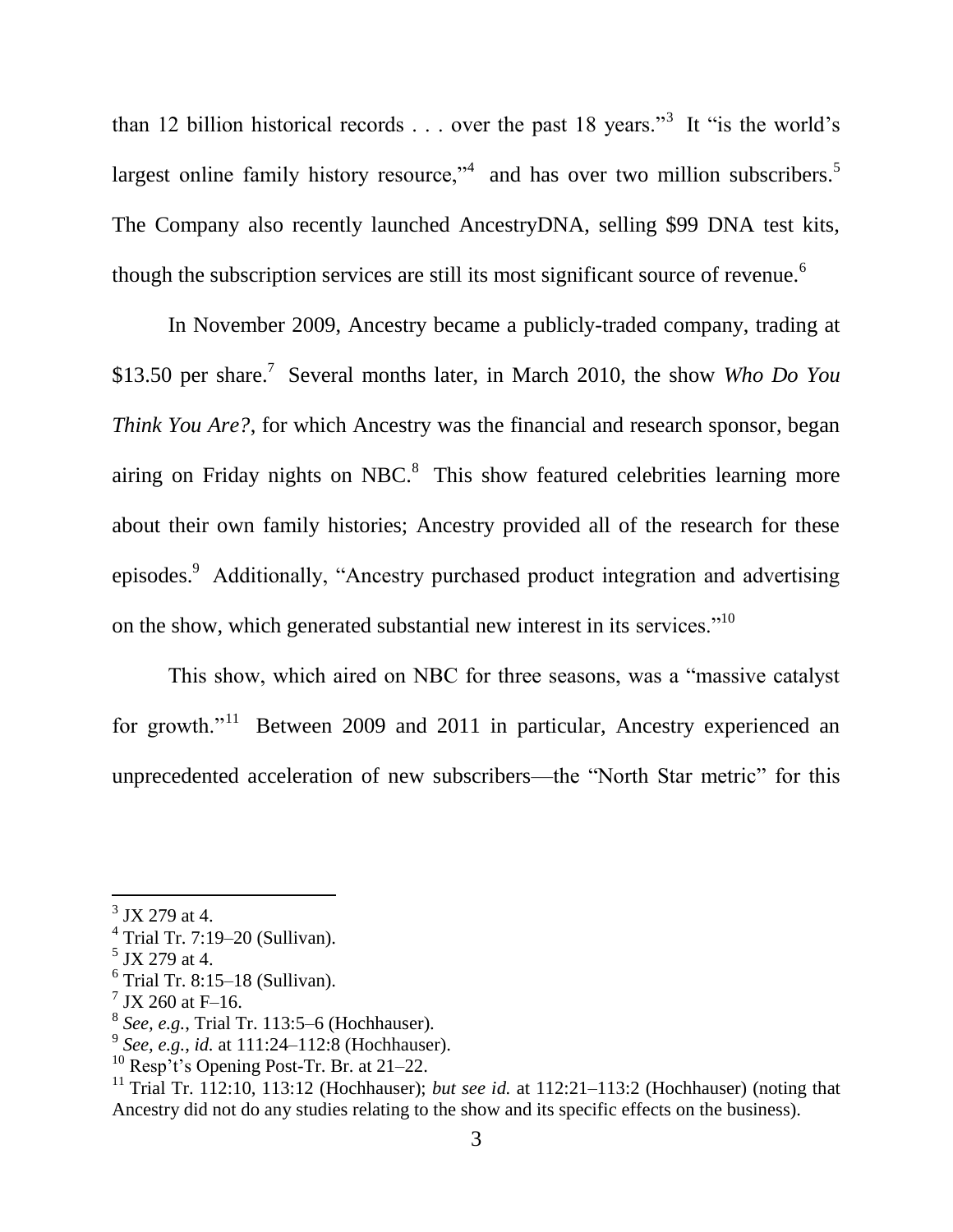than 12 billion historical records . . . over the past 18 years."[3] It "is the world's largest online family history resource,"[4] and has over two million subscribers.[5] The Company also recently launched AncestryDNA, selling $99 DNA test kits, though the subscription services are still its most significant source of revenue.[6]

In November 2009, Ancestry became a publicly-traded company, trading at $13.50 per share.[7] Several months later, in March 2010, the show *Who Do You Think You Are?*, for which Ancestry was the financial and research sponsor, began airing on Friday nights on NBC.[8] This show featured celebrities learning more about their own family histories; Ancestry provided all of the research for these episodes.[9] Additionally, "Ancestry purchased product integration and advertising on the show, which generated substantial new interest in its services."[10]

This show, which aired on NBC for three seasons, was a "massive catalyst for growth."[11] Between 2009 and 2011 in particular, Ancestry experienced an unprecedented acceleration of new subscribers—the "North Star metric" for this

---

[3] JX 279 at 4.

[4] Trial Tr. 7:19–20 (Sullivan).

[5] JX 279 at 4.

[6] Trial Tr. 8:15–18 (Sullivan).

[7] JX 260 at F–16.

[8] *See, e.g.*, Trial Tr. 113:5–6 (Hochhauser).

[9] *See, e.g.*, *id.* at 111:24–112:8 (Hochhauser).

[10] Resp't's Opening Post-Tr. Br. at 21–22.

[11] Trial Tr. 112:10, 113:12 (Hochhauser); *but see id.* at 112:21–113:2 (Hochhauser) (noting that Ancestry did not do any studies relating to the show and its specific effects on the business).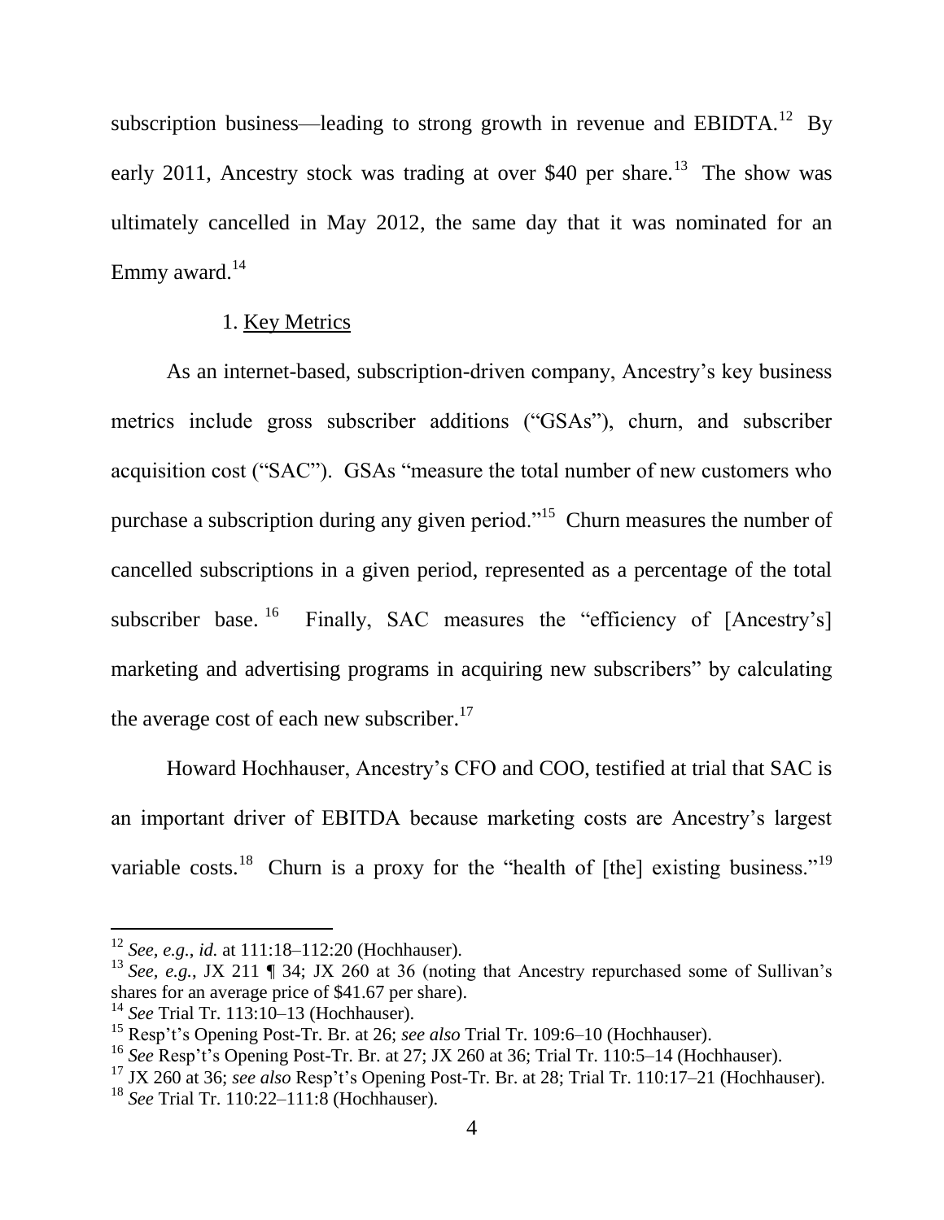subscription business—leading to strong growth in revenue and EBIDTA.[12] By early 2011, Ancestry stock was trading at over $40 per share.[13] The show was ultimately cancelled in May 2012, the same day that it was nominated for an Emmy award.[14]

### 1. Key Metrics

As an internet-based, subscription-driven company, Ancestry's key business metrics include gross subscriber additions ("GSAs"), churn, and subscriber acquisition cost ("SAC"). GSAs "measure the total number of new customers who purchase a subscription during any given period."[15] Churn measures the number of cancelled subscriptions in a given period, represented as a percentage of the total subscriber base.[16] Finally, SAC measures the "efficiency of [Ancestry's] marketing and advertising programs in acquiring new subscribers" by calculating the average cost of each new subscriber.[17]

Howard Hochhauser, Ancestry's CFO and COO, testified at trial that SAC is an important driver of EBITDA because marketing costs are Ancestry's largest variable costs.[18] Churn is a proxy for the "health of [the] existing business."[19]

---

[12] *See, e.g.*, *id.* at 111:18–112:20 (Hochhauser).

[13] *See, e.g.*, JX 211 ¶ 34; JX 260 at 36 (noting that Ancestry repurchased some of Sullivan's shares for an average price of $41.67 per share).

[14] *See* Trial Tr. 113:10–13 (Hochhauser).

[15] Resp't's Opening Post-Tr. Br. at 26; *see also* Trial Tr. 109:6–10 (Hochhauser).

[16] *See* Resp't's Opening Post-Tr. Br. at 27; JX 260 at 36; Trial Tr. 110:5–14 (Hochhauser).

[17] JX 260 at 36; *see also* Resp't's Opening Post-Tr. Br. at 28; Trial Tr. 110:17–21 (Hochhauser).

[18] *See* Trial Tr. 110:22–111:8 (Hochhauser).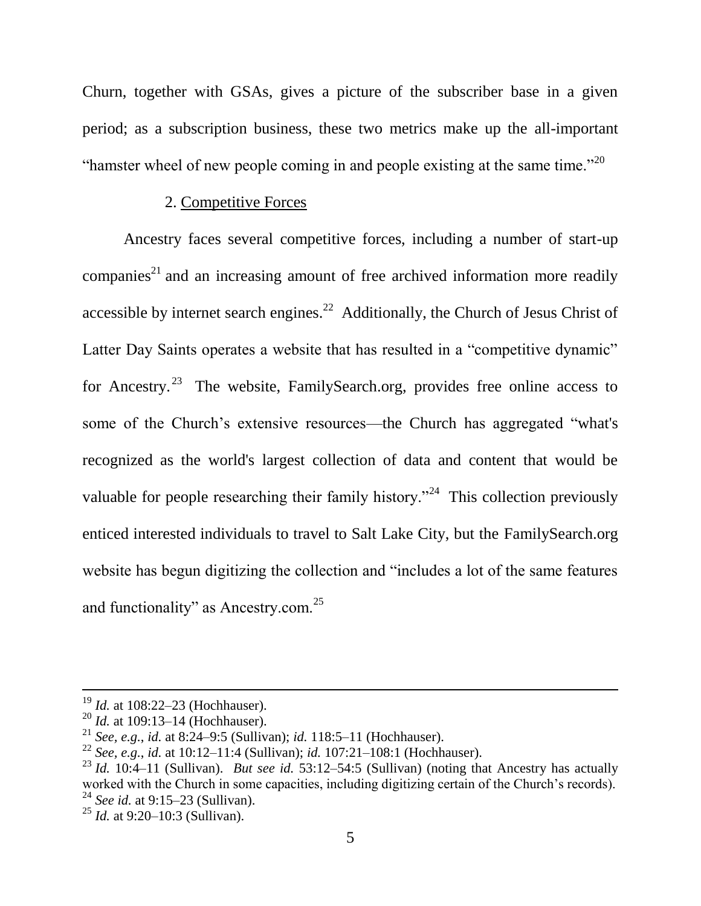Churn, together with GSAs, gives a picture of the subscriber base in a given period; as a subscription business, these two metrics make up the all-important "hamster wheel of new people coming in and people existing at the same time."[20]

2. Competitive Forces

Ancestry faces several competitive forces, including a number of start-up companies[21] and an increasing amount of free archived information more readily accessible by internet search engines.[22] Additionally, the Church of Jesus Christ of Latter Day Saints operates a website that has resulted in a "competitive dynamic" for Ancestry.[23] The website, FamilySearch.org, provides free online access to some of the Church's extensive resources—the Church has aggregated "what's recognized as the world's largest collection of data and content that would be valuable for people researching their family history."[24] This collection previously enticed interested individuals to travel to Salt Lake City, but the FamilySearch.org website has begun digitizing the collection and "includes a lot of the same features and functionality" as Ancestry.com.[25]

---

[19] *Id.* at 108:22–23 (Hochhauser).

[20] *Id.* at 109:13–14 (Hochhauser).

[21] *See, e.g.*, *id.* at 8:24–9:5 (Sullivan); *id.* 118:5–11 (Hochhauser).

[22] *See, e.g.*, *id.* at 10:12–11:4 (Sullivan); *id.* 107:21–108:1 (Hochhauser).

[23] *Id.* 10:4–11 (Sullivan). *But see id.* 53:12–54:5 (Sullivan) (noting that Ancestry has actually worked with the Church in some capacities, including digitizing certain of the Church's records).

[24] *See id.* at 9:15–23 (Sullivan).

[25] *Id.* at 9:20–10:3 (Sullivan).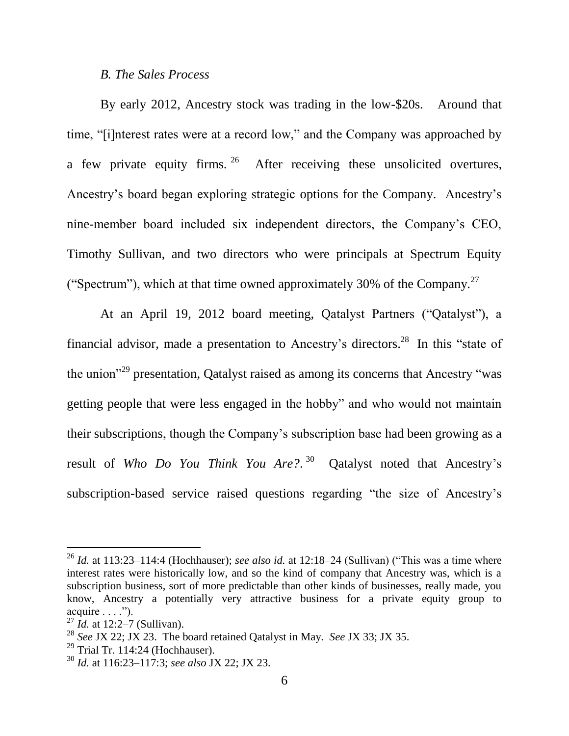### *B. The Sales Process*

By early 2012, Ancestry stock was trading in the low-$20s. Around that time, "[i]nterest rates were at a record low," and the Company was approached by a few private equity firms.[26] After receiving these unsolicited overtures, Ancestry's board began exploring strategic options for the Company. Ancestry's nine-member board included six independent directors, the Company's CEO, Timothy Sullivan, and two directors who were principals at Spectrum Equity ("Spectrum"), which at that time owned approximately 30% of the Company.[27]

At an April 19, 2012 board meeting, Qatalyst Partners ("Qatalyst"), a financial advisor, made a presentation to Ancestry's directors.[28] In this "state of the union"[29] presentation, Qatalyst raised as among its concerns that Ancestry "was getting people that were less engaged in the hobby" and who would not maintain their subscriptions, though the Company's subscription base had been growing as a result of *Who Do You Think You Are?*.[30] Qatalyst noted that Ancestry's subscription-based service raised questions regarding "the size of Ancestry's

---

[26] *Id.* at 113:23–114:4 (Hochhauser); *see also id.* at 12:18–24 (Sullivan) ("This was a time where interest rates were historically low, and so the kind of company that Ancestry was, which is a subscription business, sort of more predictable than other kinds of businesses, really made, you know, Ancestry a potentially very attractive business for a private equity group to acquire . . . .").

[27] *Id.* at 12:2–7 (Sullivan).

[28] *See* JX 22; JX 23. The board retained Qatalyst in May. *See* JX 33; JX 35.

[29] Trial Tr. 114:24 (Hochhauser).

[30] *Id.* at 116:23–117:3; *see also* JX 22; JX 23.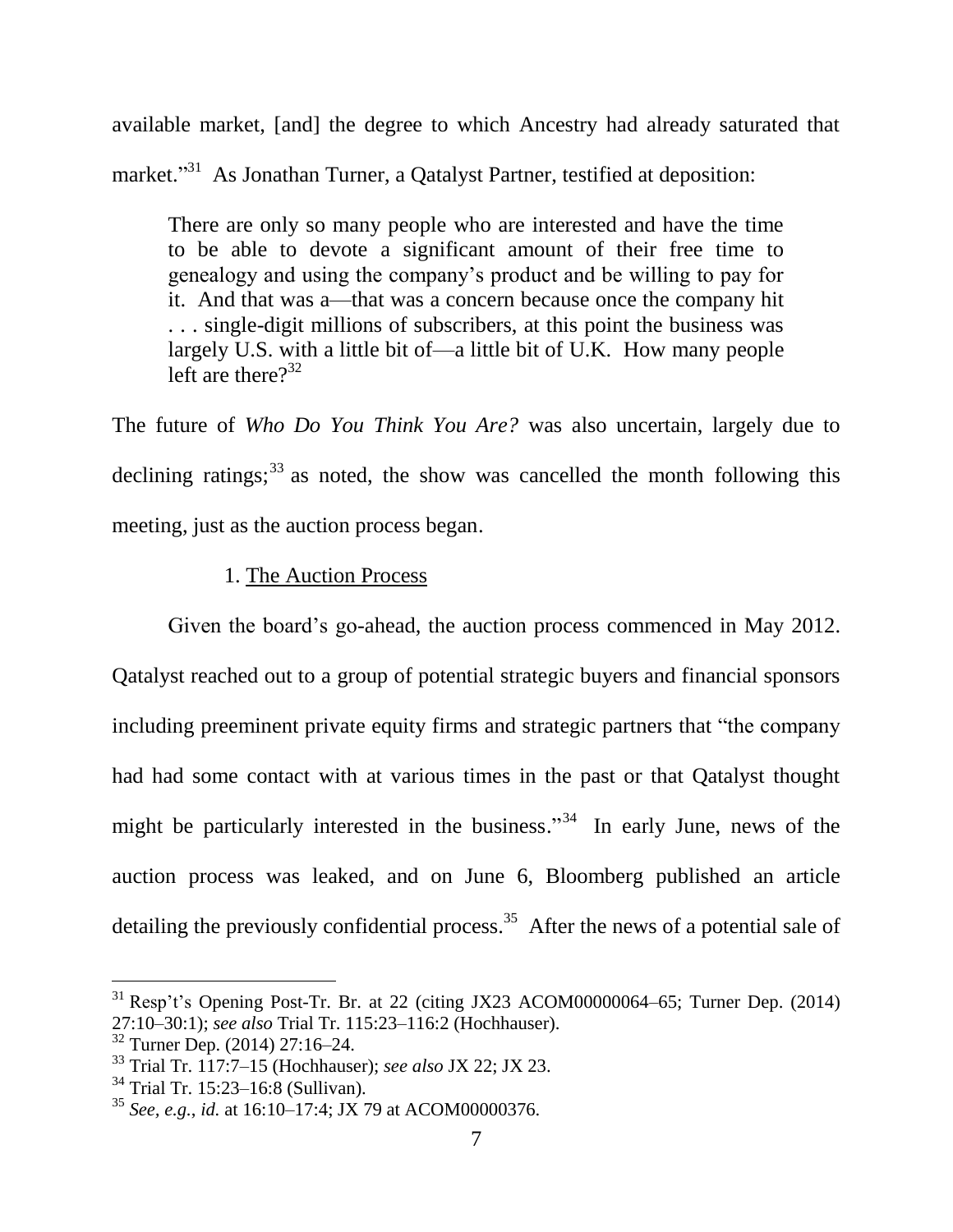available market, [and] the degree to which Ancestry had already saturated that market."[31] As Jonathan Turner, a Qatalyst Partner, testified at deposition:

> There are only so many people who are interested and have the time to be able to devote a significant amount of their free time to genealogy and using the company's product and be willing to pay for it. And that was a—that was a concern because once the company hit . . . single-digit millions of subscribers, at this point the business was largely U.S. with a little bit of—a little bit of U.K. How many people left are there?[32]

The future of *Who Do You Think You Are?* was also uncertain, largely due to declining ratings;[33] as noted, the show was cancelled the month following this meeting, just as the auction process began.

1. <u>The Auction Process</u>

Given the board's go-ahead, the auction process commenced in May 2012. Qatalyst reached out to a group of potential strategic buyers and financial sponsors including preeminent private equity firms and strategic partners that "the company had had some contact with at various times in the past or that Qatalyst thought might be particularly interested in the business."[34] In early June, news of the auction process was leaked, and on June 6, Bloomberg published an article detailing the previously confidential process.[35] After the news of a potential sale of

---

[31] Resp't's Opening Post-Tr. Br. at 22 (citing JX23 ACOM00000064–65; Turner Dep. (2014) 27:10–30:1); *see also* Trial Tr. 115:23–116:2 (Hochhauser).

[32] Turner Dep. (2014) 27:16–24.

[33] Trial Tr. 117:7–15 (Hochhauser); *see also* JX 22; JX 23.

[34] Trial Tr. 15:23–16:8 (Sullivan).

[35] *See, e.g.*, *id.* at 16:10–17:4; JX 79 at ACOM00000376.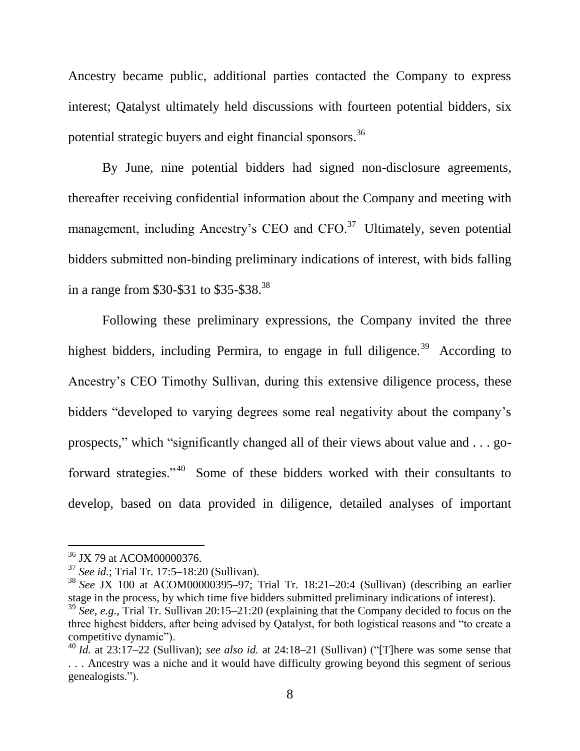Ancestry became public, additional parties contacted the Company to express interest; Qatalyst ultimately held discussions with fourteen potential bidders, six potential strategic buyers and eight financial sponsors.[36]

By June, nine potential bidders had signed non-disclosure agreements, thereafter receiving confidential information about the Company and meeting with management, including Ancestry's CEO and CFO.[37] Ultimately, seven potential bidders submitted non-binding preliminary indications of interest, with bids falling in a range from $30-$31 to $35-$38.[38]

Following these preliminary expressions, the Company invited the three highest bidders, including Permira, to engage in full diligence.[39] According to Ancestry's CEO Timothy Sullivan, during this extensive diligence process, these bidders "developed to varying degrees some real negativity about the company's prospects," which "significantly changed all of their views about value and . . . go-forward strategies."[40] Some of these bidders worked with their consultants to develop, based on data provided in diligence, detailed analyses of important

---

[36] JX 79 at ACOM00000376.

[37] *See id.*; Trial Tr. 17:5–18:20 (Sullivan).

[38] *See* JX 100 at ACOM00000395–97; Trial Tr. 18:21–20:4 (Sullivan) (describing an earlier stage in the process, by which time five bidders submitted preliminary indications of interest).

[39] *See, e.g.*, Trial Tr. Sullivan 20:15–21:20 (explaining that the Company decided to focus on the three highest bidders, after being advised by Qatalyst, for both logistical reasons and "to create a competitive dynamic").

[40] *Id.* at 23:17–22 (Sullivan); *see also id.* at 24:18–21 (Sullivan) ("[T]here was some sense that . . . Ancestry was a niche and it would have difficulty growing beyond this segment of serious genealogists.").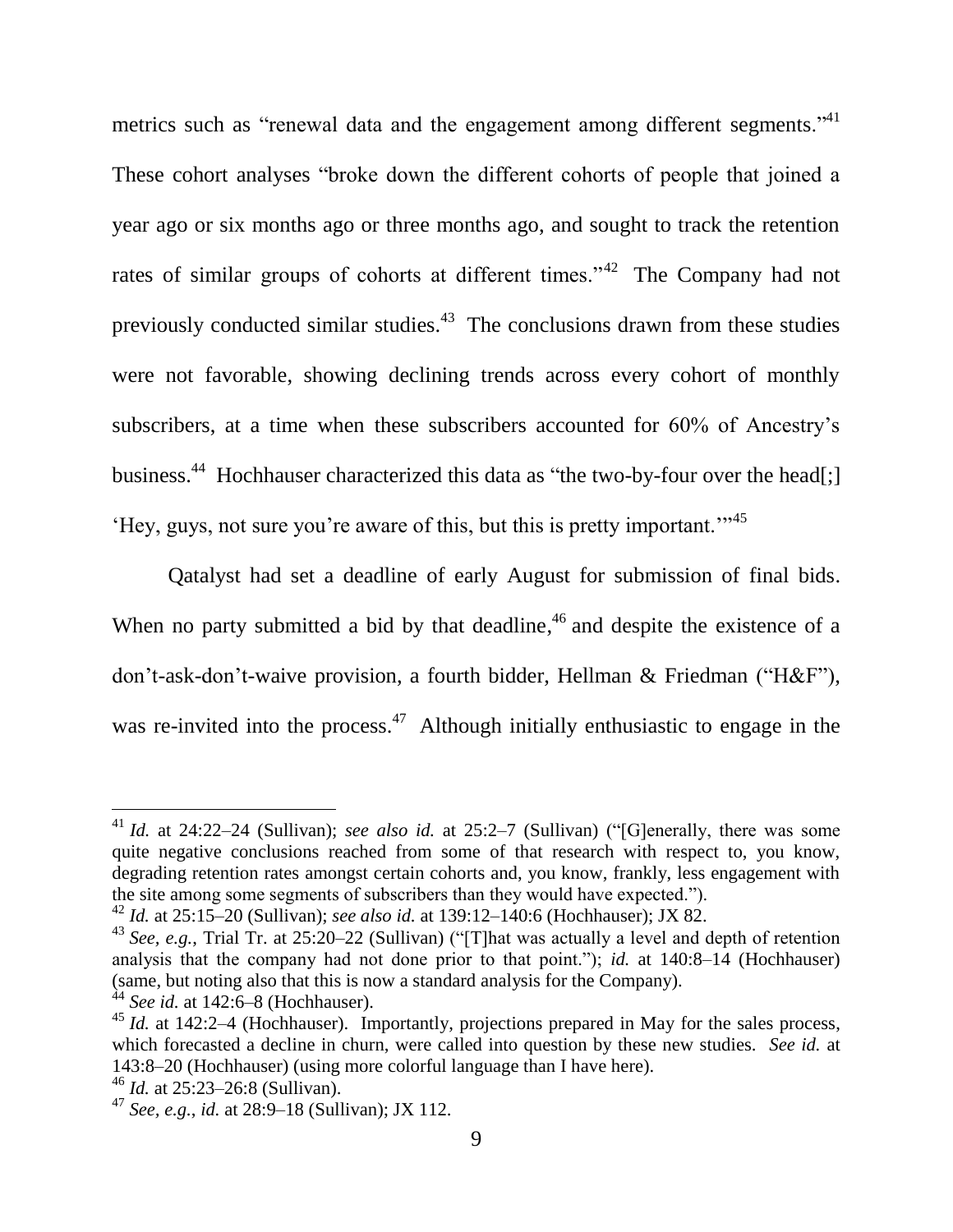metrics such as "renewal data and the engagement among different segments."[41] These cohort analyses "broke down the different cohorts of people that joined a year ago or six months ago or three months ago, and sought to track the retention rates of similar groups of cohorts at different times."[42] The Company had not previously conducted similar studies.[43] The conclusions drawn from these studies were not favorable, showing declining trends across every cohort of monthly subscribers, at a time when these subscribers accounted for 60% of Ancestry's business.[44] Hochhauser characterized this data as "the two-by-four over the head[;] 'Hey, guys, not sure you're aware of this, but this is pretty important.'"[45]

Qatalyst had set a deadline of early August for submission of final bids. When no party submitted a bid by that deadline,[46] and despite the existence of a don't-ask-don't-waive provision, a fourth bidder, Hellman & Friedman ("H&F"), was re-invited into the process.[47] Although initially enthusiastic to engage in the

---

[41] *Id.* at 24:22–24 (Sullivan); *see also id.* at 25:2–7 (Sullivan) ("[G]enerally, there was some quite negative conclusions reached from some of that research with respect to, you know, degrading retention rates amongst certain cohorts and, you know, frankly, less engagement with the site among some segments of subscribers than they would have expected.").

[42] *Id.* at 25:15–20 (Sullivan); *see also id.* at 139:12–140:6 (Hochhauser); JX 82.

[43] *See, e.g.*, Trial Tr. at 25:20–22 (Sullivan) ("[T]hat was actually a level and depth of retention analysis that the company had not done prior to that point."); *id.* at 140:8–14 (Hochhauser) (same, but noting also that this is now a standard analysis for the Company).

[44] *See id.* at 142:6–8 (Hochhauser).

[45] *Id.* at 142:2–4 (Hochhauser). Importantly, projections prepared in May for the sales process, which forecasted a decline in churn, were called into question by these new studies. *See id.* at 143:8–20 (Hochhauser) (using more colorful language than I have here).

[46] *Id.* at 25:23–26:8 (Sullivan).

[47] *See, e.g.*, *id.* at 28:9–18 (Sullivan); JX 112.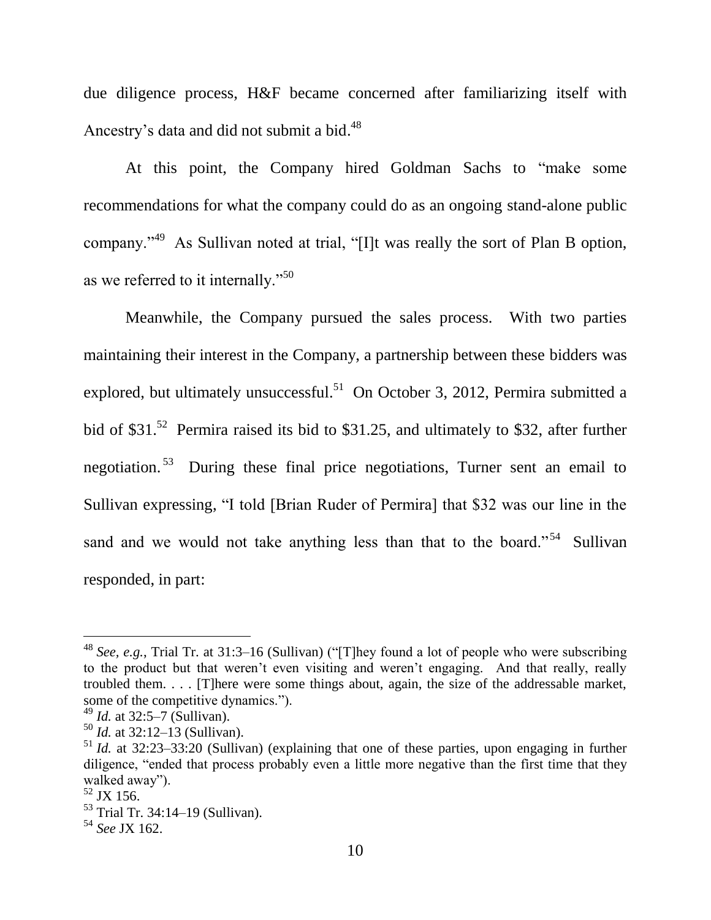due diligence process, H&F became concerned after familiarizing itself with Ancestry's data and did not submit a bid.[48]

At this point, the Company hired Goldman Sachs to "make some recommendations for what the company could do as an ongoing stand-alone public company."[49] As Sullivan noted at trial, "[I]t was really the sort of Plan B option, as we referred to it internally."[50]

Meanwhile, the Company pursued the sales process. With two parties maintaining their interest in the Company, a partnership between these bidders was explored, but ultimately unsuccessful.[51] On October 3, 2012, Permira submitted a bid of $31.[52] Permira raised its bid to $31.25, and ultimately to $32, after further negotiation.[53] During these final price negotiations, Turner sent an email to Sullivan expressing, "I told [Brian Ruder of Permira] that $32 was our line in the sand and we would not take anything less than that to the board."[54] Sullivan responded, in part:

---

[48] *See, e.g.*, Trial Tr. at 31:3–16 (Sullivan) ("[T]hey found a lot of people who were subscribing to the product but that weren't even visiting and weren't engaging. And that really, really troubled them. . . . [T]here were some things about, again, the size of the addressable market, some of the competitive dynamics.").

[49] *Id.* at 32:5–7 (Sullivan).

[50] *Id.* at 32:12–13 (Sullivan).

[51] *Id.* at 32:23–33:20 (Sullivan) (explaining that one of these parties, upon engaging in further diligence, "ended that process probably even a little more negative than the first time that they walked away").

[52] JX 156.

[53] Trial Tr. 34:14–19 (Sullivan).

[54] *See* JX 162.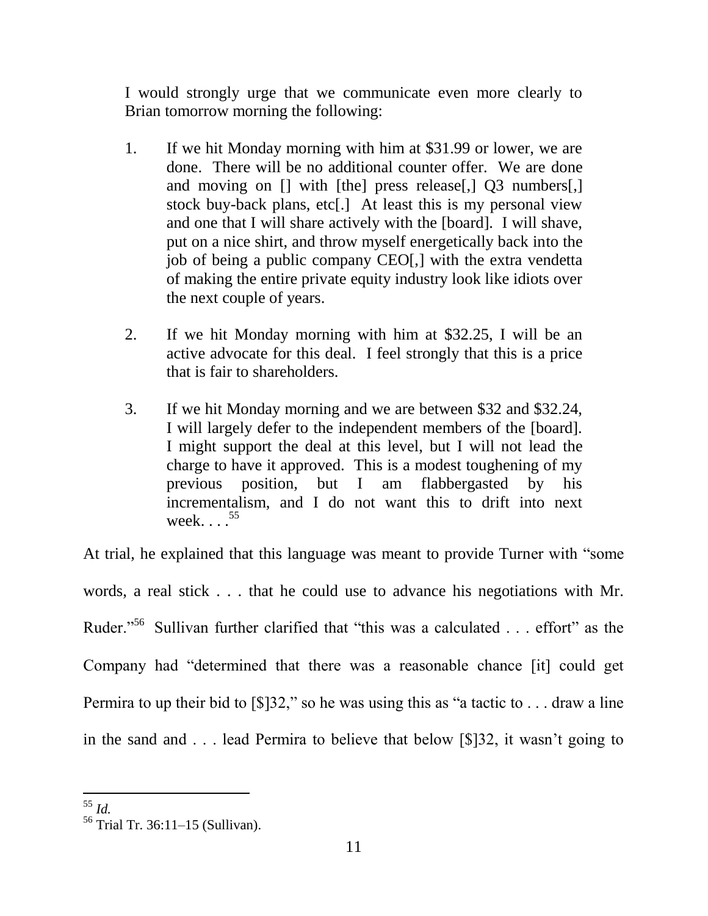> I would strongly urge that we communicate even more clearly to Brian tomorrow morning the following:
>
> 1. If we hit Monday morning with him at $31.99 or lower, we are done. There will be no additional counter offer. We are done and moving on [] with [the] press release[,] Q3 numbers[,] stock buy-back plans, etc[.] At least this is my personal view and one that I will share actively with the [board]. I will shave, put on a nice shirt, and throw myself energetically back into the job of being a public company CEO[,] with the extra vendetta of making the entire private equity industry look like idiots over the next couple of years.
>
> 2. If we hit Monday morning with him at $32.25, I will be an active advocate for this deal. I feel strongly that this is a price that is fair to shareholders.
>
> 3. If we hit Monday morning and we are between $32 and $32.24, I will largely defer to the independent members of the [board]. I might support the deal at this level, but I will not lead the charge to have it approved. This is a modest toughening of my previous position, but I am flabbergasted by his incrementalism, and I do not want this to drift into next week. . . .[55]

At trial, he explained that this language was meant to provide Turner with "some words, a real stick . . . that he could use to advance his negotiations with Mr. Ruder."[56] Sullivan further clarified that "this was a calculated . . . effort" as the Company had "determined that there was a reasonable chance [it] could get Permira to up their bid to [$]32," so he was using this as "a tactic to . . . draw a line in the sand and . . . lead Permira to believe that below [$]32, it wasn't going to

---

[55] *Id.*

[56] Trial Tr. 36:11–15 (Sullivan).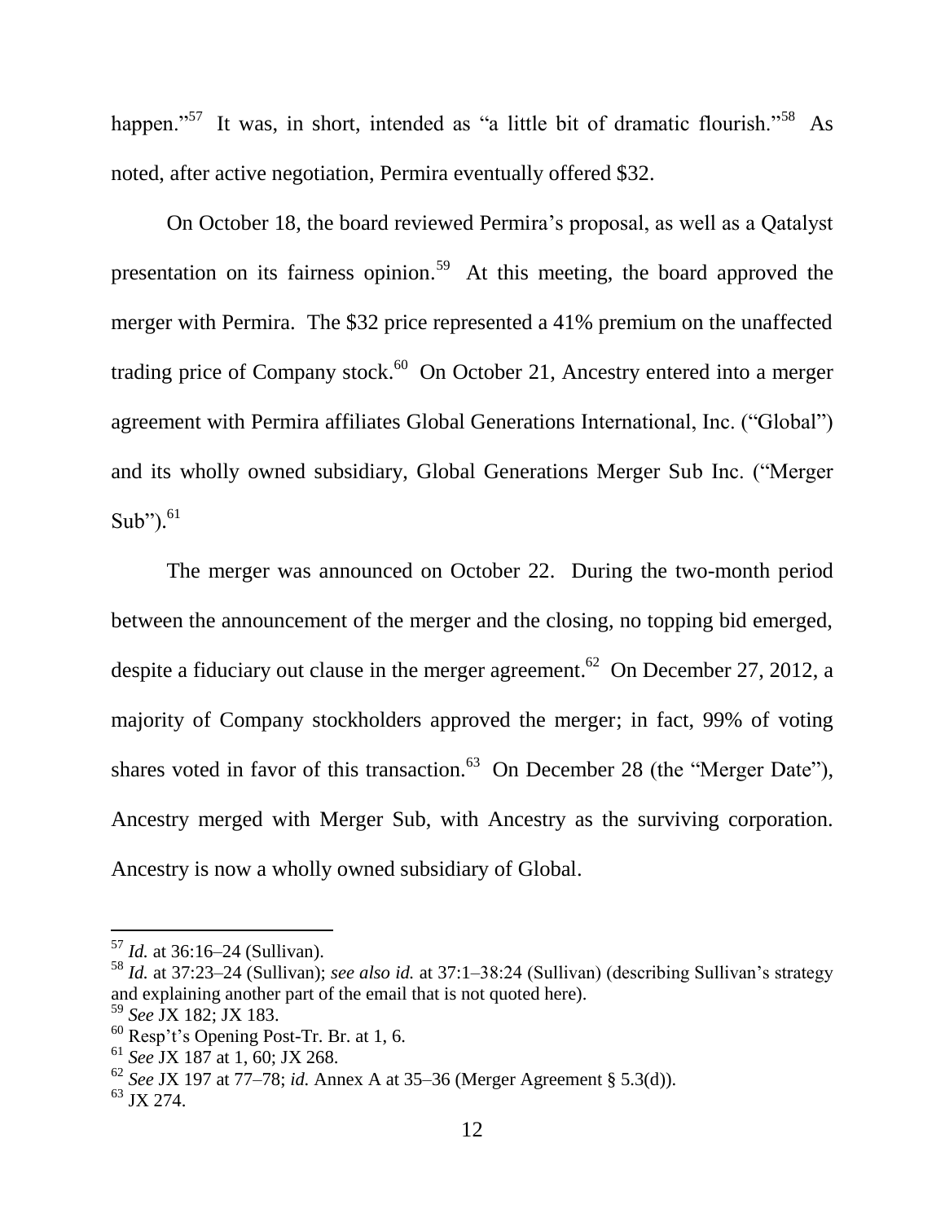happen."[57] It was, in short, intended as "a little bit of dramatic flourish."[58] As noted, after active negotiation, Permira eventually offered $32.

On October 18, the board reviewed Permira's proposal, as well as a Qatalyst presentation on its fairness opinion.[59] At this meeting, the board approved the merger with Permira. The $32 price represented a 41% premium on the unaffected trading price of Company stock.[60] On October 21, Ancestry entered into a merger agreement with Permira affiliates Global Generations International, Inc. ("Global") and its wholly owned subsidiary, Global Generations Merger Sub Inc. ("Merger Sub").[61]

The merger was announced on October 22. During the two-month period between the announcement of the merger and the closing, no topping bid emerged, despite a fiduciary out clause in the merger agreement.[62] On December 27, 2012, a majority of Company stockholders approved the merger; in fact, 99% of voting shares voted in favor of this transaction.[63] On December 28 (the "Merger Date"), Ancestry merged with Merger Sub, with Ancestry as the surviving corporation. Ancestry is now a wholly owned subsidiary of Global.

---

[57] *Id.* at 36:16–24 (Sullivan).

[58] *Id.* at 37:23–24 (Sullivan); *see also id.* at 37:1–38:24 (Sullivan) (describing Sullivan's strategy and explaining another part of the email that is not quoted here).

[59] *See* JX 182; JX 183.

[60] Resp't's Opening Post-Tr. Br. at 1, 6.

[61] *See* JX 187 at 1, 60; JX 268.

[62] *See* JX 197 at 77–78; *id.* Annex A at 35–36 (Merger Agreement § 5.3(d)).

[63] JX 274.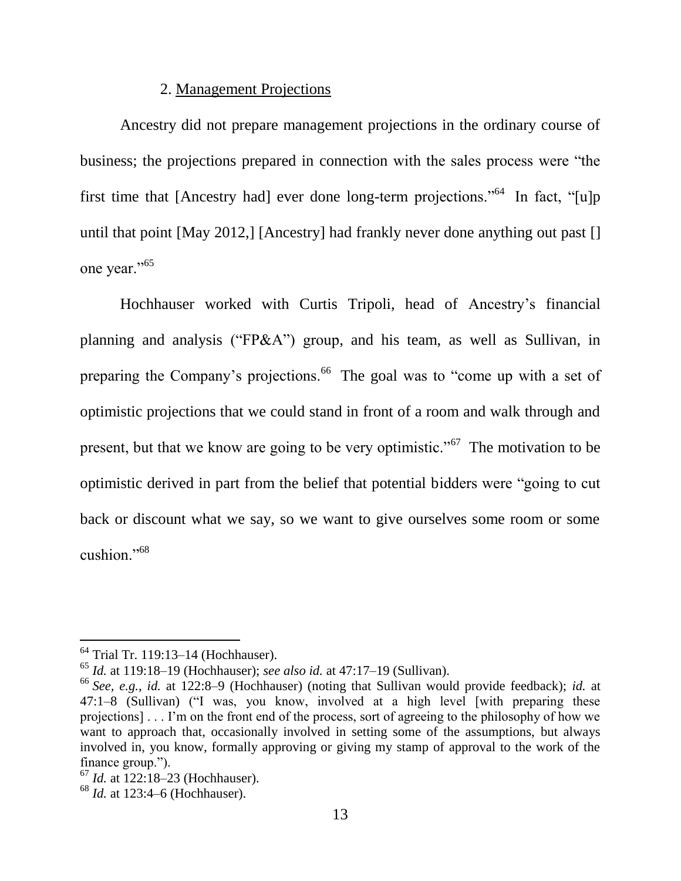### 2. Management Projections

Ancestry did not prepare management projections in the ordinary course of business; the projections prepared in connection with the sales process were "the first time that [Ancestry had] ever done long-term projections."[64] In fact, "[u]p until that point [May 2012,] [Ancestry] had frankly never done anything out past [] one year."[65]

Hochhauser worked with Curtis Tripoli, head of Ancestry's financial planning and analysis ("FP&A") group, and his team, as well as Sullivan, in preparing the Company's projections.[66] The goal was to "come up with a set of optimistic projections that we could stand in front of a room and walk through and present, but that we know are going to be very optimistic."[67] The motivation to be optimistic derived in part from the belief that potential bidders were "going to cut back or discount what we say, so we want to give ourselves some room or some cushion."[68]

---

[64] Trial Tr. 119:13–14 (Hochhauser).

[65] *Id.* at 119:18–19 (Hochhauser); *see also id.* at 47:17–19 (Sullivan).

[66] *See, e.g.*, *id.* at 122:8–9 (Hochhauser) (noting that Sullivan would provide feedback); *id.* at 47:1–8 (Sullivan) ("I was, you know, involved at a high level [with preparing these projections] . . . I'm on the front end of the process, sort of agreeing to the philosophy of how we want to approach that, occasionally involved in setting some of the assumptions, but always involved in, you know, formally approving or giving my stamp of approval to the work of the finance group.").

[67] *Id.* at 122:18–23 (Hochhauser).

[68] *Id.* at 123:4–6 (Hochhauser).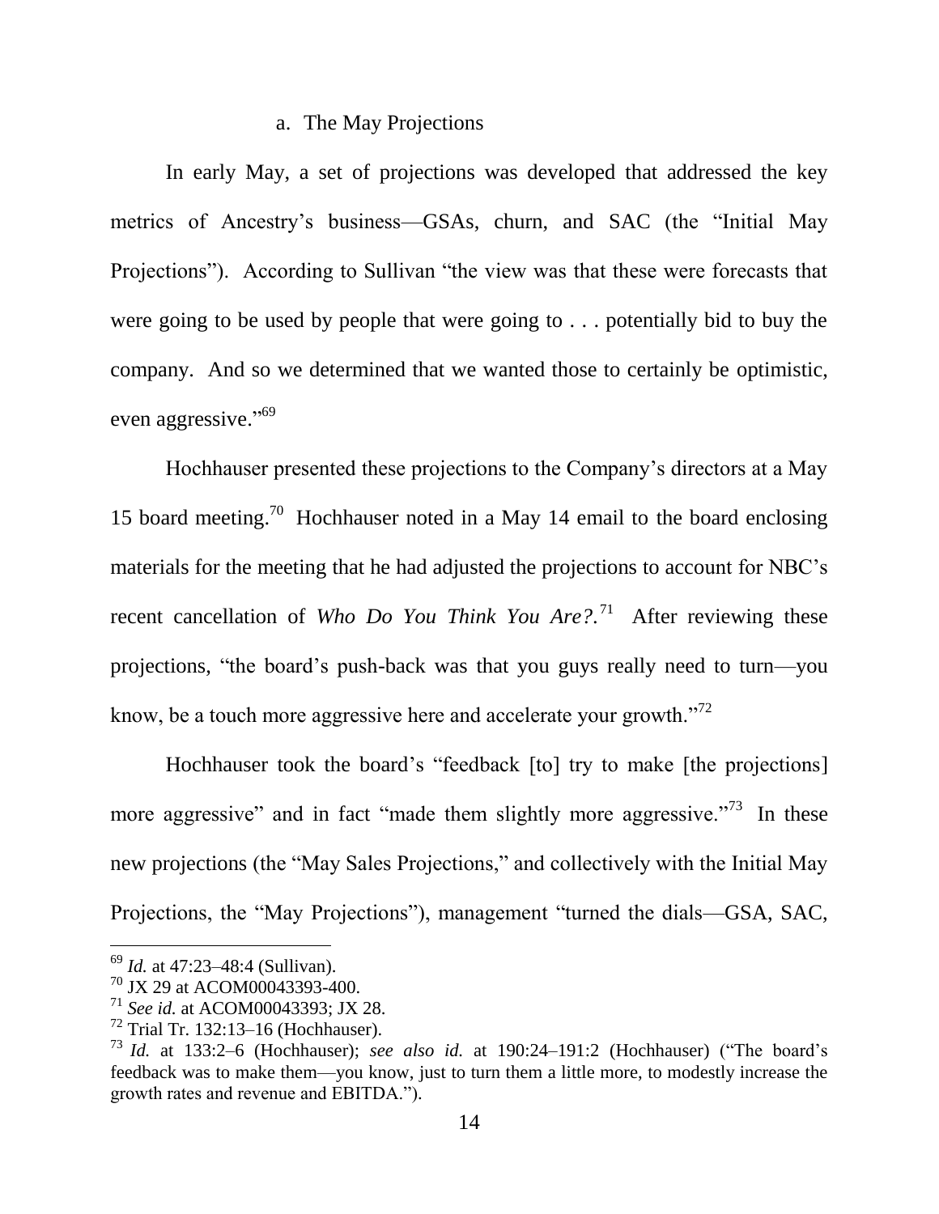### a. The May Projections

In early May, a set of projections was developed that addressed the key metrics of Ancestry's business—GSAs, churn, and SAC (the "Initial May Projections"). According to Sullivan "the view was that these were forecasts that were going to be used by people that were going to . . . potentially bid to buy the company. And so we determined that we wanted those to certainly be optimistic, even aggressive."[69]

Hochhauser presented these projections to the Company's directors at a May 15 board meeting.[70] Hochhauser noted in a May 14 email to the board enclosing materials for the meeting that he had adjusted the projections to account for NBC's recent cancellation of *Who Do You Think You Are?*.[71] After reviewing these projections, "the board's push-back was that you guys really need to turn—you know, be a touch more aggressive here and accelerate your growth."[72]

Hochhauser took the board's "feedback [to] try to make [the projections] more aggressive" and in fact "made them slightly more aggressive."[73] In these new projections (the "May Sales Projections," and collectively with the Initial May Projections, the "May Projections"), management "turned the dials—GSA, SAC,

---

[69] *Id.* at 47:23–48:4 (Sullivan).

[70] JX 29 at ACOM00043393-400.

[71] *See id.* at ACOM00043393; JX 28.

[72] Trial Tr. 132:13–16 (Hochhauser).

[73] *Id.* at 133:2–6 (Hochhauser); *see also id.* at 190:24–191:2 (Hochhauser) ("The board's feedback was to make them—you know, just to turn them a little more, to modestly increase the growth rates and revenue and EBITDA.").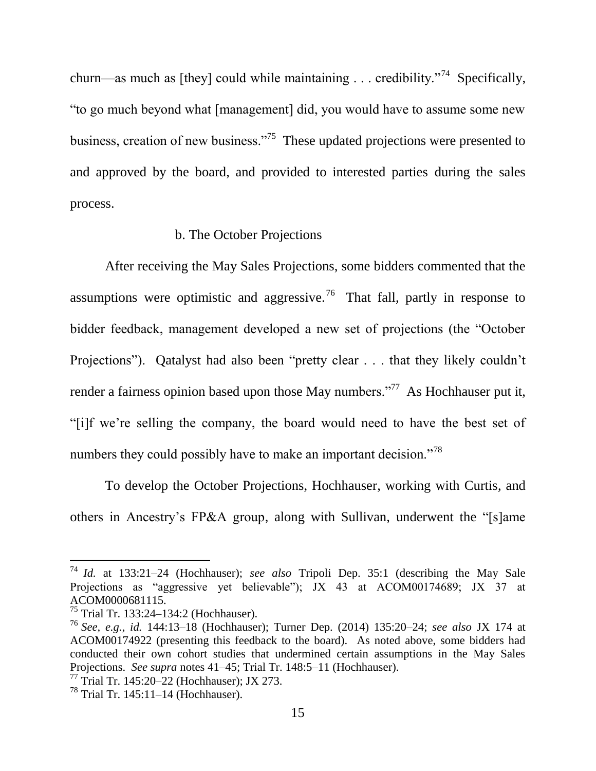churn—as much as [they] could while maintaining . . . credibility."[74] Specifically, "to go much beyond what [management] did, you would have to assume some new business, creation of new business."[75] These updated projections were presented to and approved by the board, and provided to interested parties during the sales process.

#### b. The October Projections

After receiving the May Sales Projections, some bidders commented that the assumptions were optimistic and aggressive.[76] That fall, partly in response to bidder feedback, management developed a new set of projections (the "October Projections"). Qatalyst had also been "pretty clear . . . that they likely couldn't render a fairness opinion based upon those May numbers."[77] As Hochhauser put it, "[i]f we're selling the company, the board would need to have the best set of numbers they could possibly have to make an important decision."[78]

To develop the October Projections, Hochhauser, working with Curtis, and others in Ancestry's FP&A group, along with Sullivan, underwent the "[s]ame

---

[74] *Id.* at 133:21–24 (Hochhauser); *see also* Tripoli Dep. 35:1 (describing the May Sale Projections as "aggressive yet believable"); JX 43 at ACOM00174689; JX 37 at ACOM0000681115.

[75] Trial Tr. 133:24–134:2 (Hochhauser).

[76] *See, e.g.*, *id.* 144:13–18 (Hochhauser); Turner Dep. (2014) 135:20–24; *see also* JX 174 at ACOM00174922 (presenting this feedback to the board). As noted above, some bidders had conducted their own cohort studies that undermined certain assumptions in the May Sales Projections. *See supra* notes 41–45; Trial Tr. 148:5–11 (Hochhauser).

[77] Trial Tr. 145:20–22 (Hochhauser); JX 273.

[78] Trial Tr. 145:11–14 (Hochhauser).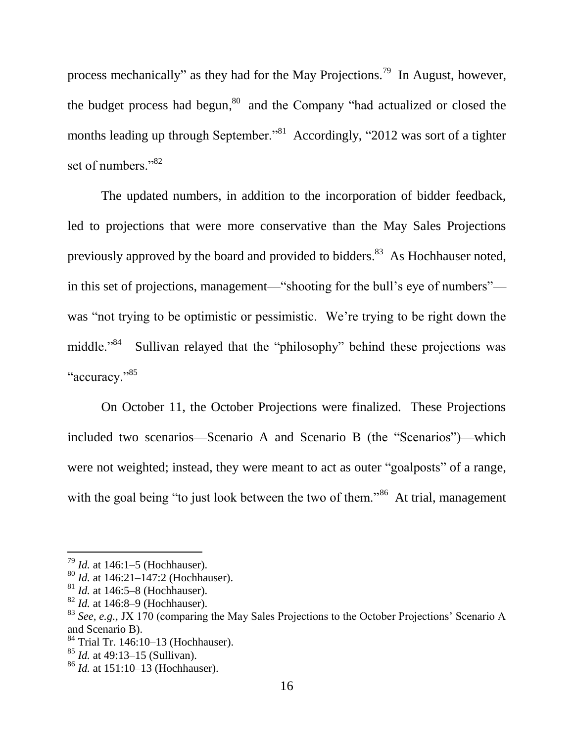process mechanically" as they had for the May Projections.[79] In August, however, the budget process had begun,[80] and the Company "had actualized or closed the months leading up through September."[81] Accordingly, "2012 was sort of a tighter set of numbers."[82]

The updated numbers, in addition to the incorporation of bidder feedback, led to projections that were more conservative than the May Sales Projections previously approved by the board and provided to bidders.[83] As Hochhauser noted, in this set of projections, management—"shooting for the bull's eye of numbers"—was "not trying to be optimistic or pessimistic. We're trying to be right down the middle."[84] Sullivan relayed that the "philosophy" behind these projections was "accuracy."[85]

On October 11, the October Projections were finalized. These Projections included two scenarios—Scenario A and Scenario B (the "Scenarios")—which were not weighted; instead, they were meant to act as outer "goalposts" of a range, with the goal being "to just look between the two of them."[86] At trial, management

---

[79] *Id.* at 146:1–5 (Hochhauser).

[80] *Id.* at 146:21–147:2 (Hochhauser).

[81] *Id.* at 146:5–8 (Hochhauser).

[82] *Id.* at 146:8–9 (Hochhauser).

[83] *See, e.g.*, JX 170 (comparing the May Sales Projections to the October Projections' Scenario A and Scenario B).

[84] Trial Tr. 146:10–13 (Hochhauser).

[85] *Id.* at 49:13–15 (Sullivan).

[86] *Id.* at 151:10–13 (Hochhauser).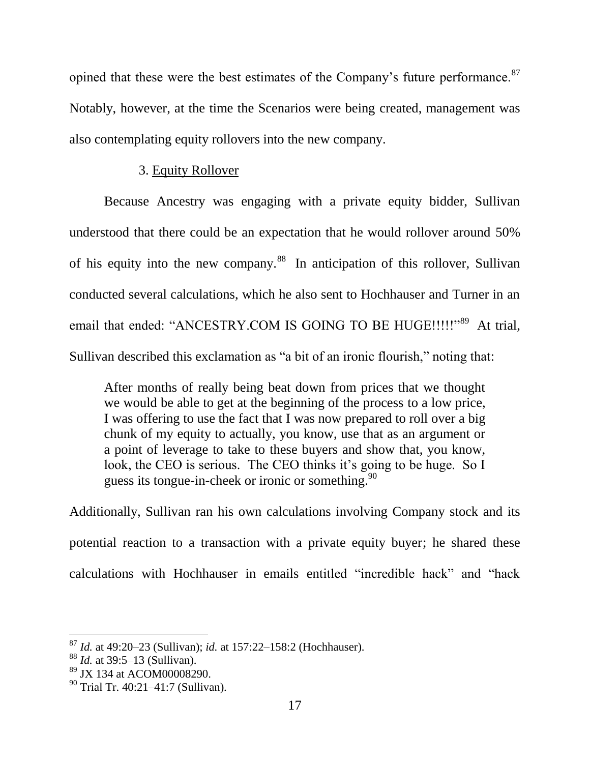opined that these were the best estimates of the Company's future performance.[87] Notably, however, at the time the Scenarios were being created, management was also contemplating equity rollovers into the new company.

### 3. Equity Rollover

Because Ancestry was engaging with a private equity bidder, Sullivan understood that there could be an expectation that he would rollover around 50% of his equity into the new company.[88] In anticipation of this rollover, Sullivan conducted several calculations, which he also sent to Hochhauser and Turner in an email that ended: "ANCESTRY.COM IS GOING TO BE HUGE!!!!!"[89] At trial, Sullivan described this exclamation as "a bit of an ironic flourish," noting that:

> After months of really being beat down from prices that we thought we would be able to get at the beginning of the process to a low price, I was offering to use the fact that I was now prepared to roll over a big chunk of my equity to actually, you know, use that as an argument or a point of leverage to take to these buyers and show that, you know, look, the CEO is serious. The CEO thinks it's going to be huge. So I guess its tongue-in-cheek or ironic or something.[90]

Additionally, Sullivan ran his own calculations involving Company stock and its potential reaction to a transaction with a private equity buyer; he shared these calculations with Hochhauser in emails entitled "incredible hack" and "hack

---

[87] *Id.* at 49:20–23 (Sullivan); *id.* at 157:22–158:2 (Hochhauser).

[88] *Id.* at 39:5–13 (Sullivan).

[89] JX 134 at ACOM00008290.

[90] Trial Tr. 40:21–41:7 (Sullivan).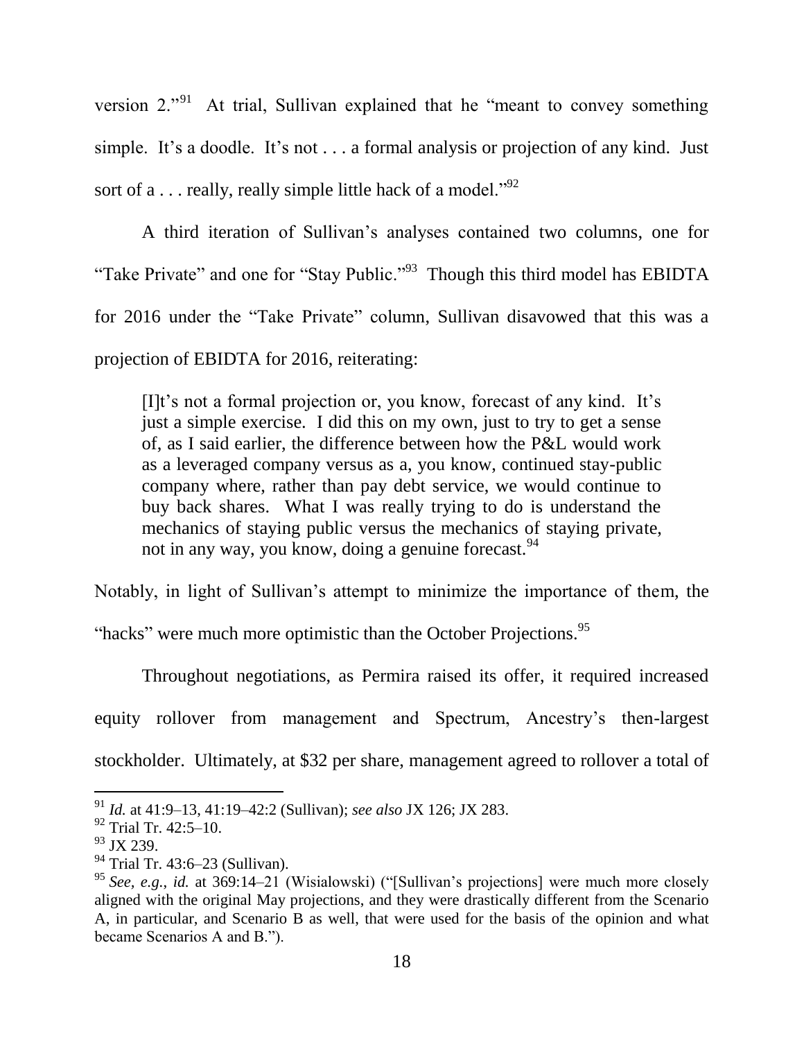version 2."[91] At trial, Sullivan explained that he "meant to convey something simple. It's a doodle. It's not . . . a formal analysis or projection of any kind. Just sort of a . . . really, really simple little hack of a model."[92]

A third iteration of Sullivan's analyses contained two columns, one for "Take Private" and one for "Stay Public."[93] Though this third model has EBIDTA for 2016 under the "Take Private" column, Sullivan disavowed that this was a projection of EBIDTA for 2016, reiterating:

> [I]t's not a formal projection or, you know, forecast of any kind. It's just a simple exercise. I did this on my own, just to try to get a sense of, as I said earlier, the difference between how the P&L would work as a leveraged company versus as a, you know, continued stay-public company where, rather than pay debt service, we would continue to buy back shares. What I was really trying to do is understand the mechanics of staying public versus the mechanics of staying private, not in any way, you know, doing a genuine forecast.[94]

Notably, in light of Sullivan's attempt to minimize the importance of them, the "hacks" were much more optimistic than the October Projections.[95]

Throughout negotiations, as Permira raised its offer, it required increased equity rollover from management and Spectrum, Ancestry's then-largest stockholder. Ultimately, at $32 per share, management agreed to rollover a total of

---

[91] *Id.* at 41:9–13, 41:19–42:2 (Sullivan); *see also* JX 126; JX 283.

[92] Trial Tr. 42:5–10.

[93] JX 239.

[94] Trial Tr. 43:6–23 (Sullivan).

[95] *See, e.g.*, *id.* at 369:14–21 (Wisialowski) ("[Sullivan's projections] were much more closely aligned with the original May projections, and they were drastically different from the Scenario A, in particular, and Scenario B as well, that were used for the basis of the opinion and what became Scenarios A and B.").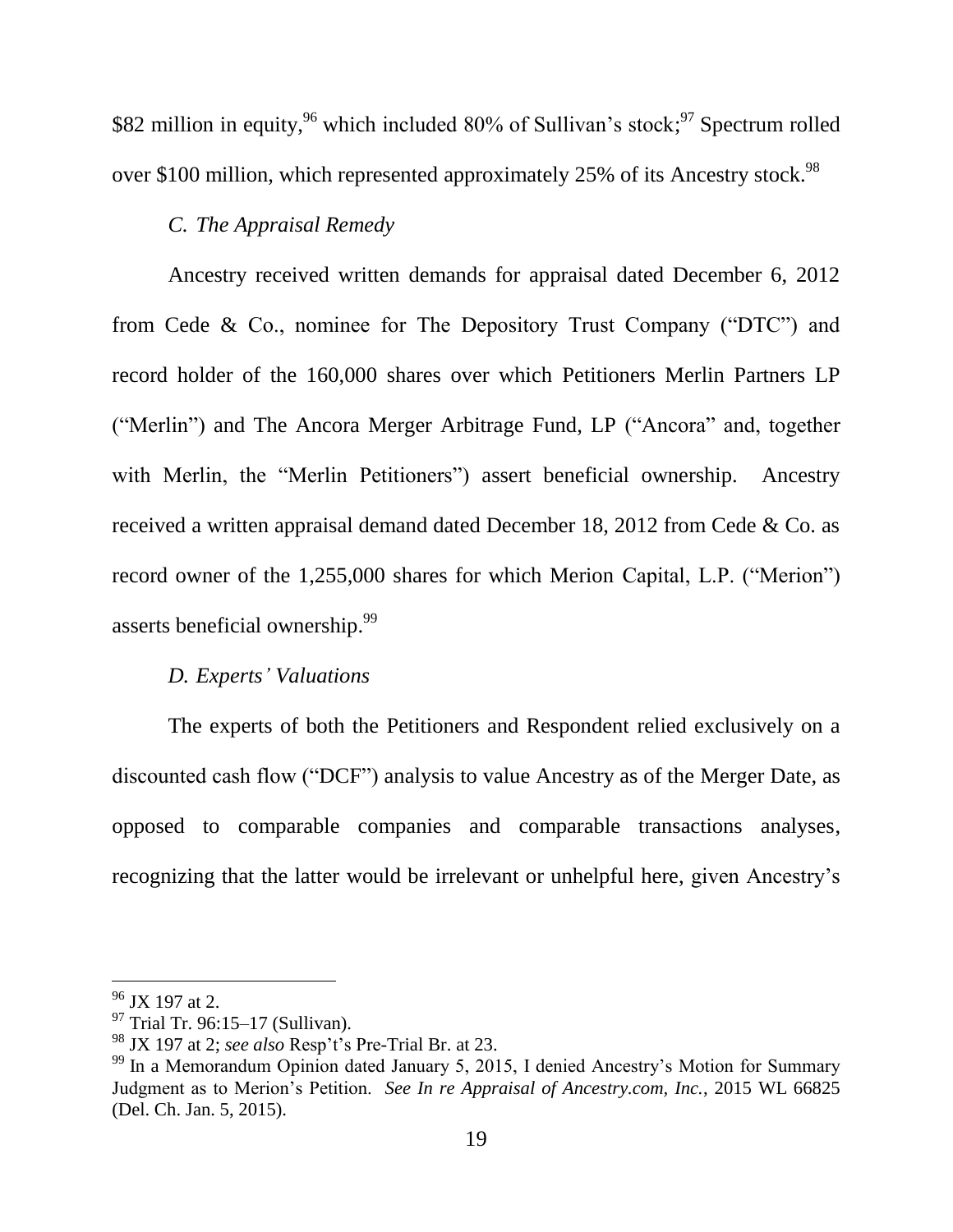$82 million in equity,[96] which included 80% of Sullivan's stock;[97] Spectrum rolled over $100 million, which represented approximately 25% of its Ancestry stock.[98]

### *C. The Appraisal Remedy*

Ancestry received written demands for appraisal dated December 6, 2012 from Cede & Co., nominee for The Depository Trust Company ("DTC") and record holder of the 160,000 shares over which Petitioners Merlin Partners LP ("Merlin") and The Ancora Merger Arbitrage Fund, LP ("Ancora" and, together with Merlin, the "Merlin Petitioners") assert beneficial ownership. Ancestry received a written appraisal demand dated December 18, 2012 from Cede & Co. as record owner of the 1,255,000 shares for which Merion Capital, L.P. ("Merion") asserts beneficial ownership.[99]

### *D. Experts' Valuations*

The experts of both the Petitioners and Respondent relied exclusively on a discounted cash flow ("DCF") analysis to value Ancestry as of the Merger Date, as opposed to comparable companies and comparable transactions analyses, recognizing that the latter would be irrelevant or unhelpful here, given Ancestry's

---

[96] JX 197 at 2.

[97] Trial Tr. 96:15–17 (Sullivan).

[98] JX 197 at 2; *see also* Resp't's Pre-Trial Br. at 23.

[99] In a Memorandum Opinion dated January 5, 2015, I denied Ancestry's Motion for Summary Judgment as to Merion's Petition. *See In re Appraisal of Ancestry.com, Inc.*, 2015 WL 66825 (Del. Ch. Jan. 5, 2015).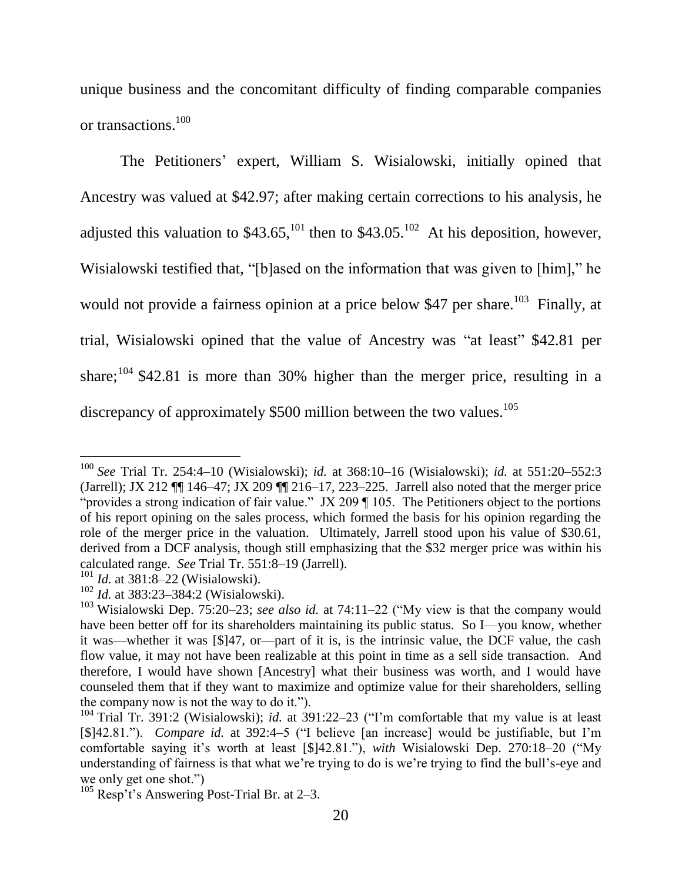unique business and the concomitant difficulty of finding comparable companies or transactions.[100]

The Petitioners' expert, William S. Wisialowski, initially opined that Ancestry was valued at $42.97; after making certain corrections to his analysis, he adjusted this valuation to $43.65,[101] then to $43.05.[102] At his deposition, however, Wisialowski testified that, "[b]ased on the information that was given to [him]," he would not provide a fairness opinion at a price below $47 per share.[103] Finally, at trial, Wisialowski opined that the value of Ancestry was "at least" $42.81 per share;[104] $42.81 is more than 30% higher than the merger price, resulting in a discrepancy of approximately $500 million between the two values.[105]

---

[100] *See* Trial Tr. 254:4–10 (Wisialowski); *id.* at 368:10–16 (Wisialowski); *id.* at 551:20–552:3 (Jarrell); JX 212 ¶¶ 146–47; JX 209 ¶¶ 216–17, 223–225. Jarrell also noted that the merger price "provides a strong indication of fair value." JX 209 ¶ 105. The Petitioners object to the portions of his report opining on the sales process, which formed the basis for his opinion regarding the role of the merger price in the valuation. Ultimately, Jarrell stood upon his value of $30.61, derived from a DCF analysis, though still emphasizing that the $32 merger price was within his calculated range. *See* Trial Tr. 551:8–19 (Jarrell).

[101] *Id.* at 381:8–22 (Wisialowski).

[102] *Id.* at 383:23–384:2 (Wisialowski).

[103] Wisialowski Dep. 75:20–23; *see also id.* at 74:11–22 ("My view is that the company would have been better off for its shareholders maintaining its public status. So I—you know, whether it was—whether it was [$]47, or—part of it is, is the intrinsic value, the DCF value, the cash flow value, it may not have been realizable at this point in time as a sell side transaction. And therefore, I would have shown [Ancestry] what their business was worth, and I would have counseled them that if they want to maximize and optimize value for their shareholders, selling the company now is not the way to do it.").

[104] Trial Tr. 391:2 (Wisialowski); *id.* at 391:22–23 ("I'm comfortable that my value is at least [$]42.81."). *Compare id.* at 392:4–5 ("I believe [an increase] would be justifiable, but I'm comfortable saying it's worth at least [$]42.81."), *with* Wisialowski Dep. 270:18–20 ("My understanding of fairness is that what we're trying to do is we're trying to find the bull's-eye and we only get one shot.")

[105] Resp't's Answering Post-Trial Br. at 2–3.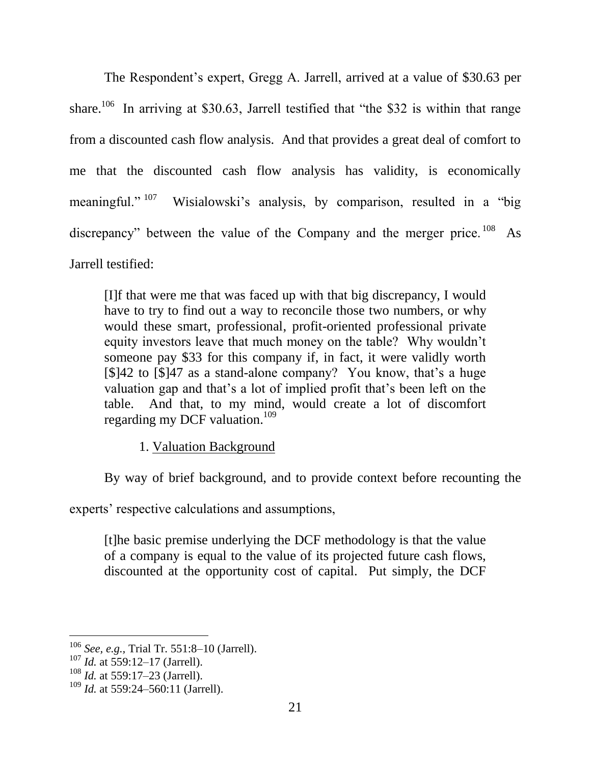The Respondent's expert, Gregg A. Jarrell, arrived at a value of $30.63 per share.[106] In arriving at $30.63, Jarrell testified that "the $32 is within that range from a discounted cash flow analysis. And that provides a great deal of comfort to me that the discounted cash flow analysis has validity, is economically meaningful."[107] Wisialowski's analysis, by comparison, resulted in a "big discrepancy" between the value of the Company and the merger price.[108] As Jarrell testified:

> [I]f that were me that was faced up with that big discrepancy, I would have to try to find out a way to reconcile those two numbers, or why would these smart, professional, profit-oriented professional private equity investors leave that much money on the table? Why wouldn't someone pay $33 for this company if, in fact, it were validly worth [$]42 to [$]47 as a stand-alone company? You know, that's a huge valuation gap and that's a lot of implied profit that's been left on the table. And that, to my mind, would create a lot of discomfort regarding my DCF valuation.[109]

1. <u>Valuation Background</u>

By way of brief background, and to provide context before recounting the experts' respective calculations and assumptions,

> [t]he basic premise underlying the DCF methodology is that the value of a company is equal to the value of its projected future cash flows, discounted at the opportunity cost of capital. Put simply, the DCF

---

[106] *See, e.g.*, Trial Tr. 551:8–10 (Jarrell).

[107] *Id.* at 559:12–17 (Jarrell).

[108] *Id.* at 559:17–23 (Jarrell).

[109] *Id.* at 559:24–560:11 (Jarrell).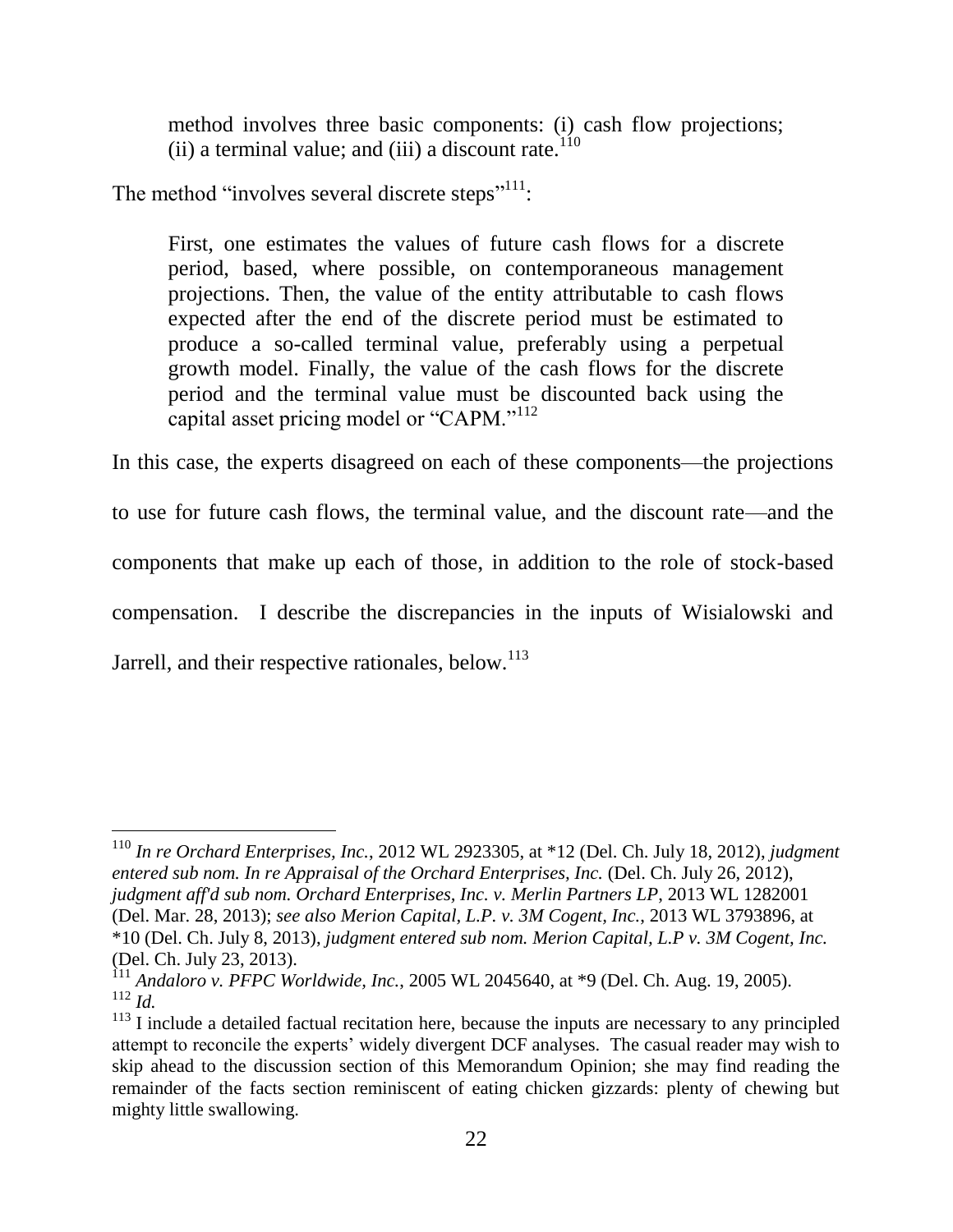> method involves three basic components: (i) cash flow projections; (ii) a terminal value; and (iii) a discount rate.[110]

The method "involves several discrete steps"[111]:

> First, one estimates the values of future cash flows for a discrete period, based, where possible, on contemporaneous management projections. Then, the value of the entity attributable to cash flows expected after the end of the discrete period must be estimated to produce a so-called terminal value, preferably using a perpetual growth model. Finally, the value of the cash flows for the discrete period and the terminal value must be discounted back using the capital asset pricing model or "CAPM."[112]

In this case, the experts disagreed on each of these components—the projections to use for future cash flows, the terminal value, and the discount rate—and the components that make up each of those, in addition to the role of stock-based compensation. I describe the discrepancies in the inputs of Wisialowski and Jarrell, and their respective rationales, below.[113]

---

[110] *In re Orchard Enterprises, Inc.*, 2012 WL 2923305, at *12 (Del. Ch. July 18, 2012), *judgment entered sub nom. In re Appraisal of the Orchard Enterprises, Inc.* (Del. Ch. July 26, 2012), *judgment aff'd sub nom. Orchard Enterprises, Inc. v. Merlin Partners LP*, 2013 WL 1282001 (Del. Mar. 28, 2013); *see also Merion Capital, L.P. v. 3M Cogent, Inc.*, 2013 WL 3793896, at *10 (Del. Ch. July 8, 2013), *judgment entered sub nom. Merion Capital, L.P v. 3M Cogent, Inc.* (Del. Ch. July 23, 2013).

[111] *Andaloro v. PFPC Worldwide, Inc.*, 2005 WL 2045640, at *9 (Del. Ch. Aug. 19, 2005).

[112] *Id.*

[113] I include a detailed factual recitation here, because the inputs are necessary to any principled attempt to reconcile the experts' widely divergent DCF analyses. The casual reader may wish to skip ahead to the discussion section of this Memorandum Opinion; she may find reading the remainder of the facts section reminiscent of eating chicken gizzards: plenty of chewing but mighty little swallowing.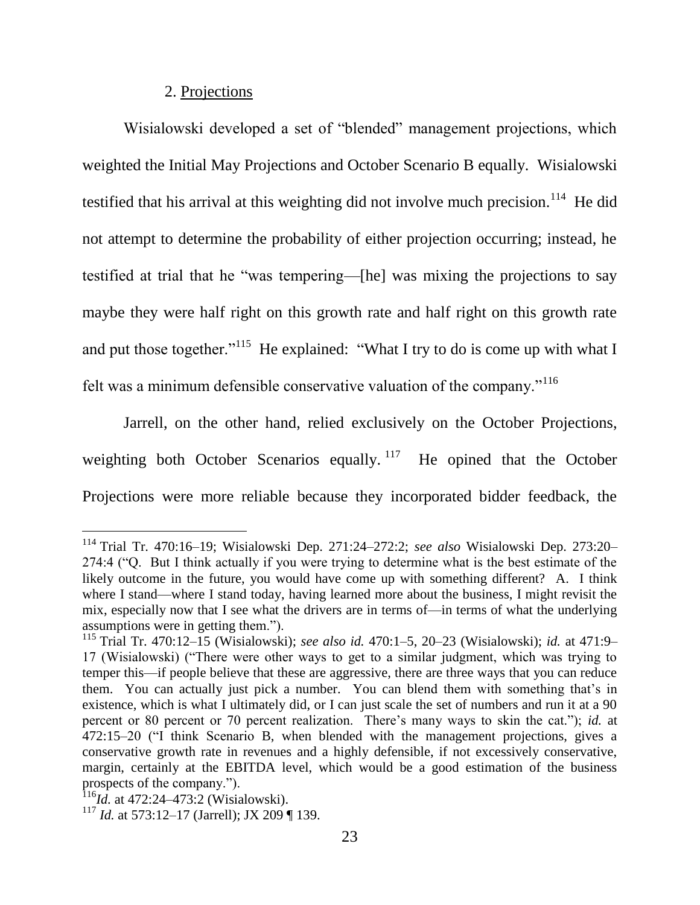### 2. Projections

Wisialowski developed a set of "blended" management projections, which weighted the Initial May Projections and October Scenario B equally. Wisialowski testified that his arrival at this weighting did not involve much precision.[114] He did not attempt to determine the probability of either projection occurring; instead, he testified at trial that he "was tempering—[he] was mixing the projections to say maybe they were half right on this growth rate and half right on this growth rate and put those together."[115] He explained: "What I try to do is come up with what I felt was a minimum defensible conservative valuation of the company."[116]

Jarrell, on the other hand, relied exclusively on the October Projections, weighting both October Scenarios equally.[117] He opined that the October Projections were more reliable because they incorporated bidder feedback, the

---

[114] Trial Tr. 470:16–19; Wisialowski Dep. 271:24–272:2; *see also* Wisialowski Dep. 273:20–274:4 ("Q. But I think actually if you were trying to determine what is the best estimate of the likely outcome in the future, you would have come up with something different? A. I think where I stand—where I stand today, having learned more about the business, I might revisit the mix, especially now that I see what the drivers are in terms of—in terms of what the underlying assumptions were in getting them.").

[115] Trial Tr. 470:12–15 (Wisialowski); *see also id.* 470:1–5, 20–23 (Wisialowski); *id.* at 471:9–17 (Wisialowski) ("There were other ways to get to a similar judgment, which was trying to temper this—if people believe that these are aggressive, there are three ways that you can reduce them. You can actually just pick a number. You can blend them with something that's in existence, which is what I ultimately did, or I can just scale the set of numbers and run it at a 90 percent or 80 percent or 70 percent realization. There's many ways to skin the cat."); *id.* at 472:15–20 ("I think Scenario B, when blended with the management projections, gives a conservative growth rate in revenues and a highly defensible, if not excessively conservative, margin, certainly at the EBITDA level, which would be a good estimation of the business prospects of the company.").

[116] *Id.* at 472:24–473:2 (Wisialowski).

[117] *Id.* at 573:12–17 (Jarrell); JX 209 ¶ 139.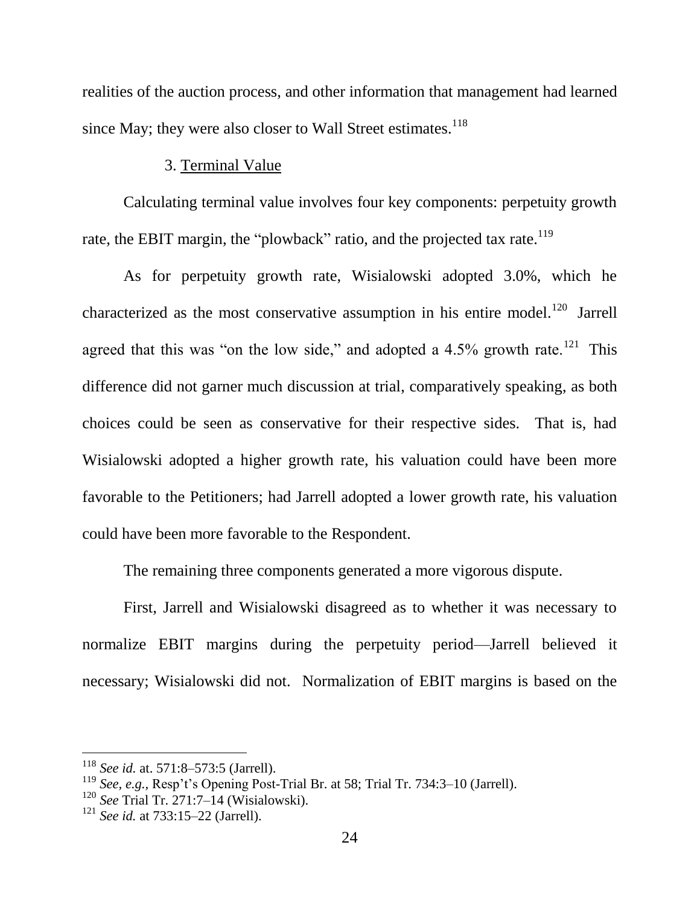realities of the auction process, and other information that management had learned since May; they were also closer to Wall Street estimates.[118]

3. Terminal Value

Calculating terminal value involves four key components: perpetuity growth rate, the EBIT margin, the "plowback" ratio, and the projected tax rate.[119]

As for perpetuity growth rate, Wisialowski adopted 3.0%, which he characterized as the most conservative assumption in his entire model.[120] Jarrell agreed that this was "on the low side," and adopted a 4.5% growth rate.[121] This difference did not garner much discussion at trial, comparatively speaking, as both choices could be seen as conservative for their respective sides. That is, had Wisialowski adopted a higher growth rate, his valuation could have been more favorable to the Petitioners; had Jarrell adopted a lower growth rate, his valuation could have been more favorable to the Respondent.

The remaining three components generated a more vigorous dispute.

First, Jarrell and Wisialowski disagreed as to whether it was necessary to normalize EBIT margins during the perpetuity period—Jarrell believed it necessary; Wisialowski did not. Normalization of EBIT margins is based on the

---

[118] *See id.* at. 571:8–573:5 (Jarrell).

[119] *See, e.g.*, Resp't's Opening Post-Trial Br. at 58; Trial Tr. 734:3–10 (Jarrell).

[120] *See* Trial Tr. 271:7–14 (Wisialowski).

[121] *See id.* at 733:15–22 (Jarrell).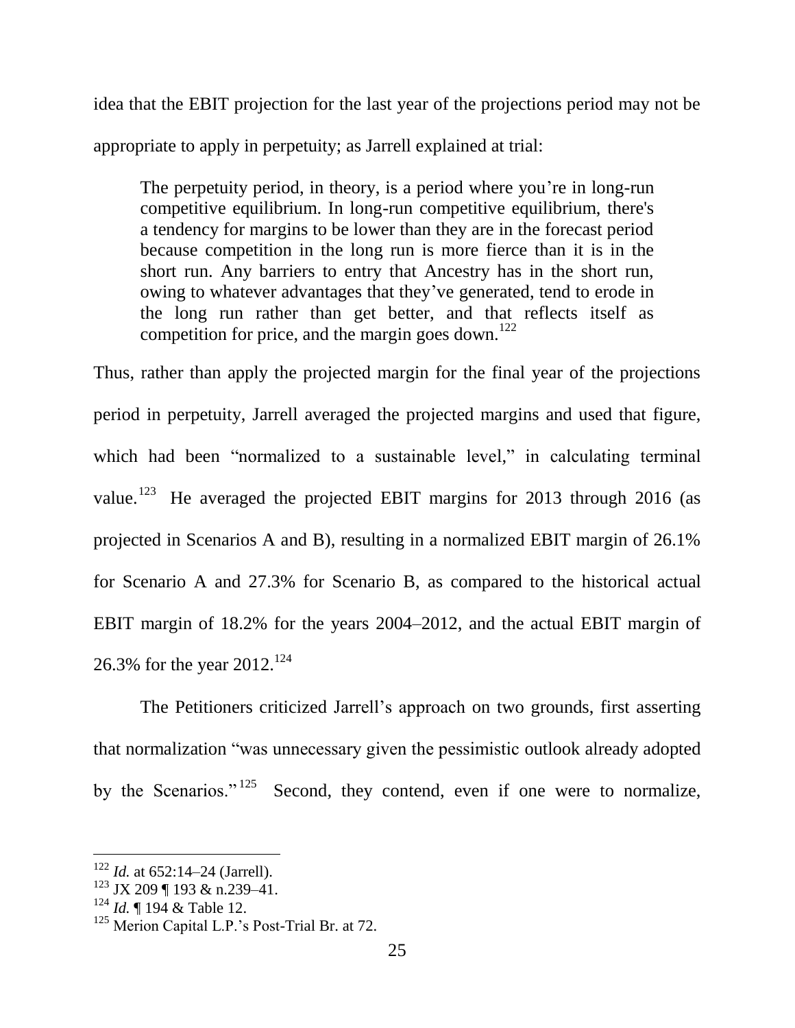idea that the EBIT projection for the last year of the projections period may not be appropriate to apply in perpetuity; as Jarrell explained at trial:

> The perpetuity period, in theory, is a period where you're in long-run competitive equilibrium. In long-run competitive equilibrium, there's a tendency for margins to be lower than they are in the forecast period because competition in the long run is more fierce than it is in the short run. Any barriers to entry that Ancestry has in the short run, owing to whatever advantages that they've generated, tend to erode in the long run rather than get better, and that reflects itself as competition for price, and the margin goes down.[122]

Thus, rather than apply the projected margin for the final year of the projections period in perpetuity, Jarrell averaged the projected margins and used that figure, which had been "normalized to a sustainable level," in calculating terminal value.[123] He averaged the projected EBIT margins for 2013 through 2016 (as projected in Scenarios A and B), resulting in a normalized EBIT margin of 26.1% for Scenario A and 27.3% for Scenario B, as compared to the historical actual EBIT margin of 18.2% for the years 2004–2012, and the actual EBIT margin of 26.3% for the year 2012.[124]

The Petitioners criticized Jarrell's approach on two grounds, first asserting that normalization "was unnecessary given the pessimistic outlook already adopted by the Scenarios."[125] Second, they contend, even if one were to normalize,

---

[122] *Id.* at 652:14–24 (Jarrell).

[123] JX 209 ¶ 193 & n.239–41.

[124] *Id.* ¶ 194 & Table 12.

[125] Merion Capital L.P.'s Post-Trial Br. at 72.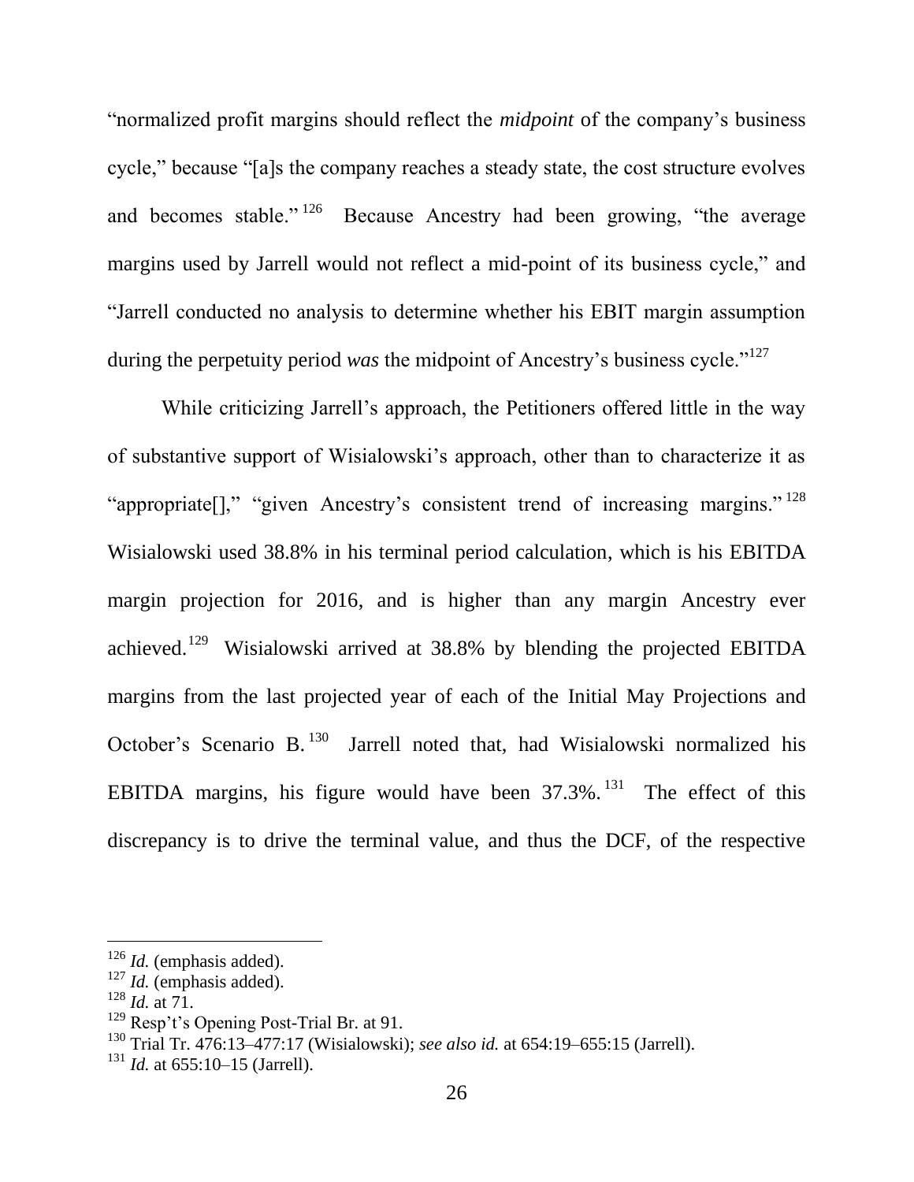"normalized profit margins should reflect the *midpoint* of the company's business cycle," because "[a]s the company reaches a steady state, the cost structure evolves and becomes stable."[126] Because Ancestry had been growing, "the average margins used by Jarrell would not reflect a mid-point of its business cycle," and "Jarrell conducted no analysis to determine whether his EBIT margin assumption during the perpetuity period *was* the midpoint of Ancestry's business cycle."[127]

While criticizing Jarrell's approach, the Petitioners offered little in the way of substantive support of Wisialowski's approach, other than to characterize it as "appropriate[]," "given Ancestry's consistent trend of increasing margins."[128] Wisialowski used 38.8% in his terminal period calculation, which is his EBITDA margin projection for 2016, and is higher than any margin Ancestry ever achieved.[129] Wisialowski arrived at 38.8% by blending the projected EBITDA margins from the last projected year of each of the Initial May Projections and October's Scenario B.[130] Jarrell noted that, had Wisialowski normalized his EBITDA margins, his figure would have been 37.3%.[131] The effect of this discrepancy is to drive the terminal value, and thus the DCF, of the respective

---

[126] *Id.* (emphasis added).

[127] *Id.* (emphasis added).

[128] *Id.* at 71.

[129] Resp't's Opening Post-Trial Br. at 91.

[130] Trial Tr. 476:13–477:17 (Wisialowski); *see also id.* at 654:19–655:15 (Jarrell).

[131] *Id.* at 655:10–15 (Jarrell).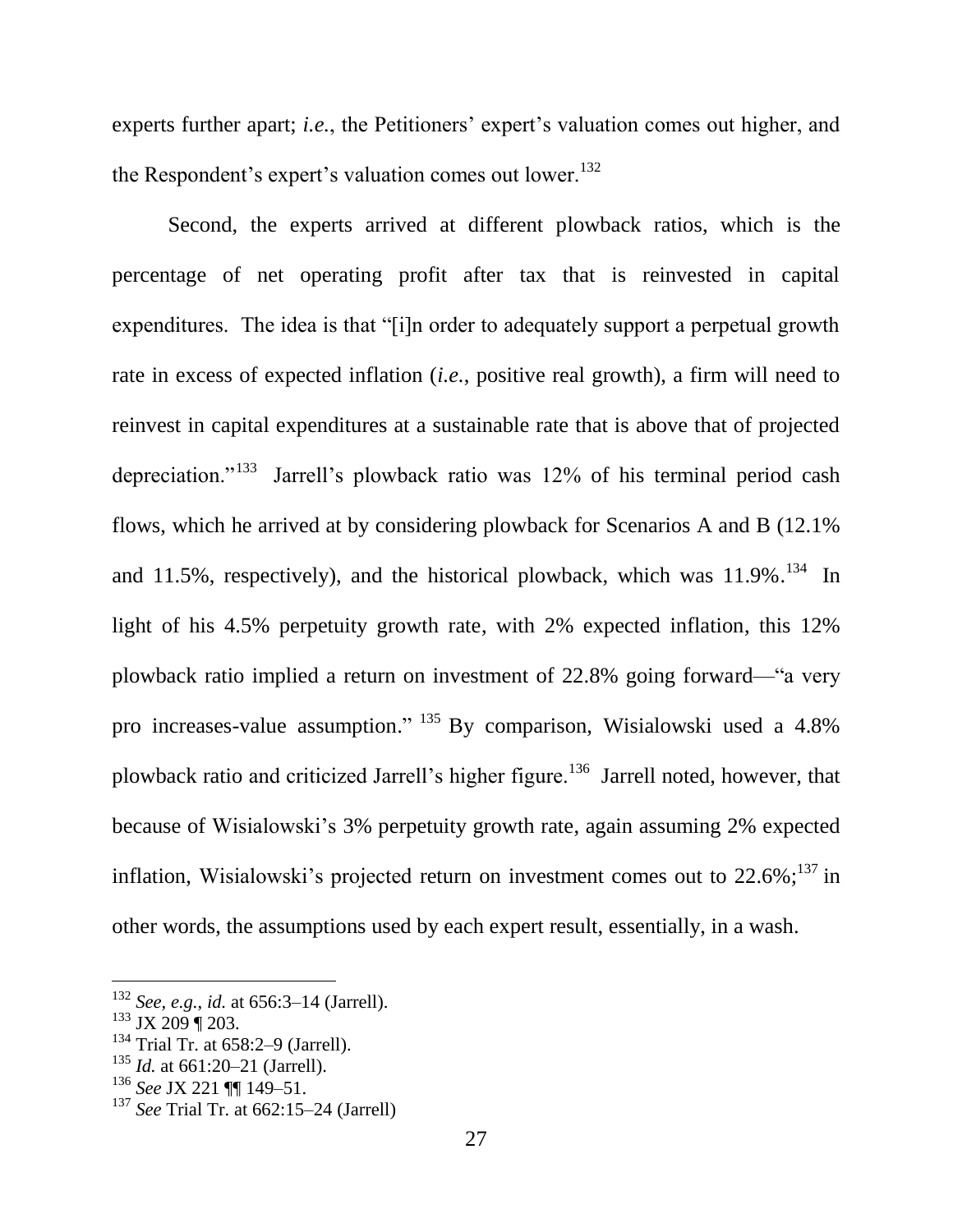experts further apart; *i.e.*, the Petitioners' expert's valuation comes out higher, and the Respondent's expert's valuation comes out lower.[132]

Second, the experts arrived at different plowback ratios, which is the percentage of net operating profit after tax that is reinvested in capital expenditures. The idea is that "[i]n order to adequately support a perpetual growth rate in excess of expected inflation (*i.e.*, positive real growth), a firm will need to reinvest in capital expenditures at a sustainable rate that is above that of projected depreciation."[133] Jarrell's plowback ratio was 12% of his terminal period cash flows, which he arrived at by considering plowback for Scenarios A and B (12.1% and 11.5%, respectively), and the historical plowback, which was 11.9%.[134] In light of his 4.5% perpetuity growth rate, with 2% expected inflation, this 12% plowback ratio implied a return on investment of 22.8% going forward—"a very pro increases-value assumption." [135] By comparison, Wisialowski used a 4.8% plowback ratio and criticized Jarrell's higher figure.[136] Jarrell noted, however, that because of Wisialowski's 3% perpetuity growth rate, again assuming 2% expected inflation, Wisialowski's projected return on investment comes out to 22.6%;[137] in other words, the assumptions used by each expert result, essentially, in a wash.

---

[132] *See, e.g.*, *id.* at 656:3–14 (Jarrell).

[133] JX 209 ¶ 203.

[134] Trial Tr. at 658:2–9 (Jarrell).

[135] *Id.* at 661:20–21 (Jarrell).

[136] *See* JX 221 ¶¶ 149–51.

[137] *See* Trial Tr. at 662:15–24 (Jarrell)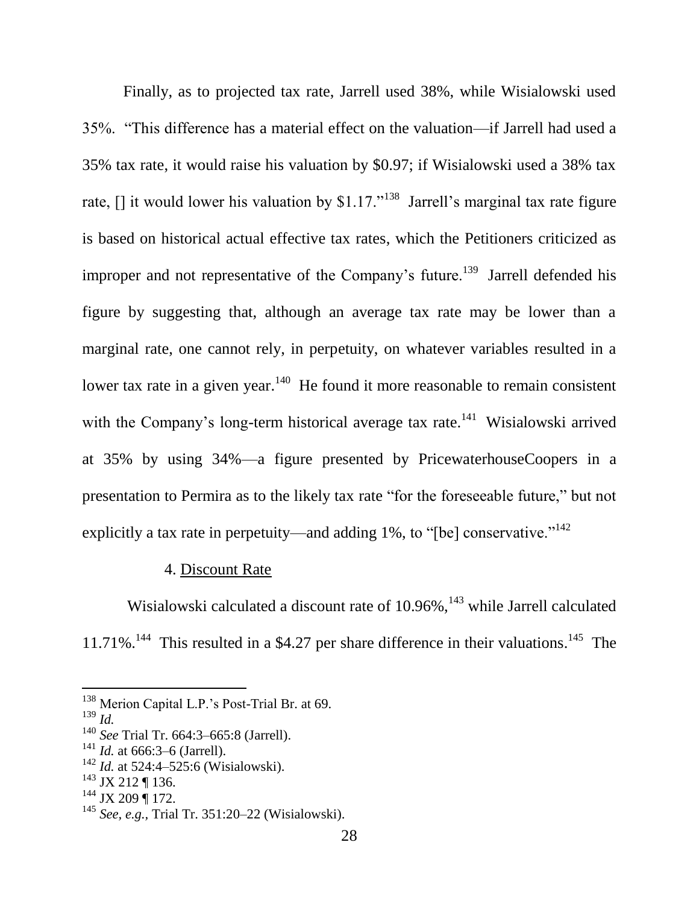Finally, as to projected tax rate, Jarrell used 38%, while Wisialowski used 35%. "This difference has a material effect on the valuation—if Jarrell had used a 35% tax rate, it would raise his valuation by $0.97; if Wisialowski used a 38% tax rate, [] it would lower his valuation by $1.17."[138] Jarrell's marginal tax rate figure is based on historical actual effective tax rates, which the Petitioners criticized as improper and not representative of the Company's future.[139] Jarrell defended his figure by suggesting that, although an average tax rate may be lower than a marginal rate, one cannot rely, in perpetuity, on whatever variables resulted in a lower tax rate in a given year.[140] He found it more reasonable to remain consistent with the Company's long-term historical average tax rate.[141] Wisialowski arrived at 35% by using 34%—a figure presented by PricewaterhouseCoopers in a presentation to Permira as to the likely tax rate "for the foreseeable future," but not explicitly a tax rate in perpetuity—and adding 1%, to "[be] conservative."[142]

4. Discount Rate

Wisialowski calculated a discount rate of 10.96%,[143] while Jarrell calculated 11.71%.[144] This resulted in a $4.27 per share difference in their valuations.[145] The

---

[138] Merion Capital L.P.'s Post-Trial Br. at 69.

[139] *Id.*

[140] *See* Trial Tr. 664:3–665:8 (Jarrell).

[141] *Id.* at 666:3–6 (Jarrell).

[142] *Id.* at 524:4–525:6 (Wisialowski).

[143] JX 212 ¶ 136.

[144] JX 209 ¶ 172.

[145] *See, e.g.*, Trial Tr. 351:20–22 (Wisialowski).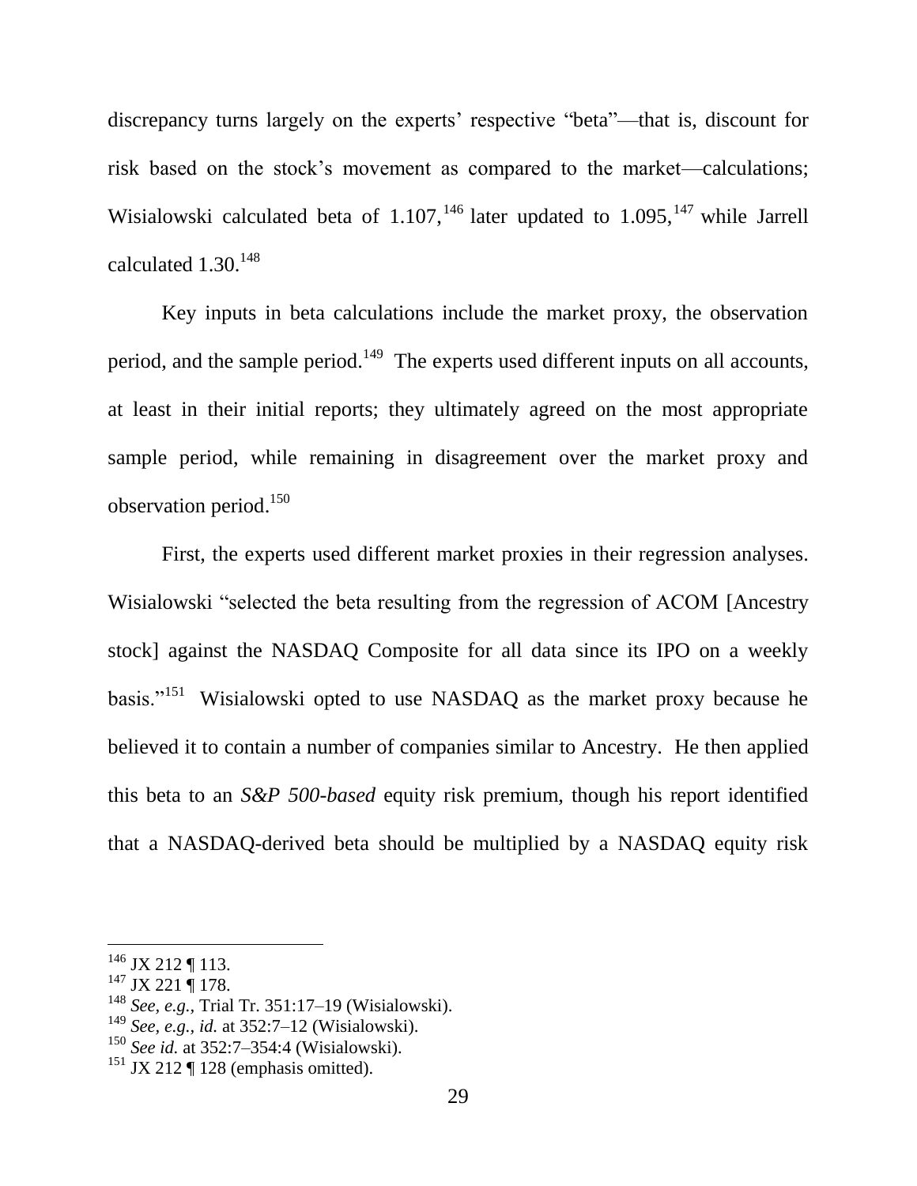discrepancy turns largely on the experts' respective "beta"—that is, discount for risk based on the stock's movement as compared to the market—calculations; Wisialowski calculated beta of 1.107,[146] later updated to 1.095,[147] while Jarrell calculated 1.30.[148]

Key inputs in beta calculations include the market proxy, the observation period, and the sample period.[149] The experts used different inputs on all accounts, at least in their initial reports; they ultimately agreed on the most appropriate sample period, while remaining in disagreement over the market proxy and observation period.[150]

First, the experts used different market proxies in their regression analyses. Wisialowski "selected the beta resulting from the regression of ACOM [Ancestry stock] against the NASDAQ Composite for all data since its IPO on a weekly basis."[151] Wisialowski opted to use NASDAQ as the market proxy because he believed it to contain a number of companies similar to Ancestry. He then applied this beta to an *S&P 500-based* equity risk premium, though his report identified that a NASDAQ-derived beta should be multiplied by a NASDAQ equity risk

---

[146] JX 212 ¶ 113.

[147] JX 221 ¶ 178.

[148] *See, e.g.*, Trial Tr. 351:17–19 (Wisialowski).

[149] *See, e.g.*, *id.* at 352:7–12 (Wisialowski).

[150] *See id.* at 352:7–354:4 (Wisialowski).

[151] JX 212 ¶ 128 (emphasis omitted).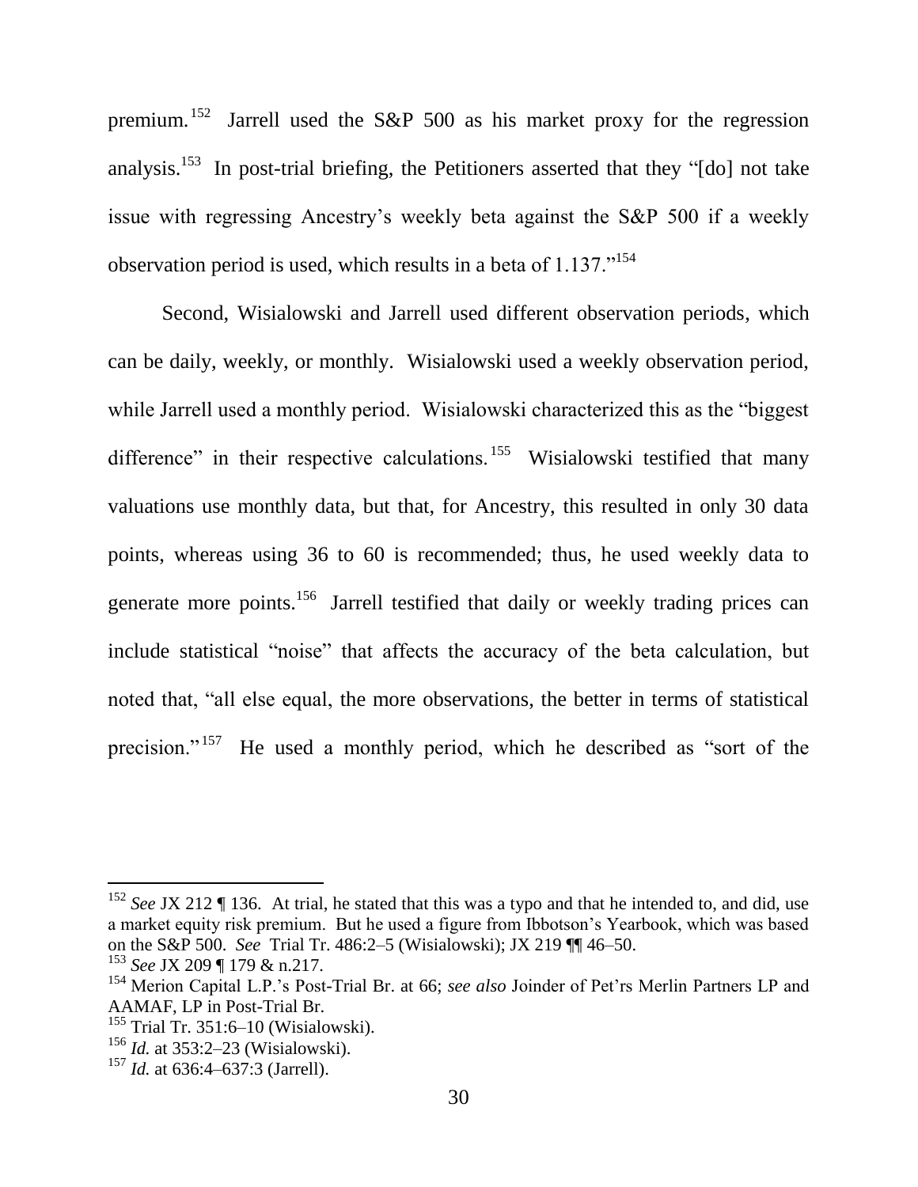premium.[152] Jarrell used the S&P 500 as his market proxy for the regression analysis.[153] In post-trial briefing, the Petitioners asserted that they "[do] not take issue with regressing Ancestry's weekly beta against the S&P 500 if a weekly observation period is used, which results in a beta of 1.137."[154]

Second, Wisialowski and Jarrell used different observation periods, which can be daily, weekly, or monthly. Wisialowski used a weekly observation period, while Jarrell used a monthly period. Wisialowski characterized this as the "biggest difference" in their respective calculations.[155] Wisialowski testified that many valuations use monthly data, but that, for Ancestry, this resulted in only 30 data points, whereas using 36 to 60 is recommended; thus, he used weekly data to generate more points.[156] Jarrell testified that daily or weekly trading prices can include statistical "noise" that affects the accuracy of the beta calculation, but noted that, "all else equal, the more observations, the better in terms of statistical precision."[157] He used a monthly period, which he described as "sort of the

---

[152] *See* JX 212 ¶ 136. At trial, he stated that this was a typo and that he intended to, and did, use a market equity risk premium. But he used a figure from Ibbotson's Yearbook, which was based on the S&P 500. *See* Trial Tr. 486:2–5 (Wisialowski); JX 219 ¶¶ 46–50.

[153] *See* JX 209 ¶ 179 & n.217.

[154] Merion Capital L.P.'s Post-Trial Br. at 66; *see also* Joinder of Pet'rs Merlin Partners LP and AAMAF, LP in Post-Trial Br.

[155] Trial Tr. 351:6–10 (Wisialowski).

[156] *Id.* at 353:2–23 (Wisialowski).

[157] *Id.* at 636:4–637:3 (Jarrell).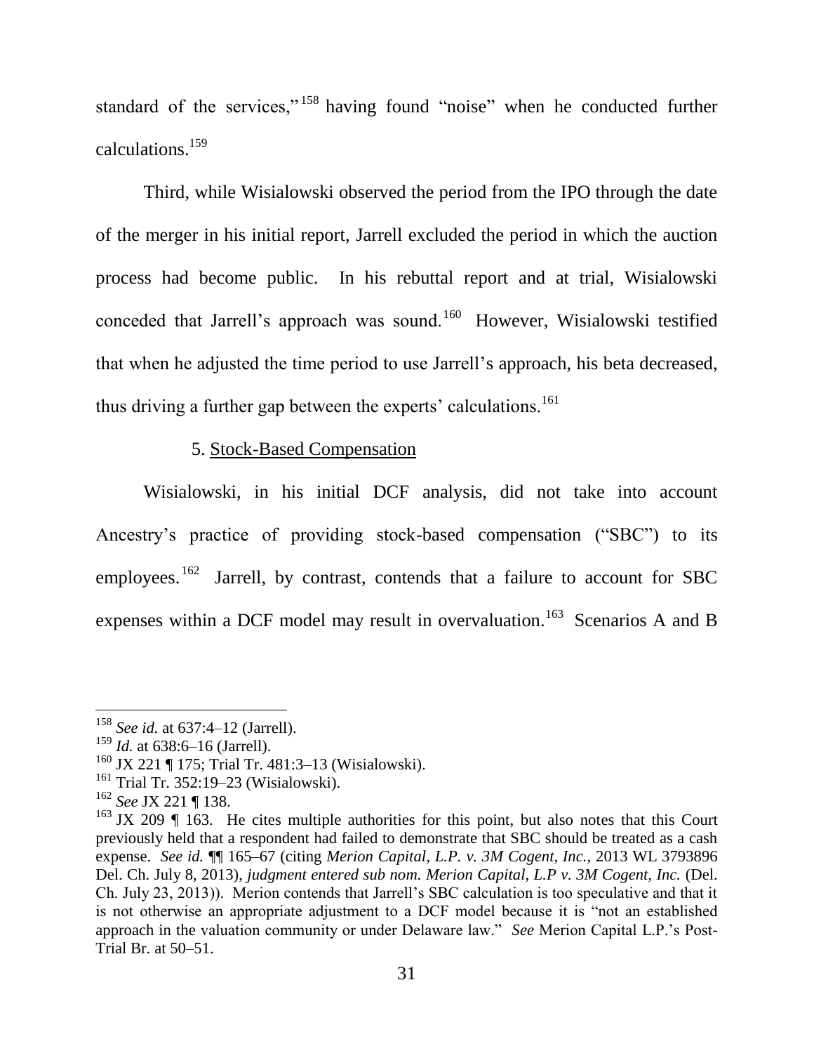standard of the services,"[158] having found "noise" when he conducted further calculations.[159]

Third, while Wisialowski observed the period from the IPO through the date of the merger in his initial report, Jarrell excluded the period in which the auction process had become public. In his rebuttal report and at trial, Wisialowski conceded that Jarrell's approach was sound.[160] However, Wisialowski testified that when he adjusted the time period to use Jarrell's approach, his beta decreased, thus driving a further gap between the experts' calculations.[161]

5. Stock-Based Compensation

Wisialowski, in his initial DCF analysis, did not take into account Ancestry's practice of providing stock-based compensation ("SBC") to its employees.[162] Jarrell, by contrast, contends that a failure to account for SBC expenses within a DCF model may result in overvaluation.[163] Scenarios A and B

---

[158] *See id.* at 637:4–12 (Jarrell).

[159] *Id.* at 638:6–16 (Jarrell).

[160] JX 221 ¶ 175; Trial Tr. 481:3–13 (Wisialowski).

[161] Trial Tr. 352:19–23 (Wisialowski).

[162] *See* JX 221 ¶ 138.

[163] JX 209 ¶ 163. He cites multiple authorities for this point, but also notes that this Court previously held that a respondent had failed to demonstrate that SBC should be treated as a cash expense. *See id.* ¶¶ 165–67 (citing *Merion Capital, L.P. v. 3M Cogent, Inc.*, 2013 WL 3793896 Del. Ch. July 8, 2013), *judgment entered sub nom. Merion Capital, L.P v. 3M Cogent, Inc.* (Del. Ch. July 23, 2013)). Merion contends that Jarrell's SBC calculation is too speculative and that it is not otherwise an appropriate adjustment to a DCF model because it is "not an established approach in the valuation community or under Delaware law." *See* Merion Capital L.P.'s Post-Trial Br. at 50–51.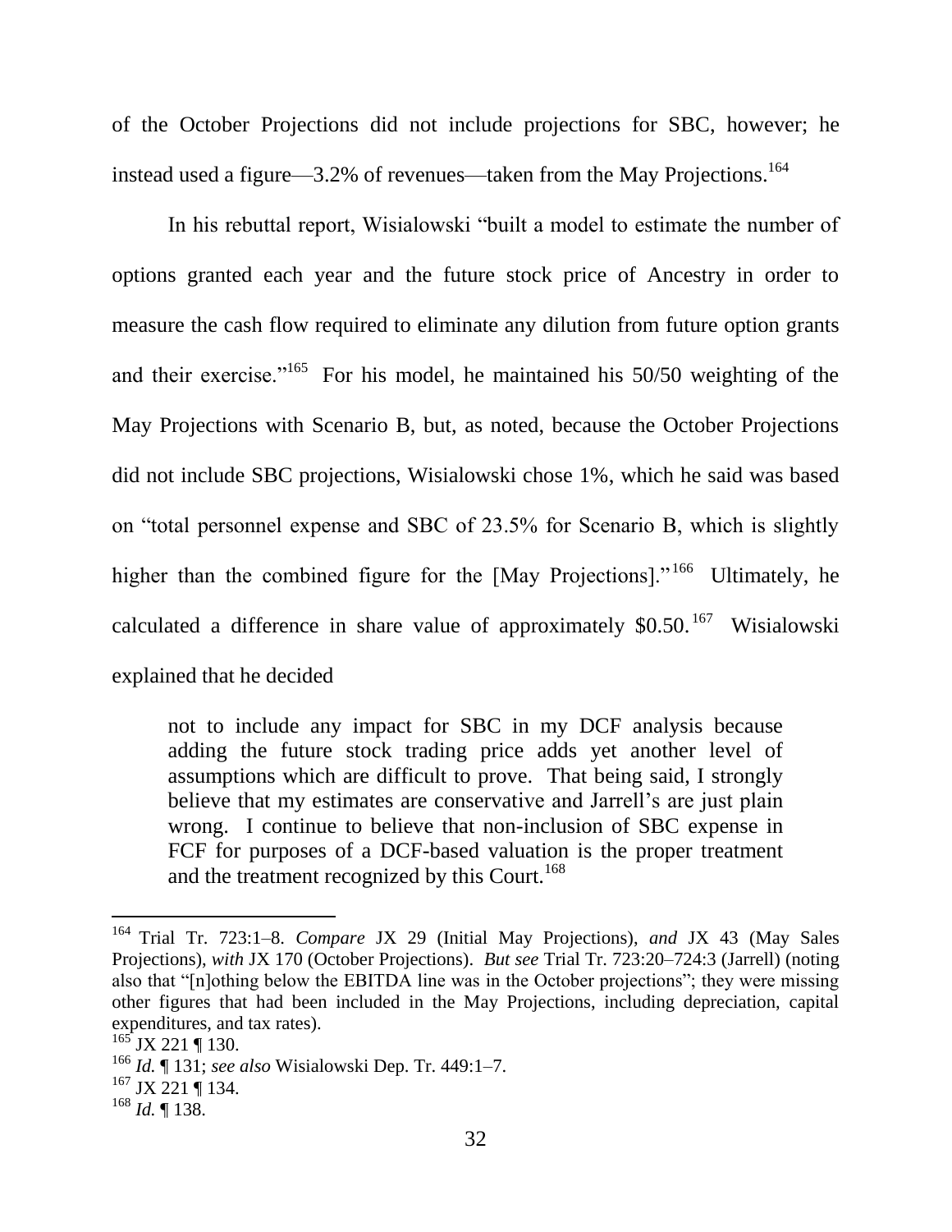of the October Projections did not include projections for SBC, however; he instead used a figure—3.2% of revenues—taken from the May Projections.[164]

In his rebuttal report, Wisialowski "built a model to estimate the number of options granted each year and the future stock price of Ancestry in order to measure the cash flow required to eliminate any dilution from future option grants and their exercise."[165] For his model, he maintained his 50/50 weighting of the May Projections with Scenario B, but, as noted, because the October Projections did not include SBC projections, Wisialowski chose 1%, which he said was based on "total personnel expense and SBC of 23.5% for Scenario B, which is slightly higher than the combined figure for the [May Projections]."[166] Ultimately, he calculated a difference in share value of approximately $0.50.[167] Wisialowski explained that he decided

> not to include any impact for SBC in my DCF analysis because adding the future stock trading price adds yet another level of assumptions which are difficult to prove. That being said, I strongly believe that my estimates are conservative and Jarrell's are just plain wrong. I continue to believe that non-inclusion of SBC expense in FCF for purposes of a DCF-based valuation is the proper treatment and the treatment recognized by this Court.[168]

---

[164] Trial Tr. 723:1–8. *Compare* JX 29 (Initial May Projections), *and* JX 43 (May Sales Projections), *with* JX 170 (October Projections). *But see* Trial Tr. 723:20–724:3 (Jarrell) (noting also that "[n]othing below the EBITDA line was in the October projections"; they were missing other figures that had been included in the May Projections, including depreciation, capital expenditures, and tax rates).

[165] JX 221 ¶ 130.

[166] *Id.* ¶ 131; *see also* Wisialowski Dep. Tr. 449:1–7.

[167] JX 221 ¶ 134.

[168] *Id.* ¶ 138.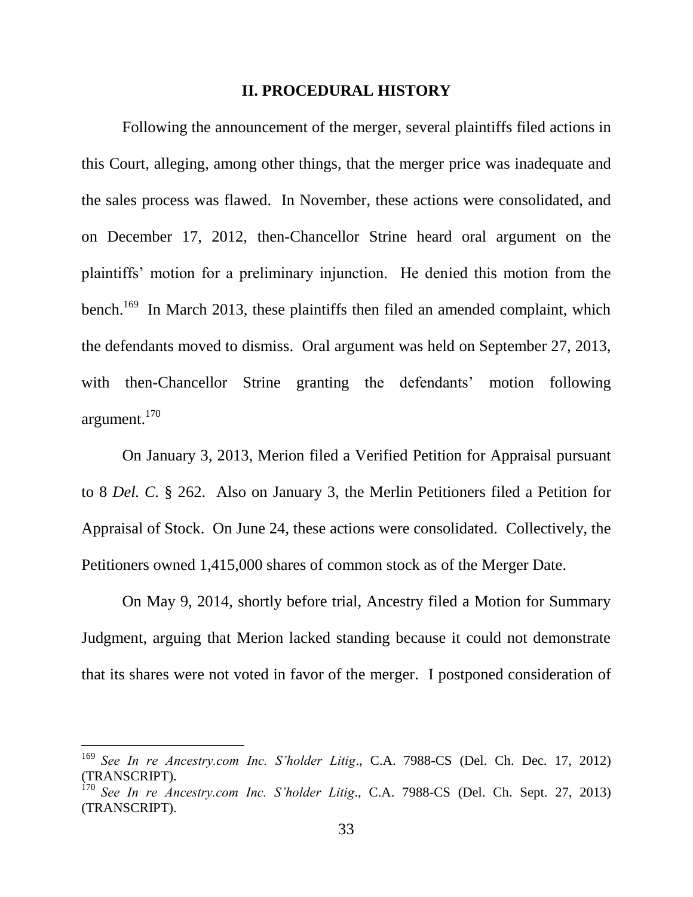## II. PROCEDURAL HISTORY

Following the announcement of the merger, several plaintiffs filed actions in this Court, alleging, among other things, that the merger price was inadequate and the sales process was flawed. In November, these actions were consolidated, and on December 17, 2012, then-Chancellor Strine heard oral argument on the plaintiffs' motion for a preliminary injunction. He denied this motion from the bench.[169] In March 2013, these plaintiffs then filed an amended complaint, which the defendants moved to dismiss. Oral argument was held on September 27, 2013, with then-Chancellor Strine granting the defendants' motion following argument.[170]

On January 3, 2013, Merion filed a Verified Petition for Appraisal pursuant to 8 *Del. C.* § 262. Also on January 3, the Merlin Petitioners filed a Petition for Appraisal of Stock. On June 24, these actions were consolidated. Collectively, the Petitioners owned 1,415,000 shares of common stock as of the Merger Date.

On May 9, 2014, shortly before trial, Ancestry filed a Motion for Summary Judgment, arguing that Merion lacked standing because it could not demonstrate that its shares were not voted in favor of the merger. I postponed consideration of

---

[169] *See In re Ancestry.com Inc. S'holder Litig*., C.A. 7988-CS (Del. Ch. Dec. 17, 2012) (TRANSCRIPT).

[170] *See In re Ancestry.com Inc. S'holder Litig*., C.A. 7988-CS (Del. Ch. Sept. 27, 2013) (TRANSCRIPT).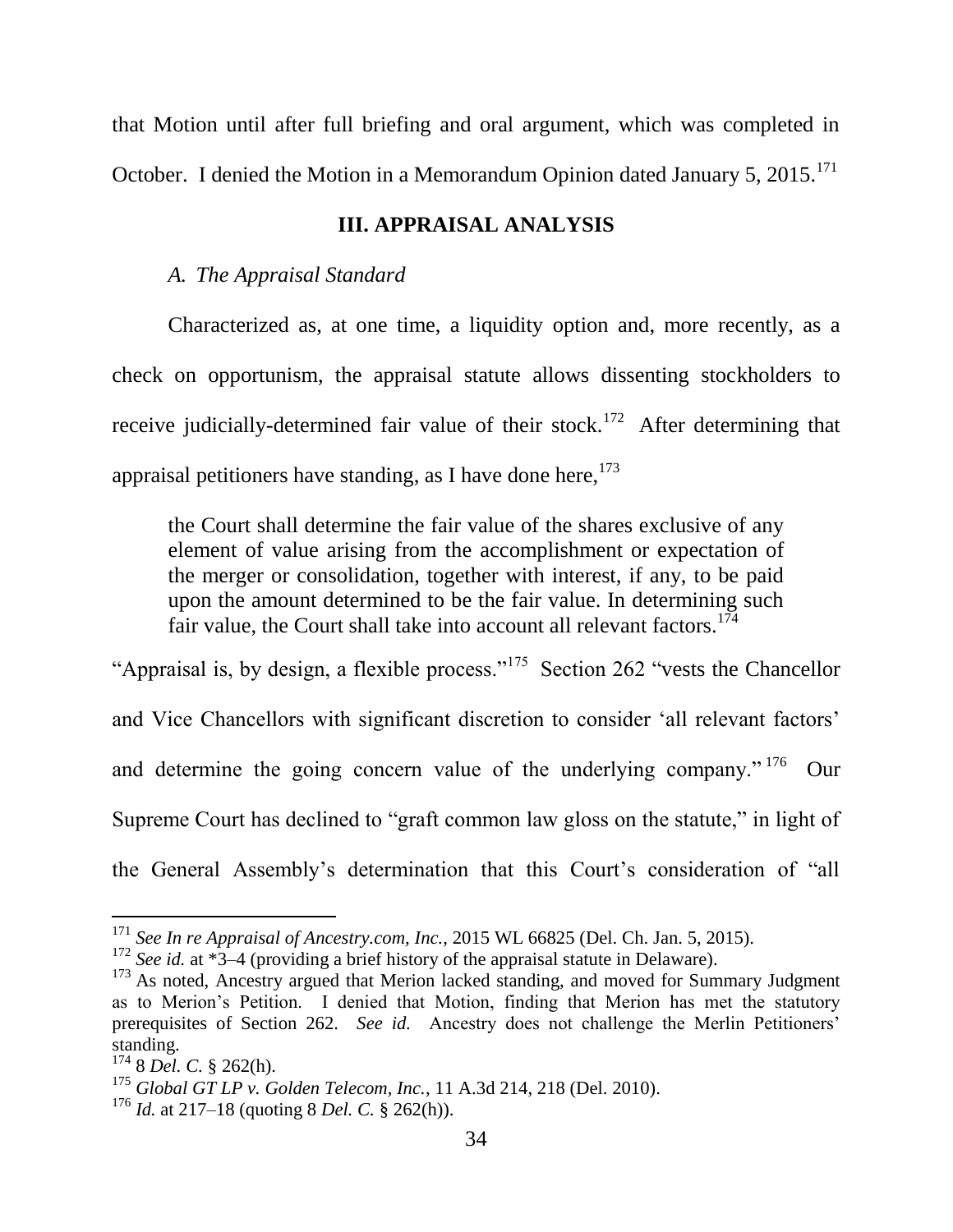that Motion until after full briefing and oral argument, which was completed in October. I denied the Motion in a Memorandum Opinion dated January 5, 2015.[171]

## III. APPRAISAL ANALYSIS

### *A. The Appraisal Standard*

Characterized as, at one time, a liquidity option and, more recently, as a check on opportunism, the appraisal statute allows dissenting stockholders to receive judicially-determined fair value of their stock.[172] After determining that appraisal petitioners have standing, as I have done here,[173]

> the Court shall determine the fair value of the shares exclusive of any element of value arising from the accomplishment or expectation of the merger or consolidation, together with interest, if any, to be paid upon the amount determined to be the fair value. In determining such fair value, the Court shall take into account all relevant factors.[174]

"Appraisal is, by design, a flexible process."[175] Section 262 "vests the Chancellor and Vice Chancellors with significant discretion to consider 'all relevant factors' and determine the going concern value of the underlying company."[176] Our Supreme Court has declined to "graft common law gloss on the statute," in light of the General Assembly's determination that this Court's consideration of "all

---

[171] *See In re Appraisal of Ancestry.com, Inc.*, 2015 WL 66825 (Del. Ch. Jan. 5, 2015).

[172] *See id.* at *3–4 (providing a brief history of the appraisal statute in Delaware).

[173] As noted, Ancestry argued that Merion lacked standing, and moved for Summary Judgment as to Merion's Petition. I denied that Motion, finding that Merion has met the statutory prerequisites of Section 262. *See id.* Ancestry does not challenge the Merlin Petitioners' standing.

[174] 8 *Del. C.* § 262(h).

[175] *Global GT LP v. Golden Telecom, Inc.*, 11 A.3d 214, 218 (Del. 2010).

[176] *Id.* at 217–18 (quoting 8 *Del. C.* § 262(h)).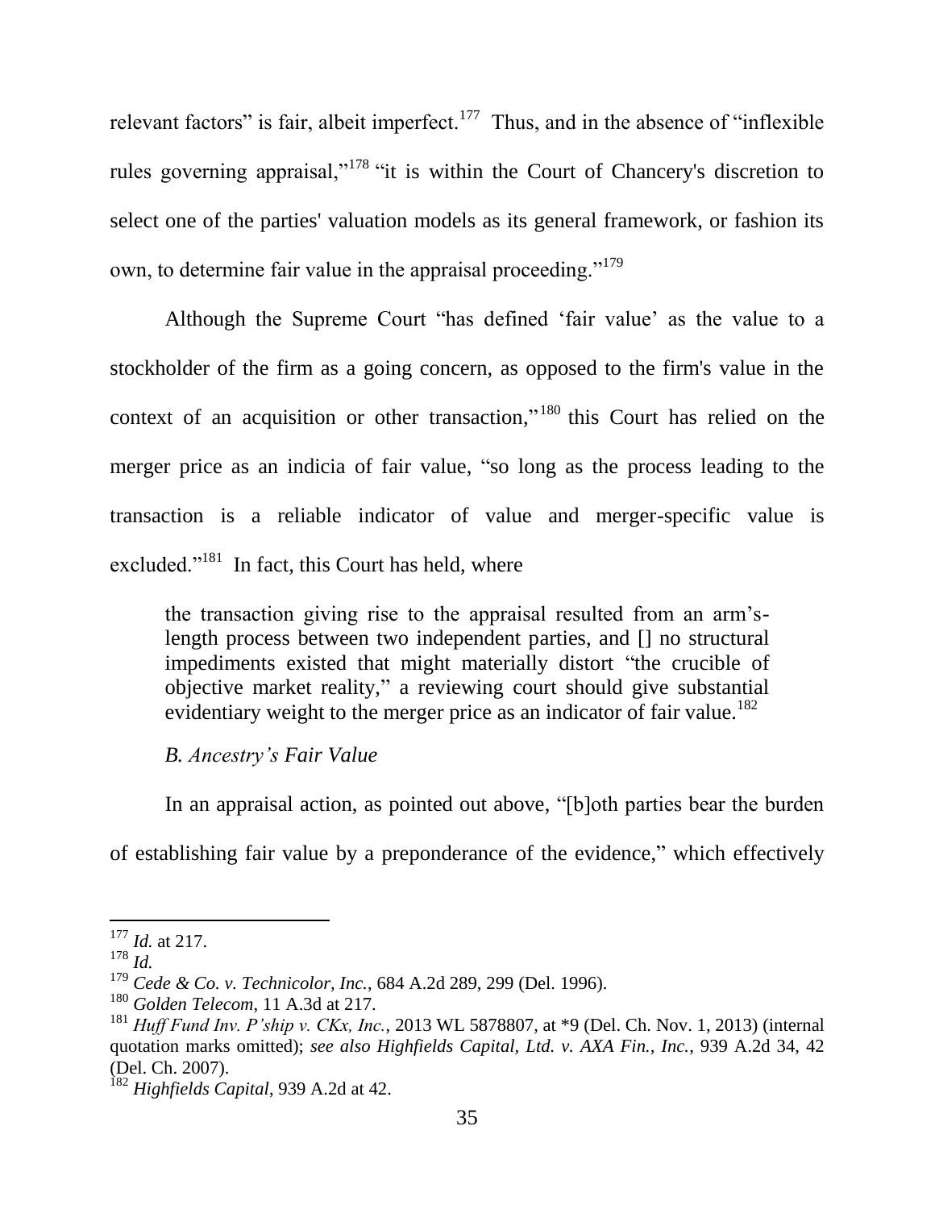relevant factors" is fair, albeit imperfect.[177] Thus, and in the absence of "inflexible rules governing appraisal,"[178] "it is within the Court of Chancery's discretion to select one of the parties' valuation models as its general framework, or fashion its own, to determine fair value in the appraisal proceeding."[179]

Although the Supreme Court "has defined 'fair value' as the value to a stockholder of the firm as a going concern, as opposed to the firm's value in the context of an acquisition or other transaction,"[180] this Court has relied on the merger price as an indicia of fair value, "so long as the process leading to the transaction is a reliable indicator of value and merger-specific value is excluded."[181] In fact, this Court has held, where

> the transaction giving rise to the appraisal resulted from an arm's-length process between two independent parties, and [] no structural impediments existed that might materially distort "the crucible of objective market reality," a reviewing court should give substantial evidentiary weight to the merger price as an indicator of fair value.[182]

*B. Ancestry's Fair Value*

In an appraisal action, as pointed out above, "[b]oth parties bear the burden of establishing fair value by a preponderance of the evidence," which effectively

---

[177] *Id.* at 217.

[178] *Id.*

[179] *Cede & Co. v. Technicolor, Inc.*, 684 A.2d 289, 299 (Del. 1996).

[180] *Golden Telecom*, 11 A.3d at 217.

[181] *Huff Fund Inv. P'ship v. CKx, Inc.*, 2013 WL 5878807, at *9 (Del. Ch. Nov. 1, 2013) (internal quotation marks omitted); *see also Highfields Capital, Ltd. v. AXA Fin., Inc.*, 939 A.2d 34, 42 (Del. Ch. 2007).

[182] *Highfields Capital*, 939 A.2d at 42.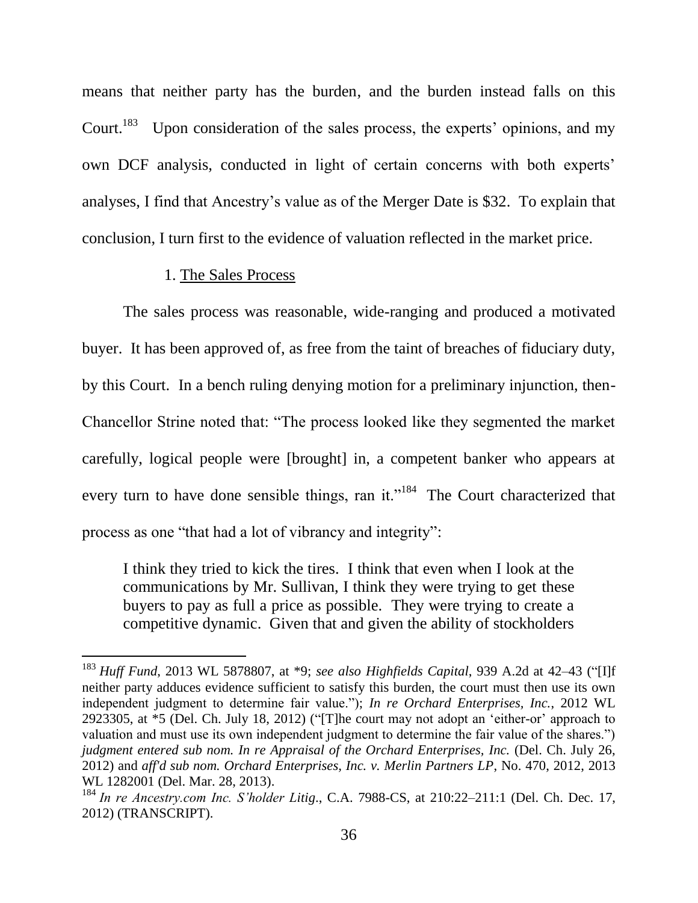means that neither party has the burden, and the burden instead falls on this Court.[183] Upon consideration of the sales process, the experts' opinions, and my own DCF analysis, conducted in light of certain concerns with both experts' analyses, I find that Ancestry's value as of the Merger Date is $32. To explain that conclusion, I turn first to the evidence of valuation reflected in the market price.

1. <u>The Sales Process</u>

The sales process was reasonable, wide-ranging and produced a motivated buyer. It has been approved of, as free from the taint of breaches of fiduciary duty, by this Court. In a bench ruling denying motion for a preliminary injunction, then-Chancellor Strine noted that: "The process looked like they segmented the market carefully, logical people were [brought] in, a competent banker who appears at every turn to have done sensible things, ran it."[184] The Court characterized that process as one "that had a lot of vibrancy and integrity":

> I think they tried to kick the tires. I think that even when I look at the communications by Mr. Sullivan, I think they were trying to get these buyers to pay as full a price as possible. They were trying to create a competitive dynamic. Given that and given the ability of stockholders

---

[183] *Huff Fund*, 2013 WL 5878807, at *9; *see also Highfields Capital*, 939 A.2d at 42–43 ("[I]f neither party adduces evidence sufficient to satisfy this burden, the court must then use its own independent judgment to determine fair value."); *In re Orchard Enterprises, Inc.*, 2012 WL 2923305, at *5 (Del. Ch. July 18, 2012) ("[T]he court may not adopt an 'either-or' approach to valuation and must use its own independent judgment to determine the fair value of the shares.") *judgment entered sub nom. In re Appraisal of the Orchard Enterprises, Inc.* (Del. Ch. July 26, 2012) and *aff'd sub nom. Orchard Enterprises, Inc. v. Merlin Partners LP*, No. 470, 2012, 2013 WL 1282001 (Del. Mar. 28, 2013).

[184] *In re Ancestry.com Inc. S'holder Litig*., C.A. 7988-CS, at 210:22–211:1 (Del. Ch. Dec. 17, 2012) (TRANSCRIPT).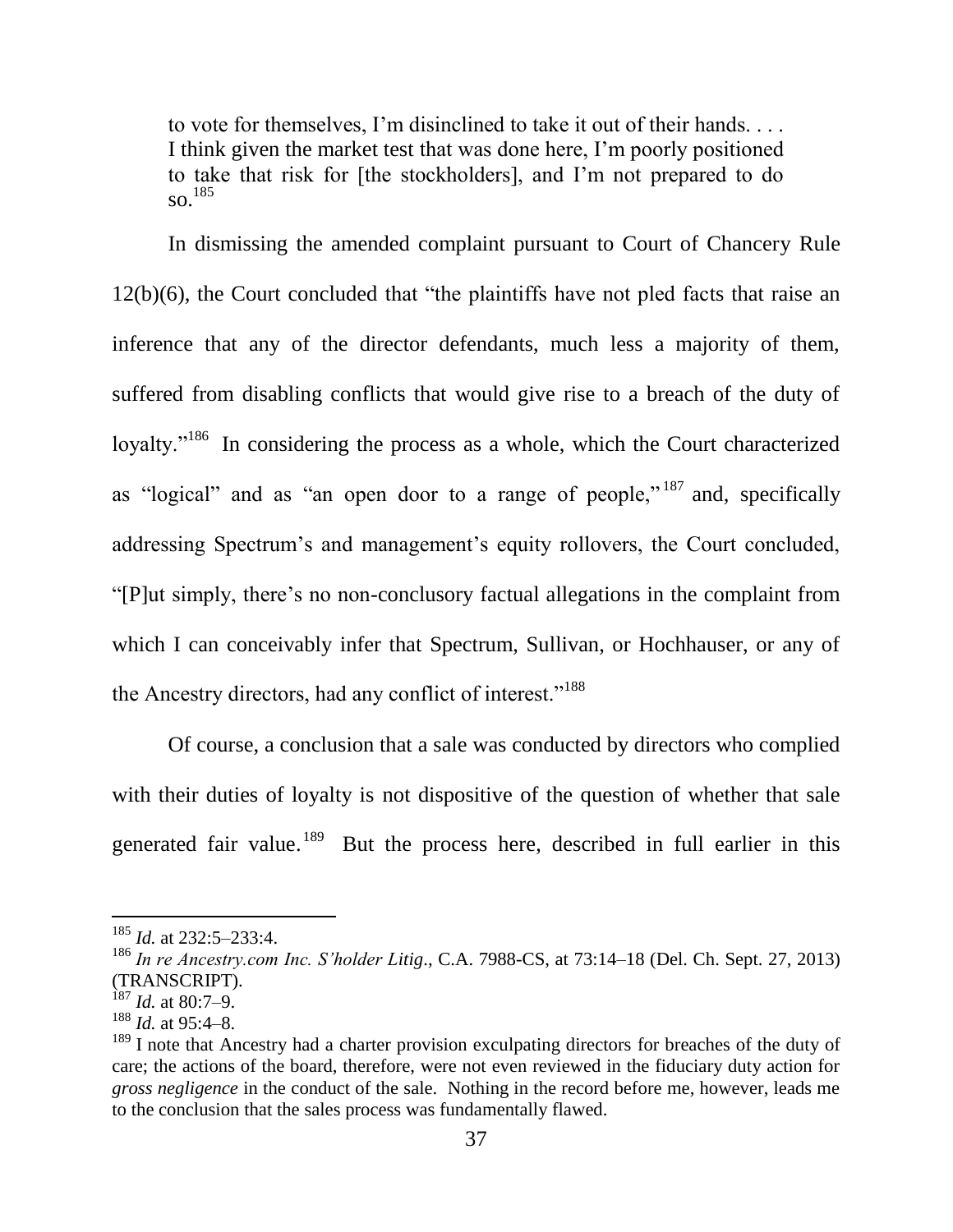> to vote for themselves, I'm disinclined to take it out of their hands. . . . I think given the market test that was done here, I'm poorly positioned to take that risk for [the stockholders], and I'm not prepared to do so.[185]

In dismissing the amended complaint pursuant to Court of Chancery Rule 12(b)(6), the Court concluded that "the plaintiffs have not pled facts that raise an inference that any of the director defendants, much less a majority of them, suffered from disabling conflicts that would give rise to a breach of the duty of loyalty."[186] In considering the process as a whole, which the Court characterized as "logical" and as "an open door to a range of people,"[187] and, specifically addressing Spectrum's and management's equity rollovers, the Court concluded, "[P]ut simply, there's no non-conclusory factual allegations in the complaint from which I can conceivably infer that Spectrum, Sullivan, or Hochhauser, or any of the Ancestry directors, had any conflict of interest."[188]

Of course, a conclusion that a sale was conducted by directors who complied with their duties of loyalty is not dispositive of the question of whether that sale generated fair value.[189] But the process here, described in full earlier in this

---

[185] *Id.* at 232:5–233:4.

[186] *In re Ancestry.com Inc. S'holder Litig*., C.A. 7988-CS, at 73:14–18 (Del. Ch. Sept. 27, 2013) (TRANSCRIPT).

[187] *Id.* at 80:7–9.

[188] *Id.* at 95:4–8.

[189] I note that Ancestry had a charter provision exculpating directors for breaches of the duty of care; the actions of the board, therefore, were not even reviewed in the fiduciary duty action for *gross negligence* in the conduct of the sale. Nothing in the record before me, however, leads me to the conclusion that the sales process was fundamentally flawed.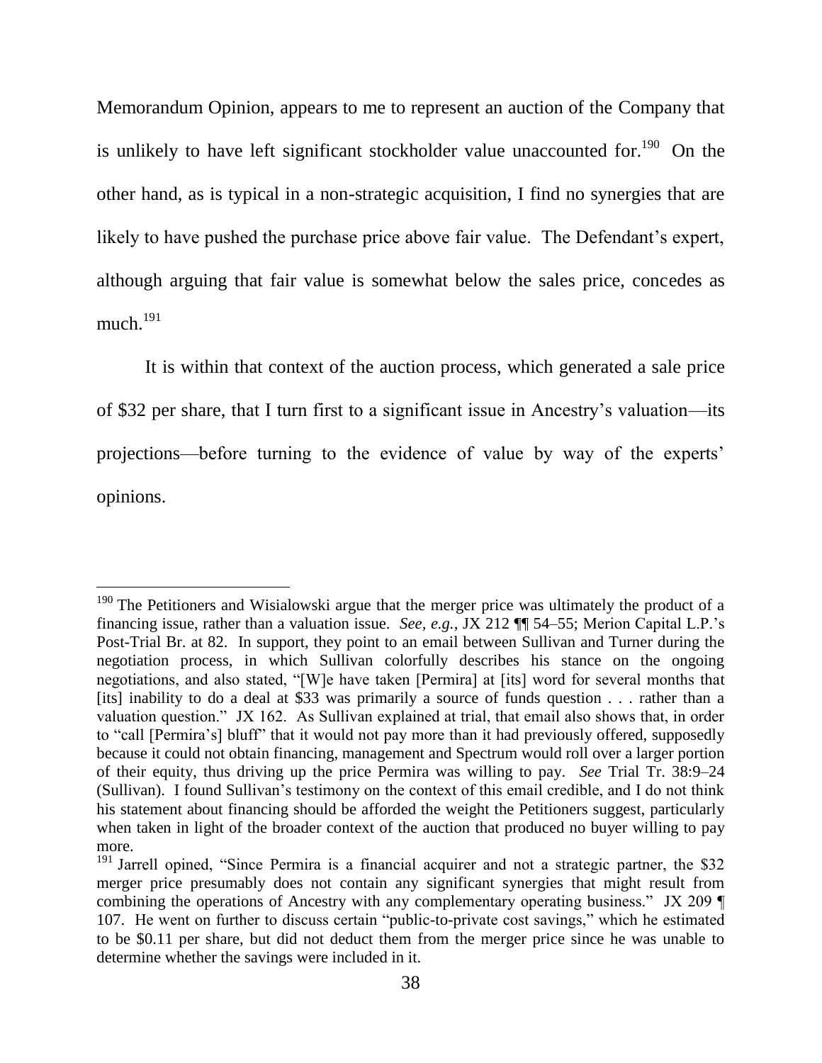Memorandum Opinion, appears to me to represent an auction of the Company that is unlikely to have left significant stockholder value unaccounted for.[190] On the other hand, as is typical in a non-strategic acquisition, I find no synergies that are likely to have pushed the purchase price above fair value. The Defendant's expert, although arguing that fair value is somewhat below the sales price, concedes as much.[191]

It is within that context of the auction process, which generated a sale price of $32 per share, that I turn first to a significant issue in Ancestry's valuation—its projections—before turning to the evidence of value by way of the experts' opinions.

---

[190] The Petitioners and Wisialowski argue that the merger price was ultimately the product of a financing issue, rather than a valuation issue. *See, e.g.*, JX 212 ¶¶ 54–55; Merion Capital L.P.'s Post-Trial Br. at 82. In support, they point to an email between Sullivan and Turner during the negotiation process, in which Sullivan colorfully describes his stance on the ongoing negotiations, and also stated, "[W]e have taken [Permira] at [its] word for several months that [its] inability to do a deal at $33 was primarily a source of funds question . . . rather than a valuation question." JX 162. As Sullivan explained at trial, that email also shows that, in order to "call [Permira's] bluff" that it would not pay more than it had previously offered, supposedly because it could not obtain financing, management and Spectrum would roll over a larger portion of their equity, thus driving up the price Permira was willing to pay. *See* Trial Tr. 38:9–24 (Sullivan). I found Sullivan's testimony on the context of this email credible, and I do not think his statement about financing should be afforded the weight the Petitioners suggest, particularly when taken in light of the broader context of the auction that produced no buyer willing to pay more.

[191] Jarrell opined, "Since Permira is a financial acquirer and not a strategic partner, the $32 merger price presumably does not contain any significant synergies that might result from combining the operations of Ancestry with any complementary operating business." JX 209 ¶ 107. He went on further to discuss certain "public-to-private cost savings," which he estimated to be $0.11 per share, but did not deduct them from the merger price since he was unable to determine whether the savings were included in it.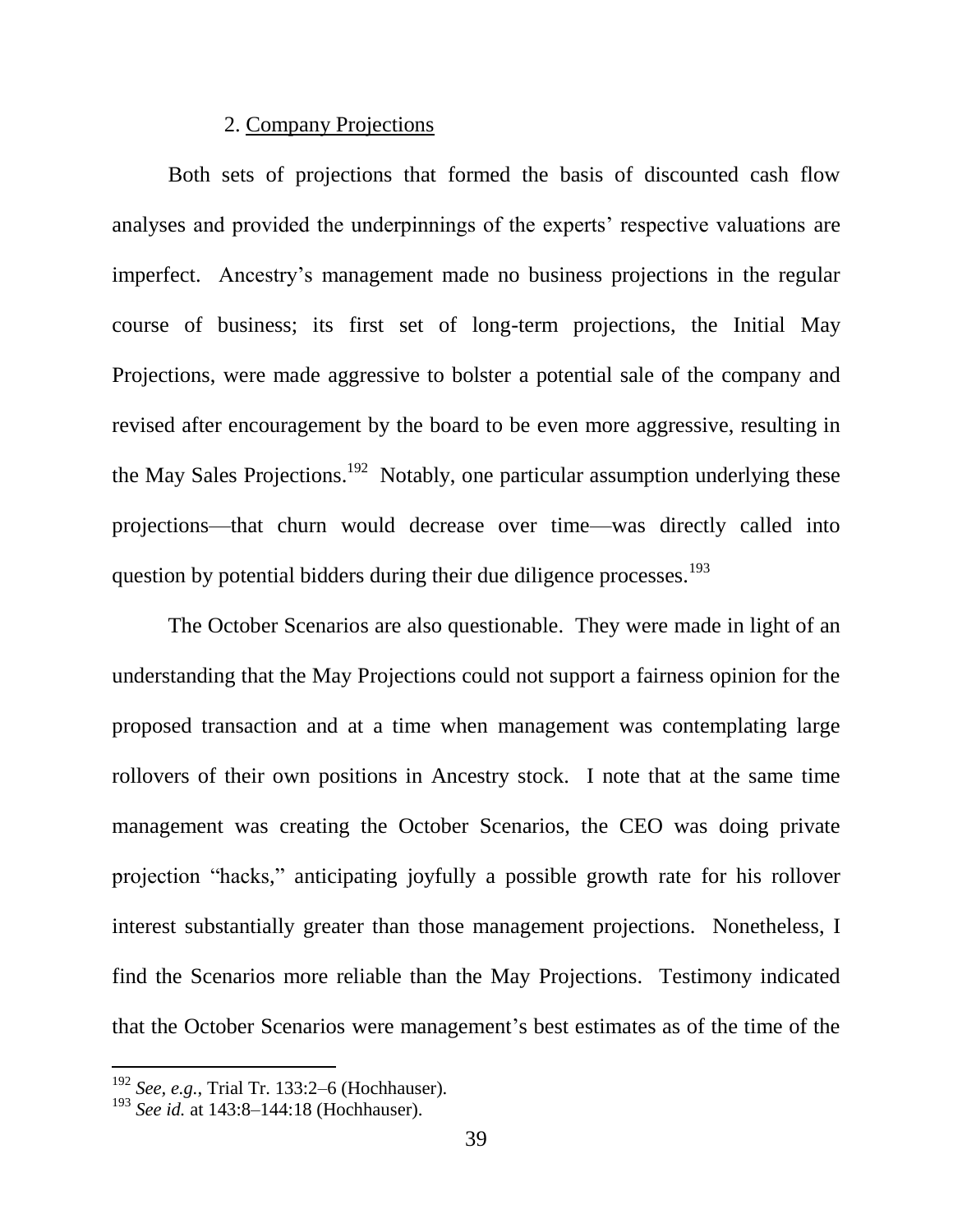### 2. Company Projections

Both sets of projections that formed the basis of discounted cash flow analyses and provided the underpinnings of the experts' respective valuations are imperfect. Ancestry's management made no business projections in the regular course of business; its first set of long-term projections, the Initial May Projections, were made aggressive to bolster a potential sale of the company and revised after encouragement by the board to be even more aggressive, resulting in the May Sales Projections.[192] Notably, one particular assumption underlying these projections—that churn would decrease over time—was directly called into question by potential bidders during their due diligence processes.[193]

The October Scenarios are also questionable. They were made in light of an understanding that the May Projections could not support a fairness opinion for the proposed transaction and at a time when management was contemplating large rollovers of their own positions in Ancestry stock. I note that at the same time management was creating the October Scenarios, the CEO was doing private projection "hacks," anticipating joyfully a possible growth rate for his rollover interest substantially greater than those management projections. Nonetheless, I find the Scenarios more reliable than the May Projections. Testimony indicated that the October Scenarios were management's best estimates as of the time of the

---

[192] *See, e.g.*, Trial Tr. 133:2–6 (Hochhauser).

[193] *See id.* at 143:8–144:18 (Hochhauser).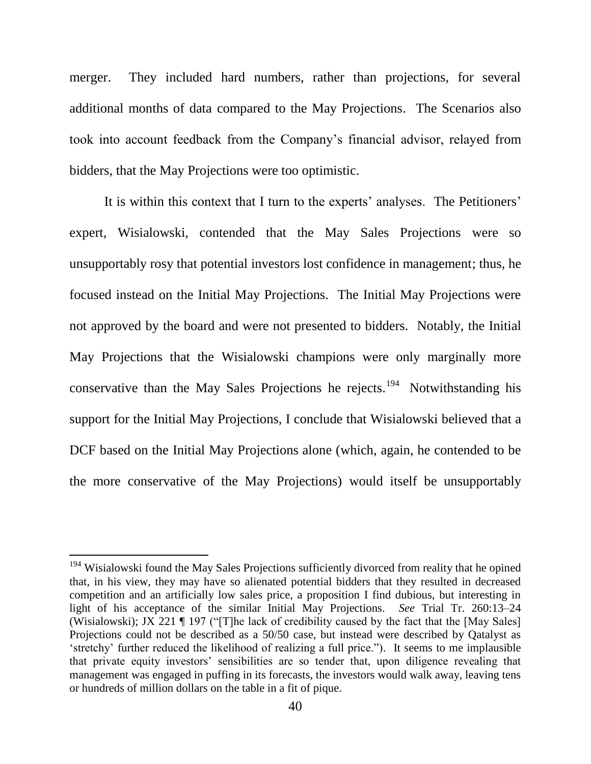merger. They included hard numbers, rather than projections, for several additional months of data compared to the May Projections. The Scenarios also took into account feedback from the Company's financial advisor, relayed from bidders, that the May Projections were too optimistic.

It is within this context that I turn to the experts' analyses. The Petitioners' expert, Wisialowski, contended that the May Sales Projections were so unsupportably rosy that potential investors lost confidence in management; thus, he focused instead on the Initial May Projections. The Initial May Projections were not approved by the board and were not presented to bidders. Notably, the Initial May Projections that the Wisialowski champions were only marginally more conservative than the May Sales Projections he rejects.[194] Notwithstanding his support for the Initial May Projections, I conclude that Wisialowski believed that a DCF based on the Initial May Projections alone (which, again, he contended to be the more conservative of the May Projections) would itself be unsupportably

---

[194] Wisialowski found the May Sales Projections sufficiently divorced from reality that he opined that, in his view, they may have so alienated potential bidders that they resulted in decreased competition and an artificially low sales price, a proposition I find dubious, but interesting in light of his acceptance of the similar Initial May Projections. *See* Trial Tr. 260:13–24 (Wisialowski); JX 221 ¶ 197 ("[T]he lack of credibility caused by the fact that the [May Sales] Projections could not be described as a 50/50 case, but instead were described by Qatalyst as 'stretchy' further reduced the likelihood of realizing a full price."). It seems to me implausible that private equity investors' sensibilities are so tender that, upon diligence revealing that management was engaged in puffing in its forecasts, the investors would walk away, leaving tens or hundreds of million dollars on the table in a fit of pique.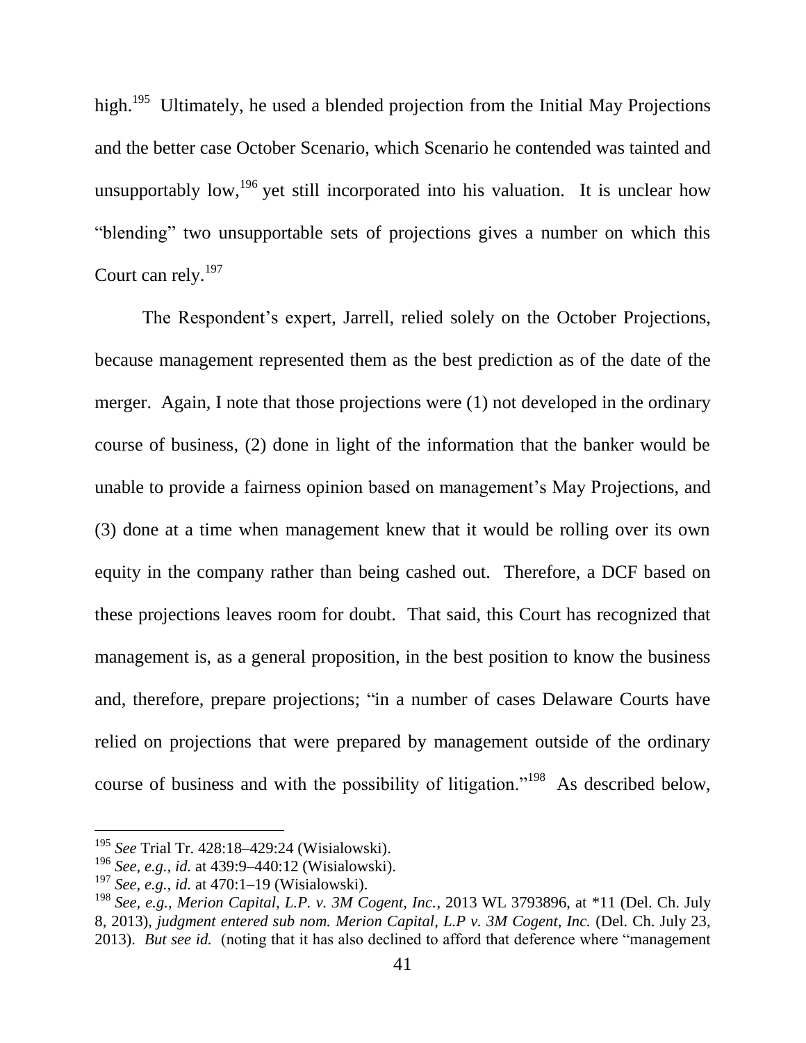high.[195] Ultimately, he used a blended projection from the Initial May Projections and the better case October Scenario, which Scenario he contended was tainted and unsupportably low,[196] yet still incorporated into his valuation. It is unclear how "blending" two unsupportable sets of projections gives a number on which this Court can rely.[197]

The Respondent's expert, Jarrell, relied solely on the October Projections, because management represented them as the best prediction as of the date of the merger. Again, I note that those projections were (1) not developed in the ordinary course of business, (2) done in light of the information that the banker would be unable to provide a fairness opinion based on management's May Projections, and (3) done at a time when management knew that it would be rolling over its own equity in the company rather than being cashed out. Therefore, a DCF based on these projections leaves room for doubt. That said, this Court has recognized that management is, as a general proposition, in the best position to know the business and, therefore, prepare projections; "in a number of cases Delaware Courts have relied on projections that were prepared by management outside of the ordinary course of business and with the possibility of litigation."[198] As described below,

---

[195] *See* Trial Tr. 428:18–429:24 (Wisialowski).

[196] *See, e.g.*, *id.* at 439:9–440:12 (Wisialowski).

[197] *See, e.g.*, *id.* at 470:1–19 (Wisialowski).

[198] *See, e.g.*, *Merion Capital, L.P. v. 3M Cogent, Inc.*, 2013 WL 3793896, at *11 (Del. Ch. July 8, 2013), *judgment entered sub nom. Merion Capital, L.P v. 3M Cogent, Inc.* (Del. Ch. July 23, 2013). *But see id.* (noting that it has also declined to afford that deference where "management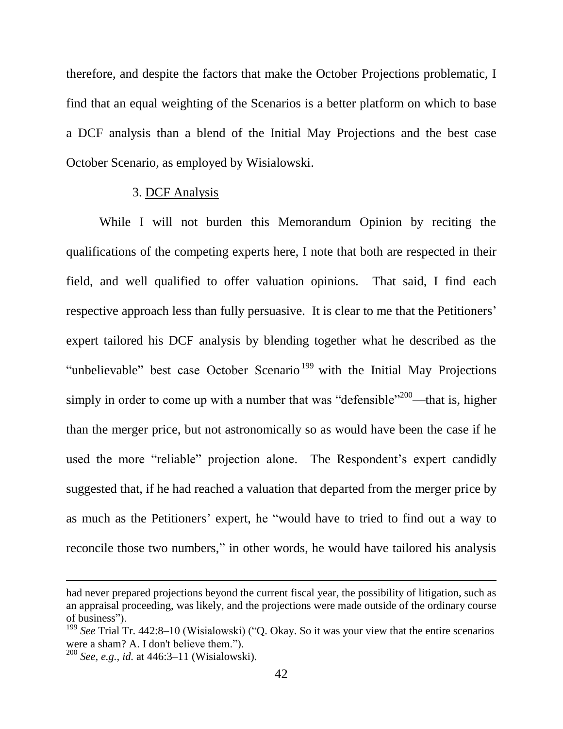therefore, and despite the factors that make the October Projections problematic, I find that an equal weighting of the Scenarios is a better platform on which to base a DCF analysis than a blend of the Initial May Projections and the best case October Scenario, as employed by Wisialowski.

### 3. DCF Analysis

While I will not burden this Memorandum Opinion by reciting the qualifications of the competing experts here, I note that both are respected in their field, and well qualified to offer valuation opinions. That said, I find each respective approach less than fully persuasive. It is clear to me that the Petitioners' expert tailored his DCF analysis by blending together what he described as the "unbelievable" best case October Scenario[199] with the Initial May Projections simply in order to come up with a number that was "defensible"[200]—that is, higher than the merger price, but not astronomically so as would have been the case if he used the more "reliable" projection alone. The Respondent's expert candidly suggested that, if he had reached a valuation that departed from the merger price by as much as the Petitioners' expert, he "would have to tried to find out a way to reconcile those two numbers," in other words, he would have tailored his analysis

---

had never prepared projections beyond the current fiscal year, the possibility of litigation, such as an appraisal proceeding, was likely, and the projections were made outside of the ordinary course of business").

[199] *See* Trial Tr. 442:8–10 (Wisialowski) ("Q. Okay. So it was your view that the entire scenarios were a sham? A. I don't believe them.").

[200] *See, e.g., id.* at 446:3–11 (Wisialowski).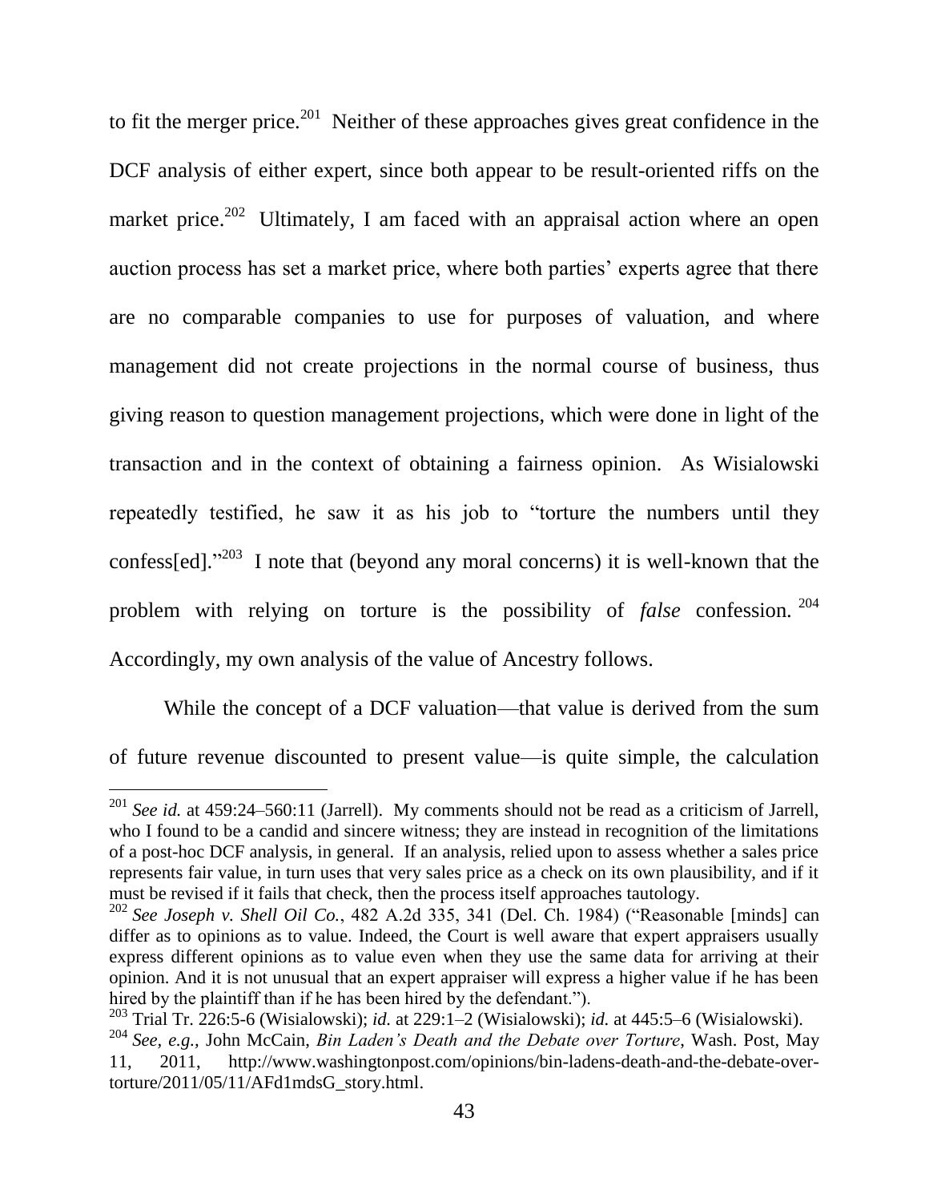to fit the merger price.[201] Neither of these approaches gives great confidence in the DCF analysis of either expert, since both appear to be result-oriented riffs on the market price.[202] Ultimately, I am faced with an appraisal action where an open auction process has set a market price, where both parties' experts agree that there are no comparable companies to use for purposes of valuation, and where management did not create projections in the normal course of business, thus giving reason to question management projections, which were done in light of the transaction and in the context of obtaining a fairness opinion. As Wisialowski repeatedly testified, he saw it as his job to "torture the numbers until they confess[ed]."[203] I note that (beyond any moral concerns) it is well-known that the problem with relying on torture is the possibility of *false* confession.[204] Accordingly, my own analysis of the value of Ancestry follows.

While the concept of a DCF valuation—that value is derived from the sum of future revenue discounted to present value—is quite simple, the calculation

---

[201] *See id.* at 459:24–560:11 (Jarrell). My comments should not be read as a criticism of Jarrell, who I found to be a candid and sincere witness; they are instead in recognition of the limitations of a post-hoc DCF analysis, in general. If an analysis, relied upon to assess whether a sales price represents fair value, in turn uses that very sales price as a check on its own plausibility, and if it must be revised if it fails that check, then the process itself approaches tautology.

[202] *See Joseph v. Shell Oil Co.*, 482 A.2d 335, 341 (Del. Ch. 1984) ("Reasonable [minds] can differ as to opinions as to value. Indeed, the Court is well aware that expert appraisers usually express different opinions as to value even when they use the same data for arriving at their opinion. And it is not unusual that an expert appraiser will express a higher value if he has been hired by the plaintiff than if he has been hired by the defendant.").

[203] Trial Tr. 226:5-6 (Wisialowski); *id.* at 229:1–2 (Wisialowski); *id.* at 445:5–6 (Wisialowski).

[204] *See, e.g.,* John McCain, *Bin Laden's Death and the Debate over Torture*, Wash. Post, May 11, 2011, http://www.washingtonpost.com/opinions/bin-ladens-death-and-the-debate-over-torture/2011/05/11/AFd1mdsG_story.html.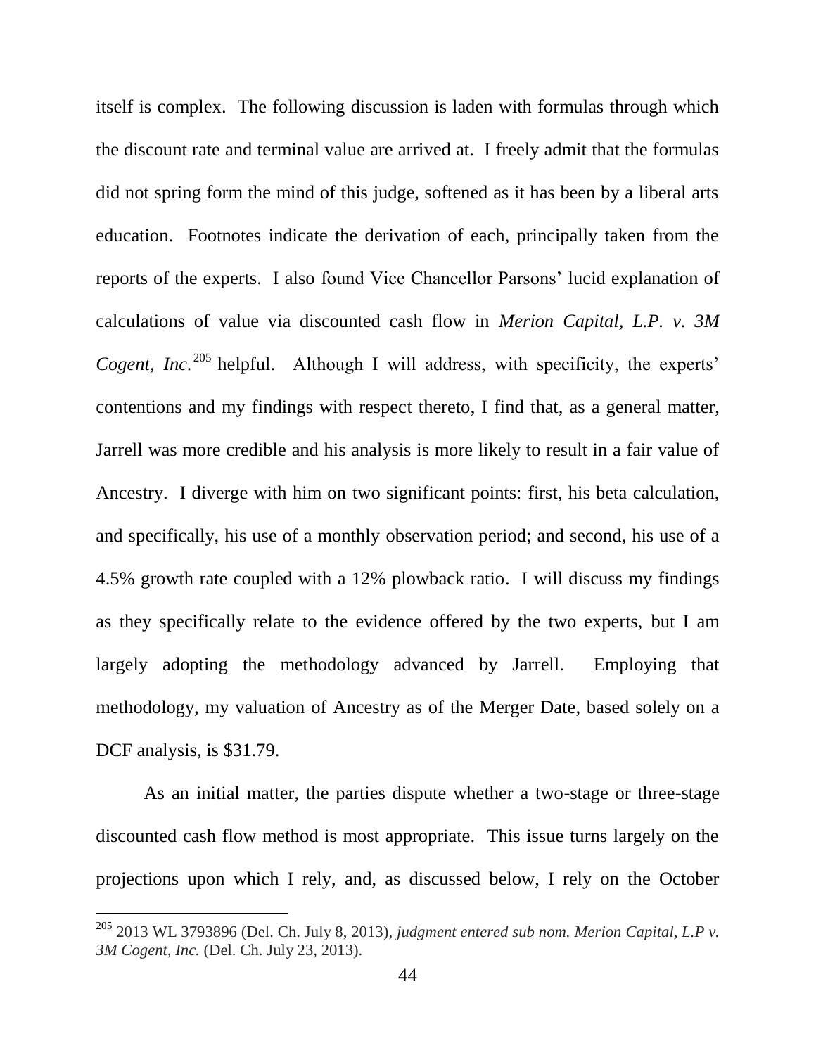itself is complex. The following discussion is laden with formulas through which the discount rate and terminal value are arrived at. I freely admit that the formulas did not spring form the mind of this judge, softened as it has been by a liberal arts education. Footnotes indicate the derivation of each, principally taken from the reports of the experts. I also found Vice Chancellor Parsons' lucid explanation of calculations of value via discounted cash flow in *Merion Capital, L.P. v. 3M Cogent, Inc.*[205] helpful. Although I will address, with specificity, the experts' contentions and my findings with respect thereto, I find that, as a general matter, Jarrell was more credible and his analysis is more likely to result in a fair value of Ancestry. I diverge with him on two significant points: first, his beta calculation, and specifically, his use of a monthly observation period; and second, his use of a 4.5% growth rate coupled with a 12% plowback ratio. I will discuss my findings as they specifically relate to the evidence offered by the two experts, but I am largely adopting the methodology advanced by Jarrell. Employing that methodology, my valuation of Ancestry as of the Merger Date, based solely on a DCF analysis, is $31.79.

As an initial matter, the parties dispute whether a two-stage or three-stage discounted cash flow method is most appropriate. This issue turns largely on the projections upon which I rely, and, as discussed below, I rely on the October

---

[205] 2013 WL 3793896 (Del. Ch. July 8, 2013), *judgment entered sub nom. Merion Capital, L.P v. 3M Cogent, Inc.* (Del. Ch. July 23, 2013).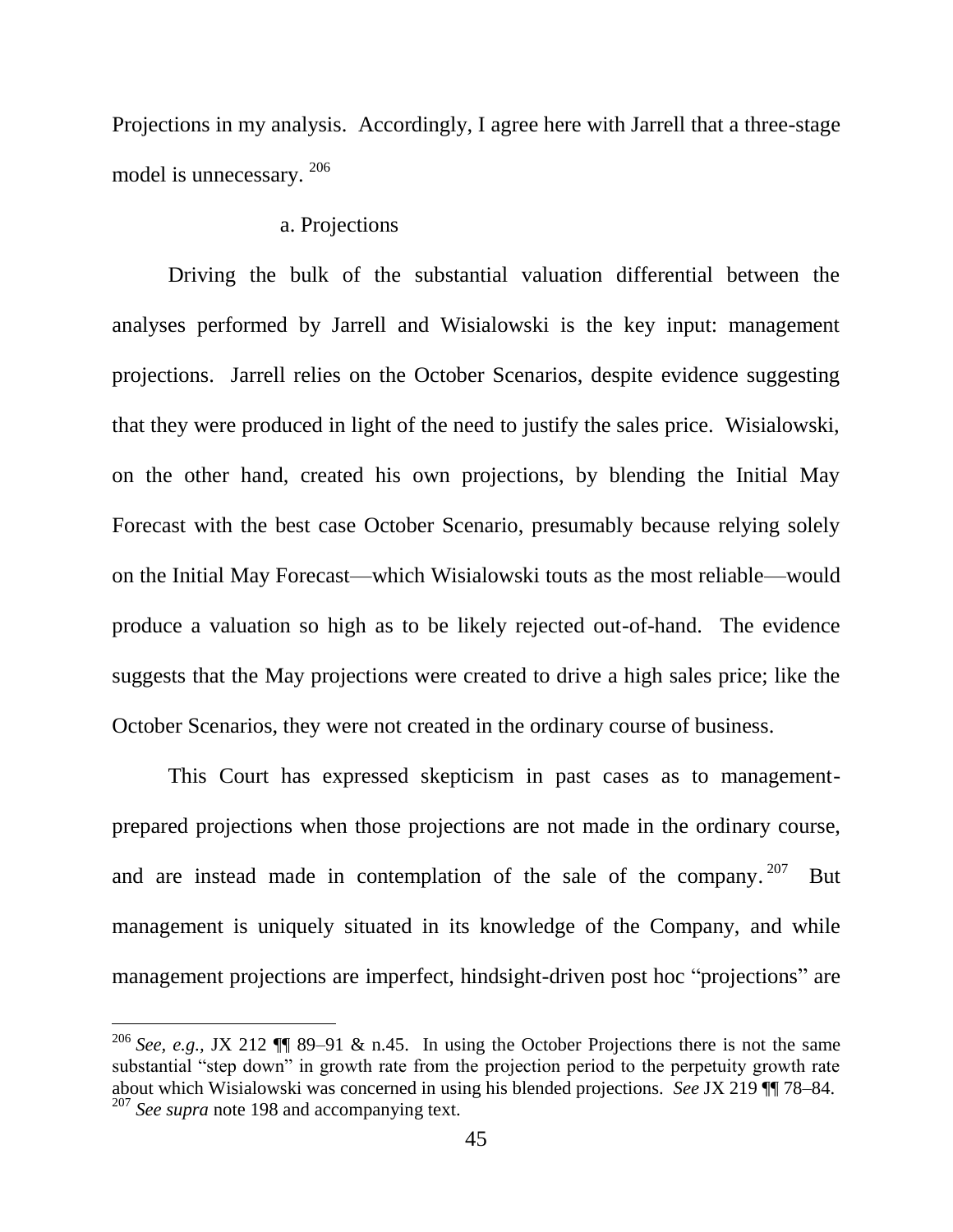Projections in my analysis. Accordingly, I agree here with Jarrell that a three-stage model is unnecessary.[206]

a. Projections

Driving the bulk of the substantial valuation differential between the analyses performed by Jarrell and Wisialowski is the key input: management projections. Jarrell relies on the October Scenarios, despite evidence suggesting that they were produced in light of the need to justify the sales price. Wisialowski, on the other hand, created his own projections, by blending the Initial May Forecast with the best case October Scenario, presumably because relying solely on the Initial May Forecast—which Wisialowski touts as the most reliable—would produce a valuation so high as to be likely rejected out-of-hand. The evidence suggests that the May projections were created to drive a high sales price; like the October Scenarios, they were not created in the ordinary course of business.

This Court has expressed skepticism in past cases as to management-prepared projections when those projections are not made in the ordinary course, and are instead made in contemplation of the sale of the company.[207] But management is uniquely situated in its knowledge of the Company, and while management projections are imperfect, hindsight-driven post hoc "projections" are

---

[206] *See, e.g.,* JX 212 ¶¶ 89–91 & n.45. In using the October Projections there is not the same substantial "step down" in growth rate from the projection period to the perpetuity growth rate about which Wisialowski was concerned in using his blended projections. *See* JX 219 ¶¶ 78–84.

[207] *See supra* note 198 and accompanying text.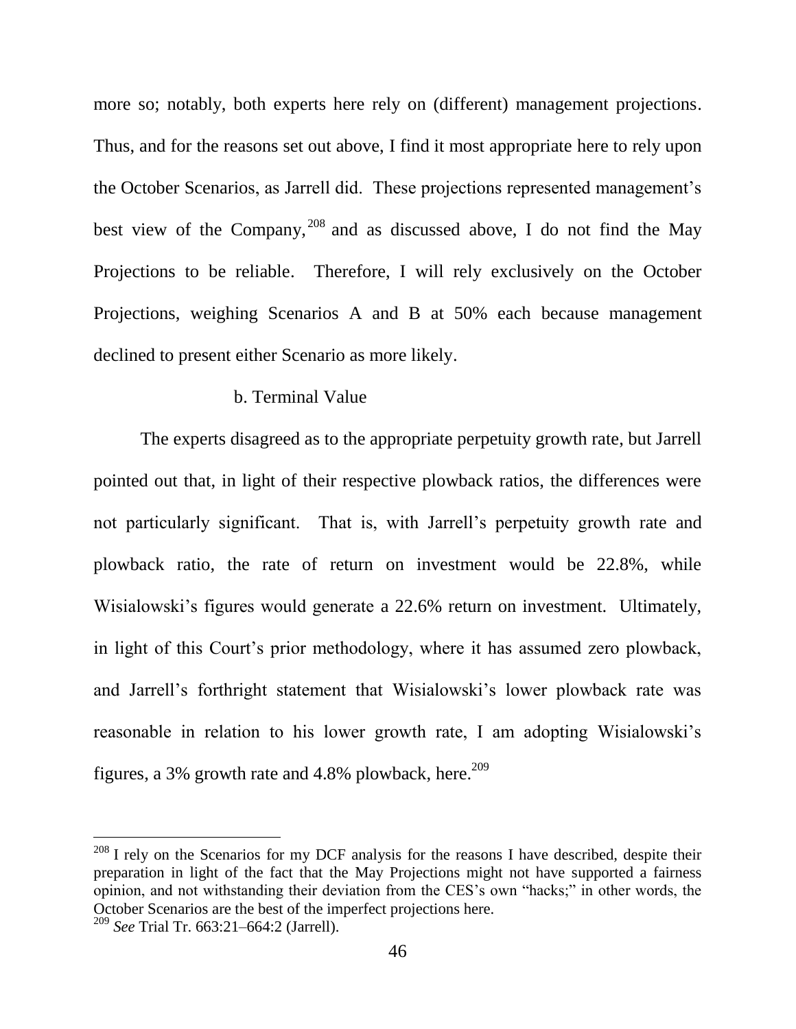more so; notably, both experts here rely on (different) management projections. Thus, and for the reasons set out above, I find it most appropriate here to rely upon the October Scenarios, as Jarrell did. These projections represented management's best view of the Company,[208] and as discussed above, I do not find the May Projections to be reliable. Therefore, I will rely exclusively on the October Projections, weighing Scenarios A and B at 50% each because management declined to present either Scenario as more likely.

b. Terminal Value

The experts disagreed as to the appropriate perpetuity growth rate, but Jarrell pointed out that, in light of their respective plowback ratios, the differences were not particularly significant. That is, with Jarrell's perpetuity growth rate and plowback ratio, the rate of return on investment would be 22.8%, while Wisialowski's figures would generate a 22.6% return on investment. Ultimately, in light of this Court's prior methodology, where it has assumed zero plowback, and Jarrell's forthright statement that Wisialowski's lower plowback rate was reasonable in relation to his lower growth rate, I am adopting Wisialowski's figures, a 3% growth rate and 4.8% plowback, here.[209]

---

[208] I rely on the Scenarios for my DCF analysis for the reasons I have described, despite their preparation in light of the fact that the May Projections might not have supported a fairness opinion, and not withstanding their deviation from the CES's own "hacks;" in other words, the October Scenarios are the best of the imperfect projections here.

[209] *See* Trial Tr. 663:21–664:2 (Jarrell).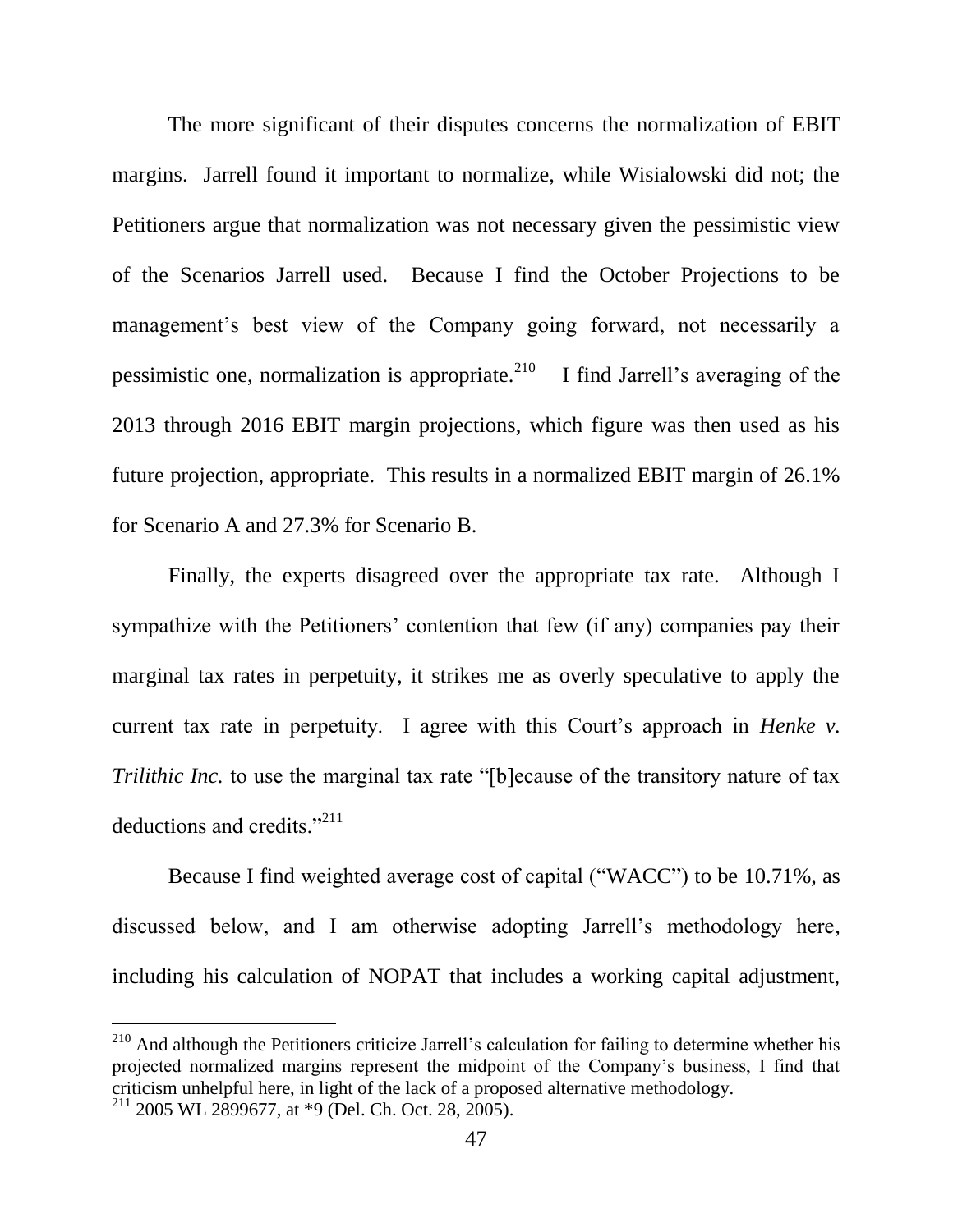The more significant of their disputes concerns the normalization of EBIT margins. Jarrell found it important to normalize, while Wisialowski did not; the Petitioners argue that normalization was not necessary given the pessimistic view of the Scenarios Jarrell used. Because I find the October Projections to be management's best view of the Company going forward, not necessarily a pessimistic one, normalization is appropriate.[210] I find Jarrell's averaging of the 2013 through 2016 EBIT margin projections, which figure was then used as his future projection, appropriate. This results in a normalized EBIT margin of 26.1% for Scenario A and 27.3% for Scenario B.

Finally, the experts disagreed over the appropriate tax rate. Although I sympathize with the Petitioners' contention that few (if any) companies pay their marginal tax rates in perpetuity, it strikes me as overly speculative to apply the current tax rate in perpetuity. I agree with this Court's approach in *Henke v. Trilithic Inc.* to use the marginal tax rate "[b]ecause of the transitory nature of tax deductions and credits."[211]

Because I find weighted average cost of capital ("WACC") to be 10.71%, as discussed below, and I am otherwise adopting Jarrell's methodology here, including his calculation of NOPAT that includes a working capital adjustment,

---

[210] And although the Petitioners criticize Jarrell's calculation for failing to determine whether his projected normalized margins represent the midpoint of the Company's business, I find that criticism unhelpful here, in light of the lack of a proposed alternative methodology.

[211] 2005 WL 2899677, at *9 (Del. Ch. Oct. 28, 2005).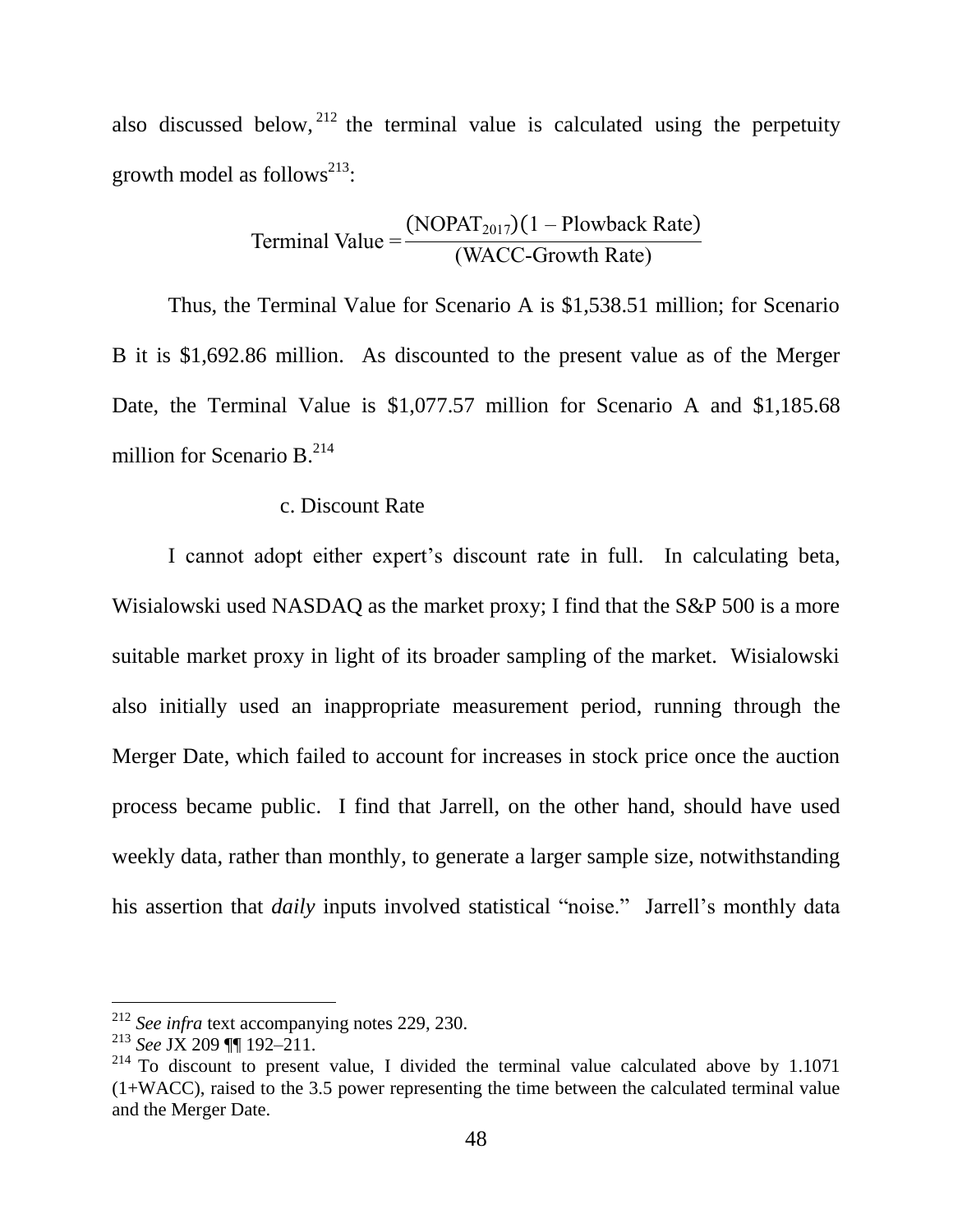also discussed below,[212] the terminal value is calculated using the perpetuity growth model as follows[213]:

$$\text{Terminal Value} = \frac{(\text{NOPAT}_{2017})(1 - \text{Plowback Rate})}{(\text{WACC-Growth Rate})}$$

Thus, the Terminal Value for Scenario A is $1,538.51 million; for Scenario B it is $1,692.86 million. As discounted to the present value as of the Merger Date, the Terminal Value is $1,077.57 million for Scenario A and $1,185.68 million for Scenario B.[214]

c. Discount Rate

I cannot adopt either expert's discount rate in full. In calculating beta, Wisialowski used NASDAQ as the market proxy; I find that the S&P 500 is a more suitable market proxy in light of its broader sampling of the market. Wisialowski also initially used an inappropriate measurement period, running through the Merger Date, which failed to account for increases in stock price once the auction process became public. I find that Jarrell, on the other hand, should have used weekly data, rather than monthly, to generate a larger sample size, notwithstanding his assertion that *daily* inputs involved statistical "noise." Jarrell's monthly data

---

[212] *See infra* text accompanying notes 229, 230.

[213] *See* JX 209 ¶¶ 192–211.

[214] To discount to present value, I divided the terminal value calculated above by 1.1071 (1+WACC), raised to the 3.5 power representing the time between the calculated terminal value and the Merger Date.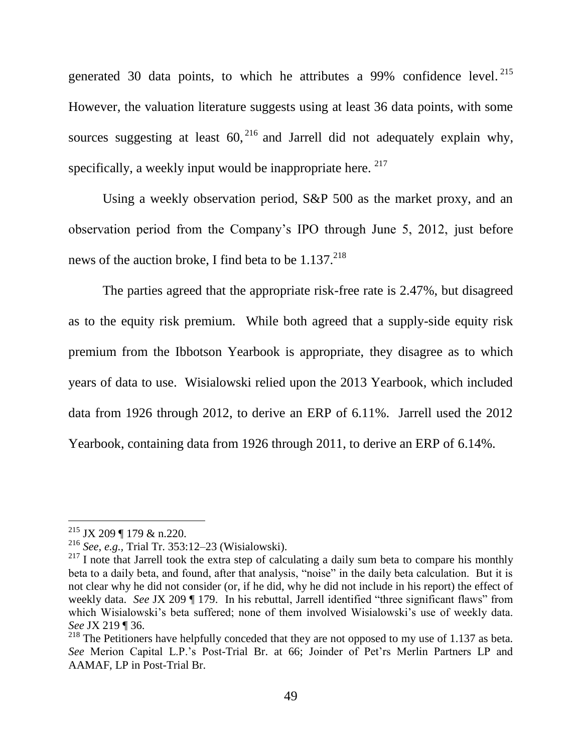generated 30 data points, to which he attributes a 99% confidence level.[215] However, the valuation literature suggests using at least 36 data points, with some sources suggesting at least 60,[216] and Jarrell did not adequately explain why, specifically, a weekly input would be inappropriate here.[217]

Using a weekly observation period, S&P 500 as the market proxy, and an observation period from the Company's IPO through June 5, 2012, just before news of the auction broke, I find beta to be 1.137.[218]

The parties agreed that the appropriate risk-free rate is 2.47%, but disagreed as to the equity risk premium. While both agreed that a supply-side equity risk premium from the Ibbotson Yearbook is appropriate, they disagree as to which years of data to use. Wisialowski relied upon the 2013 Yearbook, which included data from 1926 through 2012, to derive an ERP of 6.11%. Jarrell used the 2012 Yearbook, containing data from 1926 through 2011, to derive an ERP of 6.14%.

---

[215] JX 209 ¶ 179 & n.220.

[216] *See, e.g.*, Trial Tr. 353:12–23 (Wisialowski).

[217] I note that Jarrell took the extra step of calculating a daily sum beta to compare his monthly beta to a daily beta, and found, after that analysis, "noise" in the daily beta calculation. But it is not clear why he did not consider (or, if he did, why he did not include in his report) the effect of weekly data. *See* JX 209 ¶ 179. In his rebuttal, Jarrell identified "three significant flaws" from which Wisialowski's beta suffered; none of them involved Wisialowski's use of weekly data. *See* JX 219 ¶ 36.

[218] The Petitioners have helpfully conceded that they are not opposed to my use of 1.137 as beta. *See* Merion Capital L.P.'s Post-Trial Br. at 66; Joinder of Pet'rs Merlin Partners LP and AAMAF, LP in Post-Trial Br.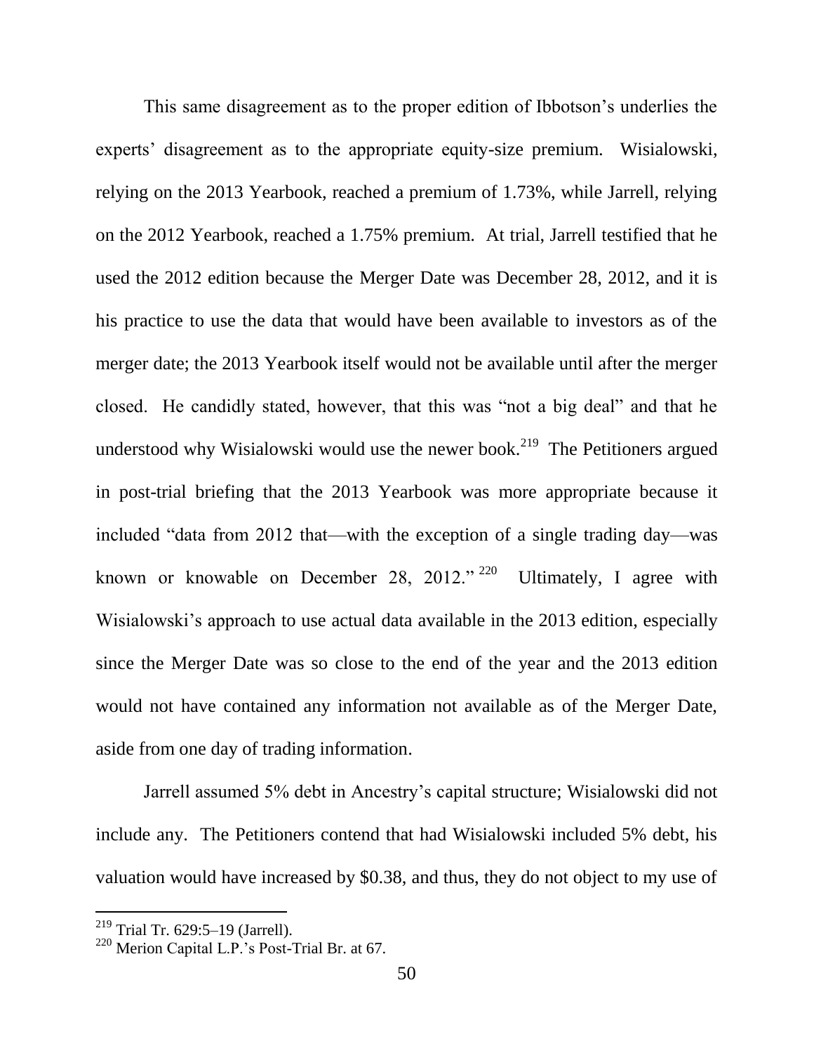This same disagreement as to the proper edition of Ibbotson's underlies the experts' disagreement as to the appropriate equity-size premium. Wisialowski, relying on the 2013 Yearbook, reached a premium of 1.73%, while Jarrell, relying on the 2012 Yearbook, reached a 1.75% premium. At trial, Jarrell testified that he used the 2012 edition because the Merger Date was December 28, 2012, and it is his practice to use the data that would have been available to investors as of the merger date; the 2013 Yearbook itself would not be available until after the merger closed. He candidly stated, however, that this was "not a big deal" and that he understood why Wisialowski would use the newer book.[219] The Petitioners argued in post-trial briefing that the 2013 Yearbook was more appropriate because it included "data from 2012 that—with the exception of a single trading day—was known or knowable on December 28, 2012."[220] Ultimately, I agree with Wisialowski's approach to use actual data available in the 2013 edition, especially since the Merger Date was so close to the end of the year and the 2013 edition would not have contained any information not available as of the Merger Date, aside from one day of trading information.

Jarrell assumed 5% debt in Ancestry's capital structure; Wisialowski did not include any. The Petitioners contend that had Wisialowski included 5% debt, his valuation would have increased by $0.38, and thus, they do not object to my use of

---

[219] Trial Tr. 629:5–19 (Jarrell).

[220] Merion Capital L.P.'s Post-Trial Br. at 67.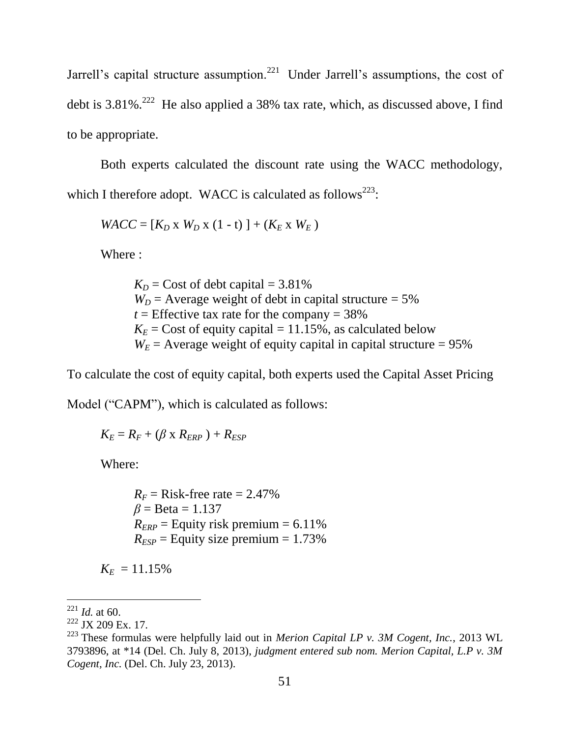Jarrell's capital structure assumption.[221] Under Jarrell's assumptions, the cost of debt is 3.81%.[222] He also applied a 38% tax rate, which, as discussed above, I find to be appropriate.

Both experts calculated the discount rate using the WACC methodology, which I therefore adopt. WACC is calculated as follows[223]:

$$WACC = [K_D \text{ x } W_D \text{ x } (1 - t)] + (K_E \text{ x } W_E)$$

Where :

> $K_D$ = Cost of debt capital = 3.81%
> $W_D$ = Average weight of debt in capital structure = 5%
> $t$ = Effective tax rate for the company = 38%
> $K_E$ = Cost of equity capital = 11.15%, as calculated below
> $W_E$ = Average weight of equity capital in capital structure = 95%

To calculate the cost of equity capital, both experts used the Capital Asset Pricing Model ("CAPM"), which is calculated as follows:

$$K_E = R_F + (\beta \text{ x } R_{ERP}) + R_{ESP}$$

Where:

> $R_F$ = Risk-free rate = 2.47%
> $\beta$ = Beta = 1.137
> $R_{ERP}$ = Equity risk premium = 6.11%
> $R_{ESP}$ = Equity size premium = 1.73%

$K_E$ = 11.15%

---

[221] *Id.* at 60.

[222] JX 209 Ex. 17.

[223] These formulas were helpfully laid out in *Merion Capital LP v. 3M Cogent, Inc.*, 2013 WL 3793896, at *14 (Del. Ch. July 8, 2013), *judgment entered sub nom. Merion Capital, L.P v. 3M Cogent, Inc.* (Del. Ch. July 23, 2013).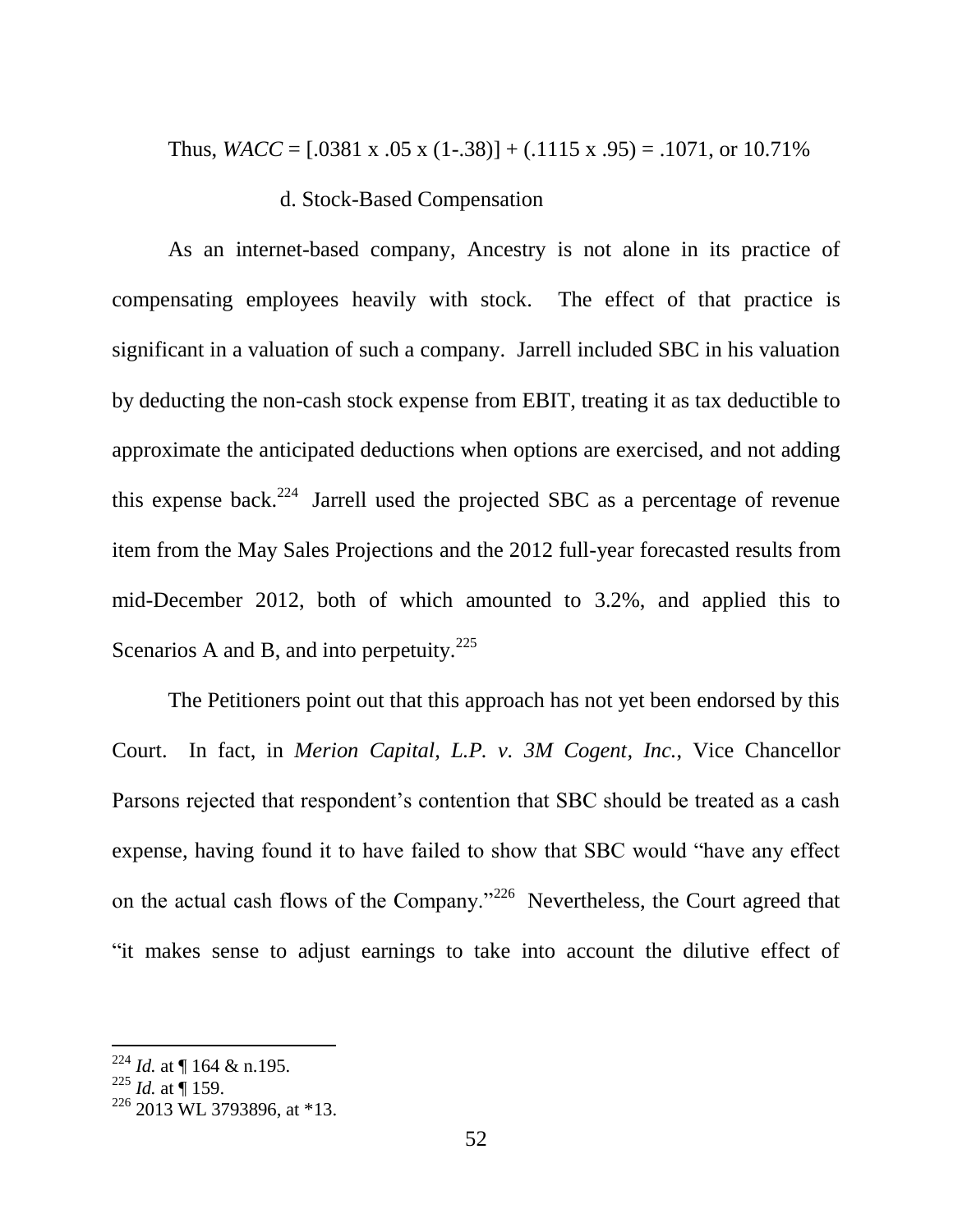Thus, $WACC = [.0381 \times .05 \times (1-.38)] + (.1115 \times .95) = .1071$, or 10.71%

d. Stock-Based Compensation

As an internet-based company, Ancestry is not alone in its practice of compensating employees heavily with stock. The effect of that practice is significant in a valuation of such a company. Jarrell included SBC in his valuation by deducting the non-cash stock expense from EBIT, treating it as tax deductible to approximate the anticipated deductions when options are exercised, and not adding this expense back.[224] Jarrell used the projected SBC as a percentage of revenue item from the May Sales Projections and the 2012 full-year forecasted results from mid-December 2012, both of which amounted to 3.2%, and applied this to Scenarios A and B, and into perpetuity.[225]

The Petitioners point out that this approach has not yet been endorsed by this Court. In fact, in *Merion Capital, L.P. v. 3M Cogent, Inc.*, Vice Chancellor Parsons rejected that respondent's contention that SBC should be treated as a cash expense, having found it to have failed to show that SBC would "have any effect on the actual cash flows of the Company."[226] Nevertheless, the Court agreed that "it makes sense to adjust earnings to take into account the dilutive effect of

---

[224] *Id.* at ¶ 164 & n.195.

[225] *Id.* at ¶ 159.

[226] 2013 WL 3793896, at *13.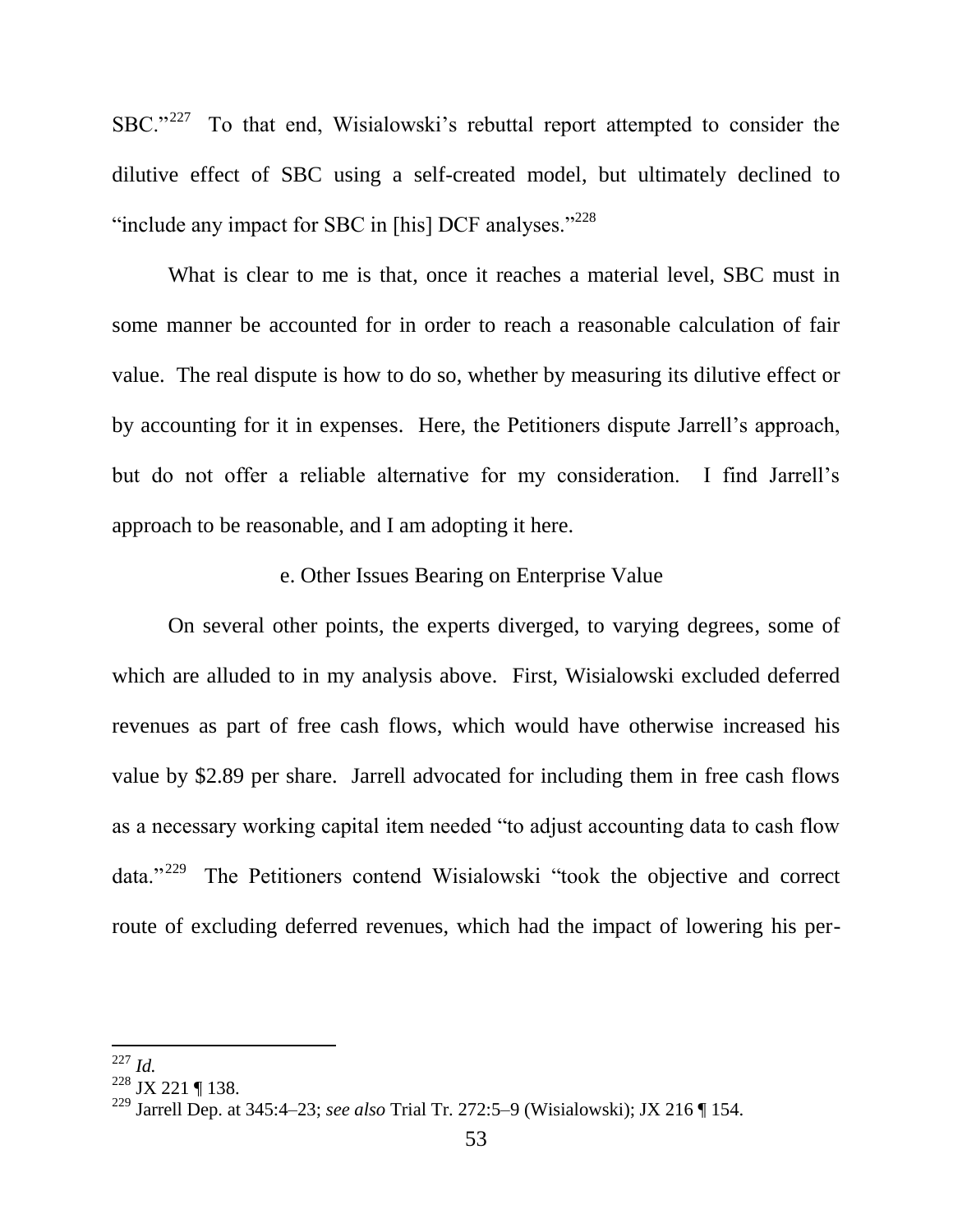SBC."[227] To that end, Wisialowski's rebuttal report attempted to consider the dilutive effect of SBC using a self-created model, but ultimately declined to "include any impact for SBC in [his] DCF analyses."[228]

What is clear to me is that, once it reaches a material level, SBC must in some manner be accounted for in order to reach a reasonable calculation of fair value. The real dispute is how to do so, whether by measuring its dilutive effect or by accounting for it in expenses. Here, the Petitioners dispute Jarrell's approach, but do not offer a reliable alternative for my consideration. I find Jarrell's approach to be reasonable, and I am adopting it here.

e. Other Issues Bearing on Enterprise Value

On several other points, the experts diverged, to varying degrees, some of which are alluded to in my analysis above. First, Wisialowski excluded deferred revenues as part of free cash flows, which would have otherwise increased his value by $2.89 per share. Jarrell advocated for including them in free cash flows as a necessary working capital item needed "to adjust accounting data to cash flow data."[229] The Petitioners contend Wisialowski "took the objective and correct route of excluding deferred revenues, which had the impact of lowering his per-

---

[227] *Id.*

[228] JX 221 ¶ 138.

[229] Jarrell Dep. at 345:4–23; *see also* Trial Tr. 272:5–9 (Wisialowski); JX 216 ¶ 154.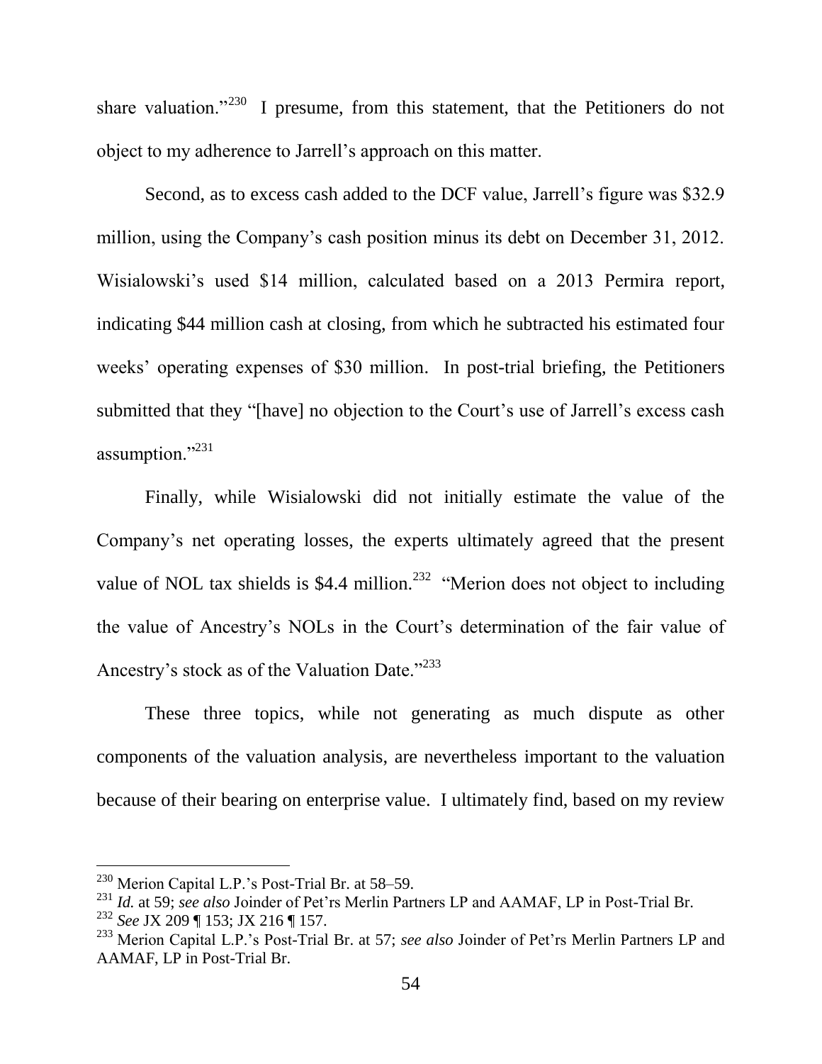share valuation."[230] I presume, from this statement, that the Petitioners do not object to my adherence to Jarrell's approach on this matter.

Second, as to excess cash added to the DCF value, Jarrell's figure was $32.9 million, using the Company's cash position minus its debt on December 31, 2012. Wisialowski's used $14 million, calculated based on a 2013 Permira report, indicating $44 million cash at closing, from which he subtracted his estimated four weeks' operating expenses of $30 million. In post-trial briefing, the Petitioners submitted that they "[have] no objection to the Court's use of Jarrell's excess cash assumption."[231]

Finally, while Wisialowski did not initially estimate the value of the Company's net operating losses, the experts ultimately agreed that the present value of NOL tax shields is $4.4 million.[232] "Merion does not object to including the value of Ancestry's NOLs in the Court's determination of the fair value of Ancestry's stock as of the Valuation Date."[233]

These three topics, while not generating as much dispute as other components of the valuation analysis, are nevertheless important to the valuation because of their bearing on enterprise value. I ultimately find, based on my review

---

[230] Merion Capital L.P.'s Post-Trial Br. at 58–59.

[231] *Id.* at 59; *see also* Joinder of Pet'rs Merlin Partners LP and AAMAF, LP in Post-Trial Br.

[232] *See* JX 209 ¶ 153; JX 216 ¶ 157.

[233] Merion Capital L.P.'s Post-Trial Br. at 57; *see also* Joinder of Pet'rs Merlin Partners LP and AAMAF, LP in Post-Trial Br.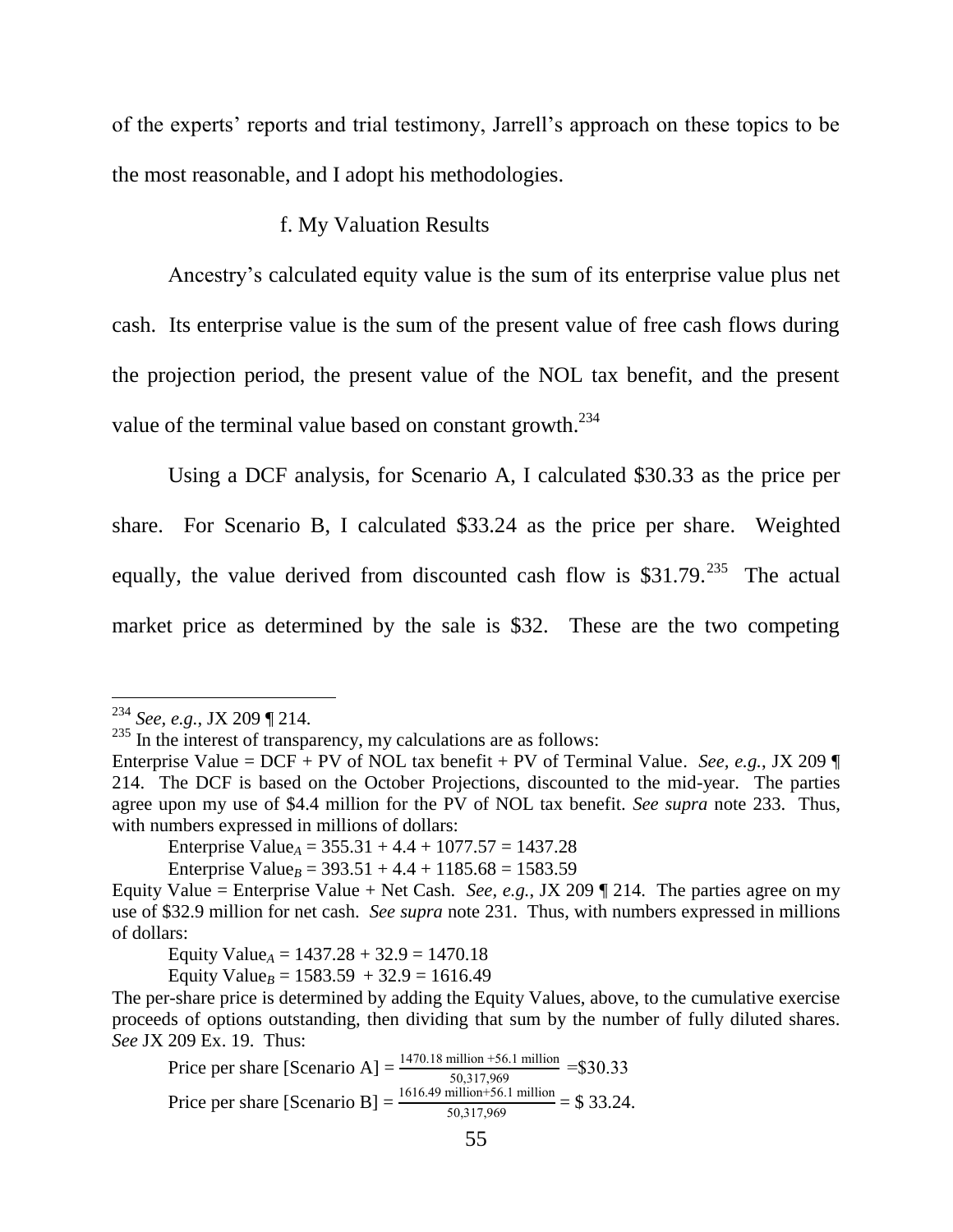of the experts' reports and trial testimony, Jarrell's approach on these topics to be the most reasonable, and I adopt his methodologies.

f. My Valuation Results

Ancestry's calculated equity value is the sum of its enterprise value plus net cash. Its enterprise value is the sum of the present value of free cash flows during the projection period, the present value of the NOL tax benefit, and the present value of the terminal value based on constant growth.[234]

Using a DCF analysis, for Scenario A, I calculated \$30.33 as the price per share. For Scenario B, I calculated \$33.24 as the price per share. Weighted equally, the value derived from discounted cash flow is \$31.79.[235] The actual market price as determined by the sale is \$32. These are the two competing

---

[234] *See, e.g.*, JX 209 ¶ 214.

[235] In the interest of transparency, my calculations are as follows:

Enterprise Value = DCF + PV of NOL tax benefit + PV of Terminal Value. *See, e.g.*, JX 209 ¶ 214. The DCF is based on the October Projections, discounted to the mid-year. The parties agree upon my use of \$4.4 million for the PV of NOL tax benefit. *See supra* note 233. Thus, with numbers expressed in millions of dollars:

$$\text{Enterprise Value}_A = 355.31 + 4.4 + 1077.57 = 1437.28$$

$$\text{Enterprise Value}_B = 393.51 + 4.4 + 1185.68 = 1583.59$$

Equity Value = Enterprise Value + Net Cash. *See, e.g.*, JX 209 ¶ 214. The parties agree on my use of \$32.9 million for net cash. *See supra* note 231. Thus, with numbers expressed in millions of dollars:

$$\text{Equity Value}_A = 1437.28 + 32.9 = 1470.18$$

$$\text{Equity Value}_B = 1583.59 + 32.9 = 1616.49$$

The per-share price is determined by adding the Equity Values, above, to the cumulative exercise proceeds of options outstanding, then dividing that sum by the number of fully diluted shares. *See* JX 209 Ex. 19. Thus:

$$\text{Price per share [Scenario A]} = \frac{1470.18 \text{ million} + 56.1 \text{ million}}{50{,}317{,}969} = \$30.33$$

$$\text{Price per share [Scenario B]} = \frac{1616.49 \text{ million} + 56.1 \text{ million}}{50{,}317{,}969} = \$\ 33.24.$$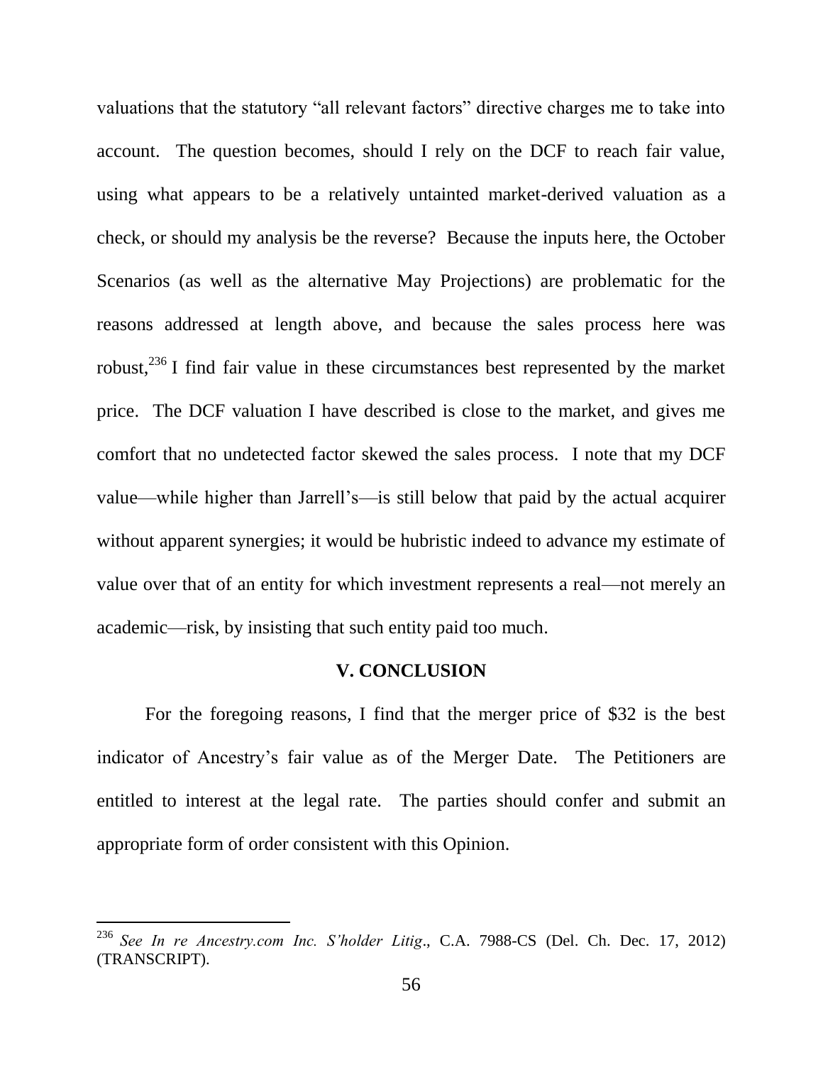valuations that the statutory "all relevant factors" directive charges me to take into account. The question becomes, should I rely on the DCF to reach fair value, using what appears to be a relatively untainted market-derived valuation as a check, or should my analysis be the reverse? Because the inputs here, the October Scenarios (as well as the alternative May Projections) are problematic for the reasons addressed at length above, and because the sales process here was robust,[236] I find fair value in these circumstances best represented by the market price. The DCF valuation I have described is close to the market, and gives me comfort that no undetected factor skewed the sales process. I note that my DCF value—while higher than Jarrell's—is still below that paid by the actual acquirer without apparent synergies; it would be hubristic indeed to advance my estimate of value over that of an entity for which investment represents a real—not merely an academic—risk, by insisting that such entity paid too much.

## V. CONCLUSION

For the foregoing reasons, I find that the merger price of $32 is the best indicator of Ancestry's fair value as of the Merger Date. The Petitioners are entitled to interest at the legal rate. The parties should confer and submit an appropriate form of order consistent with this Opinion.

---

[236] *See In re Ancestry.com Inc. S'holder Litig*., C.A. 7988-CS (Del. Ch. Dec. 17, 2012) (TRANSCRIPT).